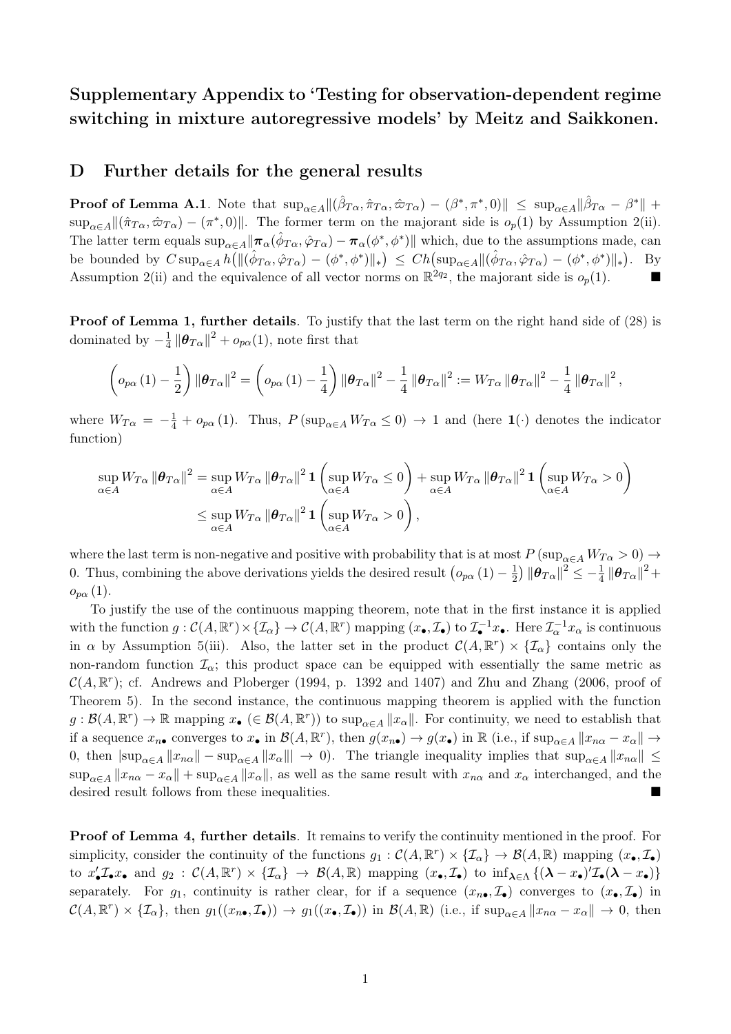**Supplementary Appendix to 'Testing for observation-dependent regime switching in mixture autoregressive models' by Meitz and Saikkonen.**

# D Further details for the general results

**Proof of Lemma A.1**. Note that $\sup_{\alpha\in A}\|(\hat{\beta}_{T\alpha},\hat{\pi}_{T\alpha},\hat{\varpi}_{T\alpha})-(\beta^*,\pi^*,0)\| \leq \sup_{\alpha\in A}\|\hat{\beta}_{T\alpha}-\beta^*\| + \sup_{\alpha\in A}\|(\hat{\pi}_{T\alpha},\hat{\varpi}_{T\alpha})-(\pi^*,0)\|$. The former term on the majorant side is $o_p(1)$ by Assumption 2(ii). The latter term equals $\sup_{\alpha\in A}\|\boldsymbol{\pi}_\alpha(\hat{\phi}_{T\alpha},\hat{\varphi}_{T\alpha})-\boldsymbol{\pi}_\alpha(\phi^*,\phi^*)\|$ which, due to the assumptions made, can be bounded by $C\sup_{\alpha\in A} h\big(\|(\hat{\phi}_{T\alpha},\hat{\varphi}_{T\alpha})-(\phi^*,\phi^*)\|_*\big) \leq Ch\big(\sup_{\alpha\in A}\|(\hat{\phi}_{T\alpha},\hat{\varphi}_{T\alpha})-(\phi^*,\phi^*)\|_*\big)$. By Assumption 2(ii) and the equivalence of all vector norms on $\mathbb{R}^{2q_2}$, the majorant side is $o_p(1)$. ■

**Proof of Lemma 1, further details**. To justify that the last term on the right hand side of (28) is dominated by $-\frac{1}{4}\|\boldsymbol{\theta}_{T\alpha}\|^2 + o_{p\alpha}(1)$, note first that

$$\left(o_{p\alpha}(1)-\frac{1}{2}\right)\|\boldsymbol{\theta}_{T\alpha}\|^2 = \left(o_{p\alpha}(1)-\frac{1}{4}\right)\|\boldsymbol{\theta}_{T\alpha}\|^2 - \frac{1}{4}\|\boldsymbol{\theta}_{T\alpha}\|^2 := W_{T\alpha}\|\boldsymbol{\theta}_{T\alpha}\|^2 - \frac{1}{4}\|\boldsymbol{\theta}_{T\alpha}\|^2,$$

where $W_{T\alpha} = -\frac{1}{4}+o_{p\alpha}(1)$. Thus, $P\left(\sup_{\alpha\in A} W_{T\alpha}\leq 0\right)\to 1$ and (here $\mathbf{1}(\cdot)$ denotes the indicator function)

$$\begin{aligned}
\sup_{\alpha\in A} W_{T\alpha}\|\boldsymbol{\theta}_{T\alpha}\|^2 &= \sup_{\alpha\in A} W_{T\alpha}\|\boldsymbol{\theta}_{T\alpha}\|^2\,\mathbf{1}\left(\sup_{\alpha\in A} W_{T\alpha}\leq 0\right) + \sup_{\alpha\in A} W_{T\alpha}\|\boldsymbol{\theta}_{T\alpha}\|^2\,\mathbf{1}\left(\sup_{\alpha\in A} W_{T\alpha}> 0\right) \\
&\leq \sup_{\alpha\in A} W_{T\alpha}\|\boldsymbol{\theta}_{T\alpha}\|^2\,\mathbf{1}\left(\sup_{\alpha\in A} W_{T\alpha}> 0\right),
\end{aligned}$$

where the last term is non-negative and positive with probability that is at most $P\left(\sup_{\alpha\in A} W_{T\alpha}>0\right)\to 0$. Thus, combining the above derivations yields the desired result $\left(o_{p\alpha}(1)-\frac{1}{2}\right)\|\boldsymbol{\theta}_{T\alpha}\|^2 \leq -\frac{1}{4}\|\boldsymbol{\theta}_{T\alpha}\|^2 + o_{p\alpha}(1)$.

To justify the use of the continuous mapping theorem, note that in the first instance it is applied with the function $g:\mathcal{C}(A,\mathbb{R}^r)\times\{\mathcal{I}_\alpha\}\to\mathcal{C}(A,\mathbb{R}^r)$ mapping $(x_\bullet,\mathcal{I}_\bullet)$ to $\mathcal{I}_\bullet^{-1}x_\bullet$. Here $\mathcal{I}_\alpha^{-1}x_\alpha$ is continuous in $\alpha$ by Assumption 5(iii). Also, the latter set in the product $\mathcal{C}(A,\mathbb{R}^r)\times\{\mathcal{I}_\alpha\}$ contains only the non-random function $\mathcal{I}_\alpha$; this product space can be equipped with essentially the same metric as $\mathcal{C}(A,\mathbb{R}^r)$; cf. Andrews and Ploberger (1994, p. 1392 and 1407) and Zhu and Zhang (2006, proof of Theorem 5). In the second instance, the continuous mapping theorem is applied with the function $g:\mathcal{B}(A,\mathbb{R}^r)\to\mathbb{R}$ mapping $x_\bullet$ ($\in\mathcal{B}(A,\mathbb{R}^r)$) to $\sup_{\alpha\in A}\|x_\alpha\|$. For continuity, we need to establish that if a sequence $x_{n\bullet}$ converges to $x_\bullet$ in $\mathcal{B}(A,\mathbb{R}^r)$, then $g(x_{n\bullet})\to g(x_\bullet)$ in $\mathbb{R}$ (i.e., if $\sup_{\alpha\in A}\|x_{n\alpha}-x_\alpha\|\to 0$, then $|\sup_{\alpha\in A}\|x_{n\alpha}\| - \sup_{\alpha\in A}\|x_\alpha\||\to 0$). The triangle inequality implies that $\sup_{\alpha\in A}\|x_{n\alpha}\| \leq \sup_{\alpha\in A}\|x_{n\alpha}-x_\alpha\| + \sup_{\alpha\in A}\|x_\alpha\|$, as well as the same result with $x_{n\alpha}$ and $x_\alpha$ interchanged, and the desired result follows from these inequalities. ■

**Proof of Lemma 4, further details**. It remains to verify the continuity mentioned in the proof. For simplicity, consider the continuity of the functions $g_1:\mathcal{C}(A,\mathbb{R}^r)\times\{\mathcal{I}_\alpha\}\to\mathcal{B}(A,\mathbb{R})$ mapping $(x_\bullet,\mathcal{I}_\bullet)$ to $x_\bullet'\mathcal{I}_\bullet x_\bullet$ and $g_2:\mathcal{C}(A,\mathbb{R}^r)\times\{\mathcal{I}_\alpha\}\to\mathcal{B}(A,\mathbb{R})$ mapping $(x_\bullet,\mathcal{I}_\bullet)$ to $\inf_{\boldsymbol{\lambda}\in\Lambda}\{(\boldsymbol{\lambda}-x_\bullet)'\mathcal{I}_\bullet(\boldsymbol{\lambda}-x_\bullet)\}$ separately. For $g_1$, continuity is rather clear, for if a sequence $(x_{n\bullet},\mathcal{I}_\bullet)$ converges to $(x_\bullet,\mathcal{I}_\bullet)$ in $\mathcal{C}(A,\mathbb{R}^r)\times\{\mathcal{I}_\alpha\}$, then $g_1((x_{n\bullet},\mathcal{I}_\bullet))\to g_1((x_\bullet,\mathcal{I}_\bullet))$ in $\mathcal{B}(A,\mathbb{R})$ (i.e., if $\sup_{\alpha\in A}\|x_{n\alpha}-x_\alpha\|\to 0$, then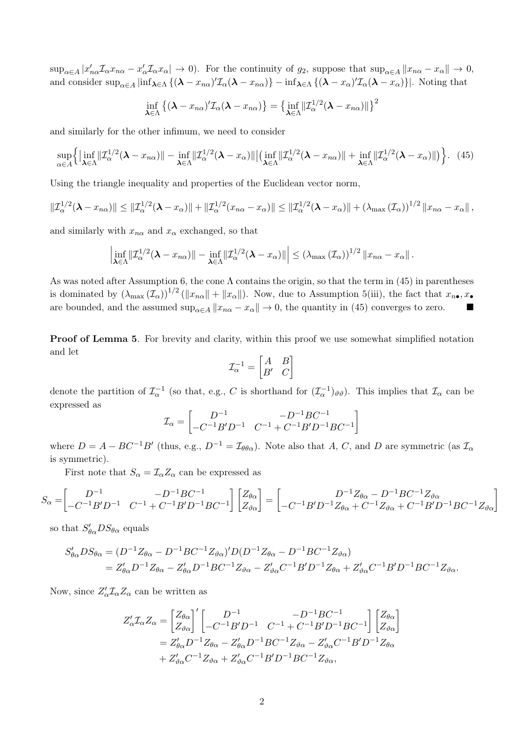$\sup_{\alpha\in A}|x_{n\alpha}'\mathcal{I}_\alpha x_{n\alpha} - x_\alpha'\mathcal{I}_\alpha x_\alpha| \to 0$). For the continuity of $g_2$, suppose that $\sup_{\alpha\in A}\|x_{n\alpha} - x_\alpha\| \to 0$, and consider $\sup_{\alpha\in A}|\inf_{\boldsymbol{\lambda}\in\Lambda}\{(\boldsymbol{\lambda} - x_{n\alpha})'\mathcal{I}_\alpha(\boldsymbol{\lambda} - x_{n\alpha})\} - \inf_{\boldsymbol{\lambda}\in\Lambda}\{(\boldsymbol{\lambda} - x_\alpha)'\mathcal{I}_\alpha(\boldsymbol{\lambda} - x_\alpha)\}|$. Noting that

$$\inf_{\boldsymbol{\lambda}\in\Lambda}\left\{(\boldsymbol{\lambda} - x_{n\alpha})'\mathcal{I}_\alpha(\boldsymbol{\lambda} - x_{n\alpha})\right\} = \left\{\inf_{\boldsymbol{\lambda}\in\Lambda}\|\mathcal{I}_\alpha^{1/2}(\boldsymbol{\lambda} - x_{n\alpha})\|\right\}^2$$

and similarly for the other infimum, we need to consider

$$\sup_{\alpha\in A}\Big\{\big|\inf_{\boldsymbol{\lambda}\in\Lambda}\|\mathcal{I}_\alpha^{1/2}(\boldsymbol{\lambda} - x_{n\alpha})\| - \inf_{\boldsymbol{\lambda}\in\Lambda}\|\mathcal{I}_\alpha^{1/2}(\boldsymbol{\lambda} - x_\alpha)\|\big|\big(\inf_{\boldsymbol{\lambda}\in\Lambda}\|\mathcal{I}_\alpha^{1/2}(\boldsymbol{\lambda} - x_{n\alpha})\| + \inf_{\boldsymbol{\lambda}\in\Lambda}\|\mathcal{I}_\alpha^{1/2}(\boldsymbol{\lambda} - x_\alpha)\|\big)\Big\}. \quad (45)$$

Using the triangle inequality and properties of the Euclidean vector norm,

$$\|\mathcal{I}_\alpha^{1/2}(\boldsymbol{\lambda} - x_{n\alpha})\| \le \|\mathcal{I}_\alpha^{1/2}(\boldsymbol{\lambda} - x_\alpha)\| + \|\mathcal{I}_\alpha^{1/2}(x_{n\alpha} - x_\alpha)\| \le \|\mathcal{I}_\alpha^{1/2}(\boldsymbol{\lambda} - x_\alpha)\| + (\lambda_{\max}(\mathcal{I}_\alpha))^{1/2}\|x_{n\alpha} - x_\alpha\|,$$

and similarly with $x_{n\alpha}$ and $x_\alpha$ exchanged, so that

$$\left|\inf_{\boldsymbol{\lambda}\in\Lambda}\|\mathcal{I}_\alpha^{1/2}(\boldsymbol{\lambda} - x_{n\alpha})\| - \inf_{\boldsymbol{\lambda}\in\Lambda}\|\mathcal{I}_\alpha^{1/2}(\boldsymbol{\lambda} - x_\alpha)\|\right| \le (\lambda_{\max}(\mathcal{I}_\alpha))^{1/2}\|x_{n\alpha} - x_\alpha\|.$$

As was noted after Assumption 6, the cone $\Lambda$ contains the origin, so that the term in (45) in parentheses is dominated by $(\lambda_{\max}(\mathcal{I}_\alpha))^{1/2}(\|x_{n\alpha}\| + \|x_\alpha\|)$. Now, due to Assumption 5(iii), the fact that $x_{n\bullet}, x_\bullet$ are bounded, and the assumed $\sup_{\alpha\in A}\|x_{n\alpha} - x_\alpha\| \to 0$, the quantity in (45) converges to zero. ■

**Proof of Lemma 5**. For brevity and clarity, within this proof we use somewhat simplified notation and let

$$\mathcal{I}_\alpha^{-1} = \begin{bmatrix} A & B \\ B' & C \end{bmatrix}$$

denote the partition of $\mathcal{I}_\alpha^{-1}$ (so that, e.g., $C$ is shorthand for $(\mathcal{I}_\alpha^{-1})_{\vartheta\vartheta}$). This implies that $\mathcal{I}_\alpha$ can be expressed as

$$\mathcal{I}_\alpha = \begin{bmatrix} D^{-1} & -D^{-1}BC^{-1} \\ -C^{-1}B'D^{-1} & C^{-1} + C^{-1}B'D^{-1}BC^{-1} \end{bmatrix}$$

where $D = A - BC^{-1}B'$ (thus, e.g., $D^{-1} = \mathcal{I}_{\theta\theta\alpha}$). Note also that $A$, $C$, and $D$ are symmetric (as $\mathcal{I}_\alpha$ is symmetric).

First note that $S_\alpha = \mathcal{I}_\alpha Z_\alpha$ can be expressed as

$$S_\alpha = \begin{bmatrix} D^{-1} & -D^{-1}BC^{-1} \\ -C^{-1}B'D^{-1} & C^{-1} + C^{-1}B'D^{-1}BC^{-1} \end{bmatrix}\begin{bmatrix} Z_{\theta\alpha} \\ Z_{\vartheta\alpha} \end{bmatrix} = \begin{bmatrix} D^{-1}Z_{\theta\alpha} - D^{-1}BC^{-1}Z_{\vartheta\alpha} \\ -C^{-1}B'D^{-1}Z_{\theta\alpha} + C^{-1}Z_{\vartheta\alpha} + C^{-1}B'D^{-1}BC^{-1}Z_{\vartheta\alpha} \end{bmatrix}$$

so that $S_{\theta\alpha}'DS_{\theta\alpha}$ equals

$$\begin{aligned} S_{\theta\alpha}'DS_{\theta\alpha} &= (D^{-1}Z_{\theta\alpha} - D^{-1}BC^{-1}Z_{\vartheta\alpha})'D(D^{-1}Z_{\theta\alpha} - D^{-1}BC^{-1}Z_{\vartheta\alpha}) \\ &= Z_{\theta\alpha}'D^{-1}Z_{\theta\alpha} - Z_{\theta\alpha}'D^{-1}BC^{-1}Z_{\vartheta\alpha} - Z_{\vartheta\alpha}'C^{-1}B'D^{-1}Z_{\theta\alpha} + Z_{\vartheta\alpha}'C^{-1}B'D^{-1}BC^{-1}Z_{\vartheta\alpha}. \end{aligned}$$

Now, since $Z_\alpha'\mathcal{I}_\alpha Z_\alpha$ can be written as

$$\begin{aligned} Z_\alpha'\mathcal{I}_\alpha Z_\alpha &= \begin{bmatrix} Z_{\theta\alpha} \\ Z_{\vartheta\alpha} \end{bmatrix}'\begin{bmatrix} D^{-1} & -D^{-1}BC^{-1} \\ -C^{-1}B'D^{-1} & C^{-1} + C^{-1}B'D^{-1}BC^{-1} \end{bmatrix}\begin{bmatrix} Z_{\theta\alpha} \\ Z_{\vartheta\alpha} \end{bmatrix} \\ &= Z_{\theta\alpha}'D^{-1}Z_{\theta\alpha} - Z_{\theta\alpha}'D^{-1}BC^{-1}Z_{\vartheta\alpha} - Z_{\vartheta\alpha}'C^{-1}B'D^{-1}Z_{\theta\alpha} \\ &\quad + Z_{\vartheta\alpha}'C^{-1}Z_{\vartheta\alpha} + Z_{\vartheta\alpha}'C^{-1}B'D^{-1}BC^{-1}Z_{\vartheta\alpha}, \end{aligned}$$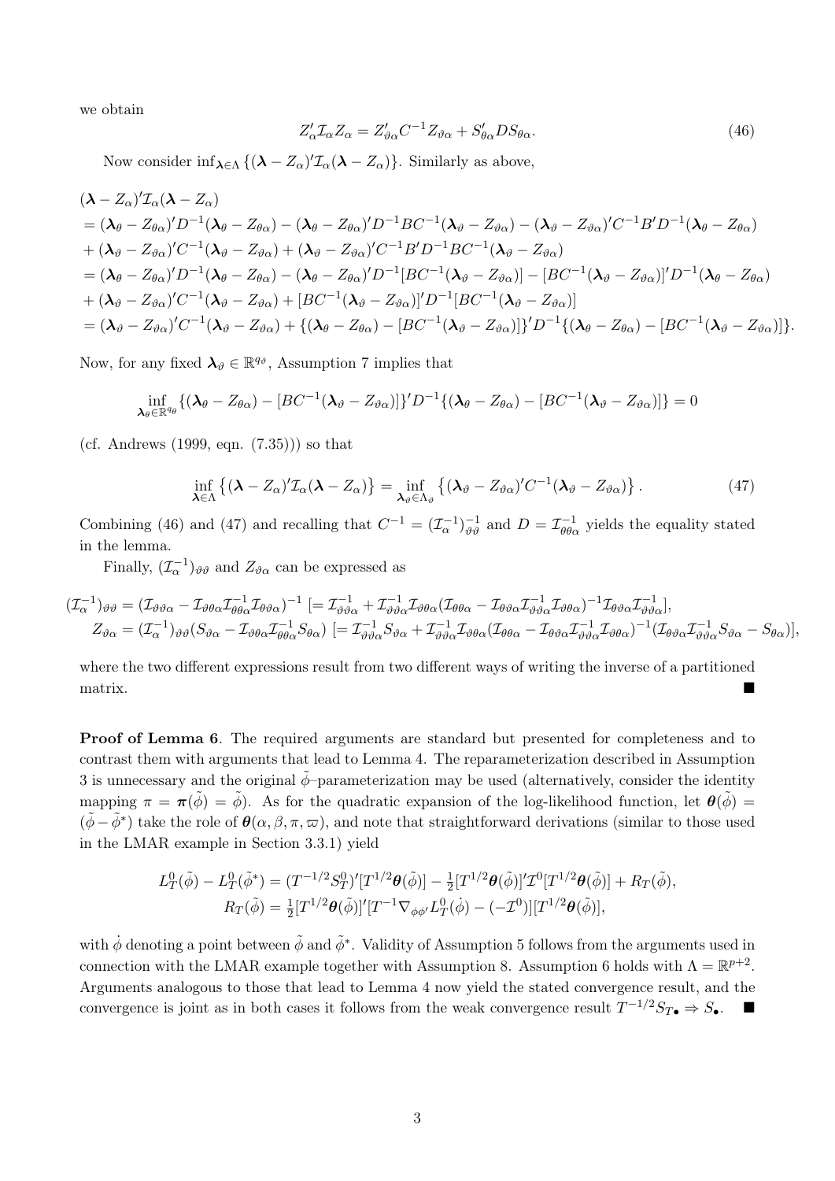we obtain

$$Z_\alpha' \mathcal{I}_\alpha Z_\alpha = Z_{\vartheta\alpha}' C^{-1} Z_{\vartheta\alpha} + S_{\theta\alpha}' D S_{\theta\alpha}. \tag{46}$$

Now consider $\inf_{\boldsymbol{\lambda}\in\Lambda} \{(\boldsymbol{\lambda} - Z_\alpha)'\mathcal{I}_\alpha(\boldsymbol{\lambda} - Z_\alpha)\}$. Similarly as above,

$$\begin{aligned}
&(\boldsymbol{\lambda} - Z_\alpha)'\mathcal{I}_\alpha(\boldsymbol{\lambda} - Z_\alpha) \\
&= (\boldsymbol{\lambda}_\theta - Z_{\theta\alpha})'D^{-1}(\boldsymbol{\lambda}_\theta - Z_{\theta\alpha}) - (\boldsymbol{\lambda}_\theta - Z_{\theta\alpha})'D^{-1}BC^{-1}(\boldsymbol{\lambda}_\vartheta - Z_{\vartheta\alpha}) - (\boldsymbol{\lambda}_\vartheta - Z_{\vartheta\alpha})'C^{-1}B'D^{-1}(\boldsymbol{\lambda}_\theta - Z_{\theta\alpha}) \\
&+ (\boldsymbol{\lambda}_\vartheta - Z_{\vartheta\alpha})'C^{-1}(\boldsymbol{\lambda}_\vartheta - Z_{\vartheta\alpha}) + (\boldsymbol{\lambda}_\vartheta - Z_{\vartheta\alpha})'C^{-1}B'D^{-1}BC^{-1}(\boldsymbol{\lambda}_\vartheta - Z_{\vartheta\alpha}) \\
&= (\boldsymbol{\lambda}_\theta - Z_{\theta\alpha})'D^{-1}(\boldsymbol{\lambda}_\theta - Z_{\theta\alpha}) - (\boldsymbol{\lambda}_\theta - Z_{\theta\alpha})'D^{-1}[BC^{-1}(\boldsymbol{\lambda}_\vartheta - Z_{\vartheta\alpha})] - [BC^{-1}(\boldsymbol{\lambda}_\vartheta - Z_{\vartheta\alpha})]'D^{-1}(\boldsymbol{\lambda}_\theta - Z_{\theta\alpha}) \\
&+ (\boldsymbol{\lambda}_\vartheta - Z_{\vartheta\alpha})'C^{-1}(\boldsymbol{\lambda}_\vartheta - Z_{\vartheta\alpha}) + [BC^{-1}(\boldsymbol{\lambda}_\vartheta - Z_{\vartheta\alpha})]'D^{-1}[BC^{-1}(\boldsymbol{\lambda}_\vartheta - Z_{\vartheta\alpha})] \\
&= (\boldsymbol{\lambda}_\vartheta - Z_{\vartheta\alpha})'C^{-1}(\boldsymbol{\lambda}_\vartheta - Z_{\vartheta\alpha}) + \{(\boldsymbol{\lambda}_\theta - Z_{\theta\alpha}) - [BC^{-1}(\boldsymbol{\lambda}_\vartheta - Z_{\vartheta\alpha})]\}'D^{-1}\{(\boldsymbol{\lambda}_\theta - Z_{\theta\alpha}) - [BC^{-1}(\boldsymbol{\lambda}_\vartheta - Z_{\vartheta\alpha})]\}.
\end{aligned}$$

Now, for any fixed $\boldsymbol{\lambda}_\vartheta \in \mathbb{R}^{q_\vartheta}$, Assumption 7 implies that

$$\inf_{\boldsymbol{\lambda}_\theta \in \mathbb{R}^{q_\theta}} \{(\boldsymbol{\lambda}_\theta - Z_{\theta\alpha}) - [BC^{-1}(\boldsymbol{\lambda}_\vartheta - Z_{\vartheta\alpha})]\}'D^{-1}\{(\boldsymbol{\lambda}_\theta - Z_{\theta\alpha}) - [BC^{-1}(\boldsymbol{\lambda}_\vartheta - Z_{\vartheta\alpha})]\} = 0$$

(cf. Andrews (1999, eqn. (7.35))) so that

$$\inf_{\boldsymbol{\lambda}\in\Lambda} \left\{(\boldsymbol{\lambda} - Z_\alpha)'\mathcal{I}_\alpha(\boldsymbol{\lambda} - Z_\alpha)\right\} = \inf_{\boldsymbol{\lambda}_\vartheta\in\Lambda_\vartheta} \left\{(\boldsymbol{\lambda}_\vartheta - Z_{\vartheta\alpha})'C^{-1}(\boldsymbol{\lambda}_\vartheta - Z_{\vartheta\alpha})\right\}. \tag{47}$$

Combining (46) and (47) and recalling that $C^{-1} = (\mathcal{I}_\alpha^{-1})_{\vartheta\vartheta}^{-1}$ and $D = \mathcal{I}_{\theta\theta\alpha}^{-1}$ yields the equality stated in the lemma.

Finally, $(\mathcal{I}_\alpha^{-1})_{\vartheta\vartheta}$ and $Z_{\vartheta\alpha}$ can be expressed as

$$\begin{aligned}
(\mathcal{I}_\alpha^{-1})_{\vartheta\vartheta} &= (\mathcal{I}_{\vartheta\vartheta\alpha} - \mathcal{I}_{\vartheta\theta\alpha}\mathcal{I}_{\theta\theta\alpha}^{-1}\mathcal{I}_{\theta\vartheta\alpha})^{-1} \; [= \mathcal{I}_{\vartheta\vartheta\alpha}^{-1} + \mathcal{I}_{\vartheta\vartheta\alpha}^{-1}\mathcal{I}_{\vartheta\theta\alpha}(\mathcal{I}_{\theta\theta\alpha} - \mathcal{I}_{\theta\vartheta\alpha}\mathcal{I}_{\vartheta\vartheta\alpha}^{-1}\mathcal{I}_{\vartheta\theta\alpha})^{-1}\mathcal{I}_{\theta\vartheta\alpha}\mathcal{I}_{\vartheta\vartheta\alpha}^{-1}], \\
Z_{\vartheta\alpha} &= (\mathcal{I}_\alpha^{-1})_{\vartheta\vartheta}(S_{\vartheta\alpha} - \mathcal{I}_{\vartheta\theta\alpha}\mathcal{I}_{\theta\theta\alpha}^{-1}S_{\theta\alpha}) \; [= \mathcal{I}_{\vartheta\vartheta\alpha}^{-1}S_{\vartheta\alpha} + \mathcal{I}_{\vartheta\vartheta\alpha}^{-1}\mathcal{I}_{\vartheta\theta\alpha}(\mathcal{I}_{\theta\theta\alpha} - \mathcal{I}_{\theta\vartheta\alpha}\mathcal{I}_{\vartheta\vartheta\alpha}^{-1}\mathcal{I}_{\vartheta\theta\alpha})^{-1}(\mathcal{I}_{\theta\vartheta\alpha}\mathcal{I}_{\vartheta\vartheta\alpha}^{-1}S_{\vartheta\alpha} - S_{\theta\alpha})],
\end{aligned}$$

where the two different expressions result from two different ways of writing the inverse of a partitioned matrix. ■

**Proof of Lemma 6**. The required arguments are standard but presented for completeness and to contrast them with arguments that lead to Lemma 4. The reparameterization described in Assumption 3 is unnecessary and the original $\tilde{\phi}$–parameterization may be used (alternatively, consider the identity mapping $\pi = \boldsymbol{\pi}(\tilde{\phi}) = \tilde{\phi}$). As for the quadratic expansion of the log-likelihood function, let $\boldsymbol{\theta}(\tilde{\phi}) = (\tilde{\phi} - \tilde{\phi}^*)$ take the role of $\boldsymbol{\theta}(\alpha, \beta, \pi, \varpi)$, and note that straightforward derivations (similar to those used in the LMAR example in Section 3.3.1) yield

$$\begin{aligned}
L_T^0(\tilde{\phi}) - L_T^0(\tilde{\phi}^*) &= (T^{-1/2}S_T^0)'[T^{1/2}\boldsymbol{\theta}(\tilde{\phi})] - \tfrac{1}{2}[T^{1/2}\boldsymbol{\theta}(\tilde{\phi})]'\mathcal{I}^0[T^{1/2}\boldsymbol{\theta}(\tilde{\phi})] + R_T(\tilde{\phi}), \\
R_T(\tilde{\phi}) &= \tfrac{1}{2}[T^{1/2}\boldsymbol{\theta}(\tilde{\phi})]'[T^{-1}\nabla_{\phi\phi'}L_T^0(\dot{\phi}) - (-\mathcal{I}^0)][T^{1/2}\boldsymbol{\theta}(\tilde{\phi})],
\end{aligned}$$

with $\dot{\phi}$ denoting a point between $\tilde{\phi}$ and $\tilde{\phi}^*$. Validity of Assumption 5 follows from the arguments used in connection with the LMAR example together with Assumption 8. Assumption 6 holds with $\Lambda = \mathbb{R}^{p+2}$. Arguments analogous to those that lead to Lemma 4 now yield the stated convergence result, and the convergence is joint as in both cases it follows from the weak convergence result $T^{-1/2}S_{T\bullet} \Rightarrow S_\bullet$. ■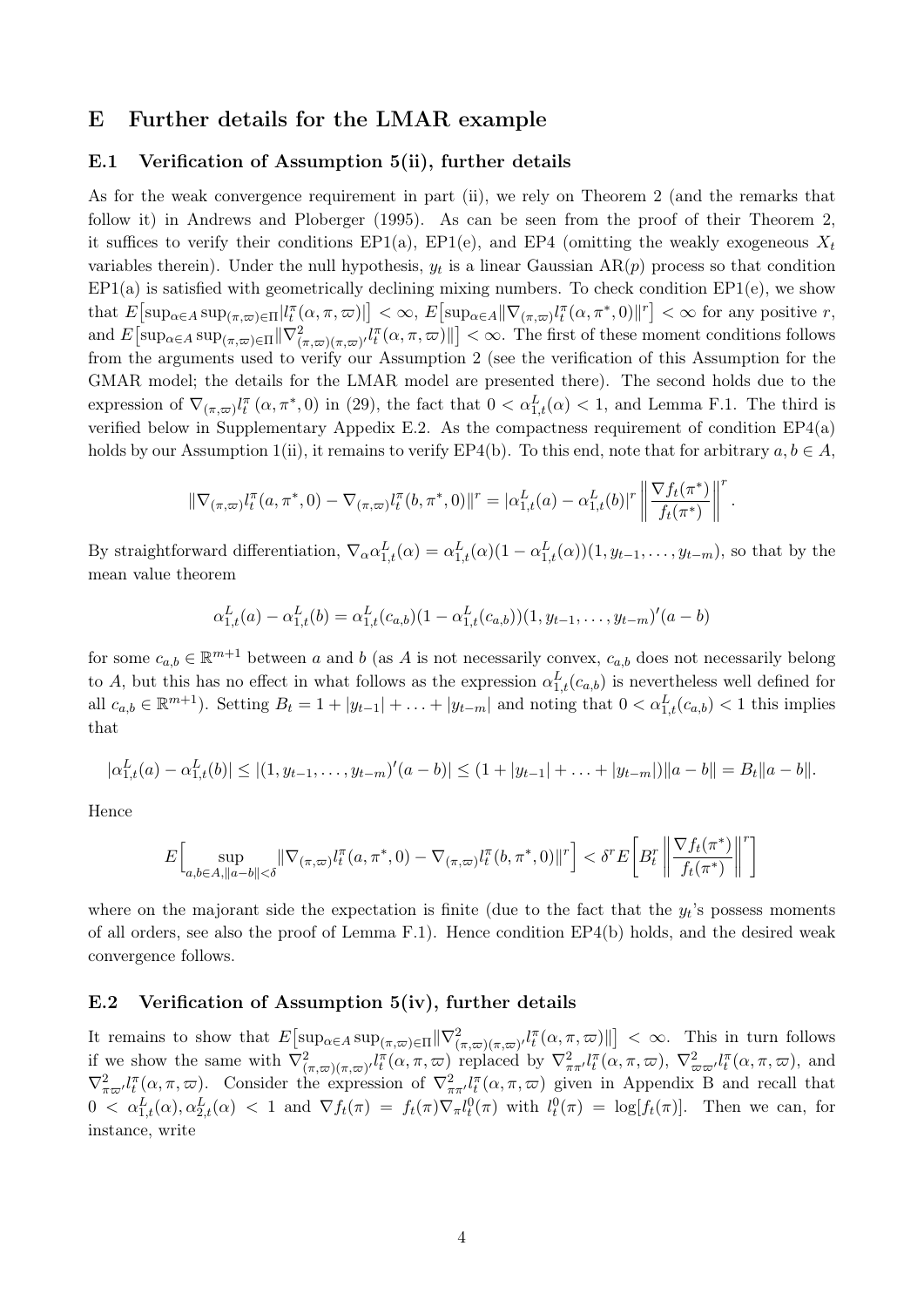# E Further details for the LMAR example

## E.1 Verification of Assumption 5(ii), further details

As for the weak convergence requirement in part (ii), we rely on Theorem 2 (and the remarks that follow it) in Andrews and Ploberger (1995). As can be seen from the proof of their Theorem 2, it suffices to verify their conditions EP1(a), EP1(e), and EP4 (omitting the weakly exogeneous $X_t$ variables therein). Under the null hypothesis, $y_t$ is a linear Gaussian AR($p$) process so that condition EP1(a) is satisfied with geometrically declining mixing numbers. To check condition EP1(e), we show that $E\big[\sup_{\alpha\in A}\sup_{(\pi,\varpi)\in\Pi}|l_t^{\pi}(\alpha,\pi,\varpi)|\big]<\infty$, $E\big[\sup_{\alpha\in A}\|\nabla_{(\pi,\varpi)}l_t^{\pi}(\alpha,\pi^*,0)\|^r\big]<\infty$ for any positive $r$, and $E\big[\sup_{\alpha\in A}\sup_{(\pi,\varpi)\in\Pi}\|\nabla^2_{(\pi,\varpi)(\pi,\varpi)'}l_t^{\pi}(\alpha,\pi,\varpi)\|\big]<\infty$. The first of these moment conditions follows from the arguments used to verify our Assumption 2 (see the verification of this Assumption for the GMAR model; the details for the LMAR model are presented there). The second holds due to the expression of $\nabla_{(\pi,\varpi)}l_t^{\pi}\left(\alpha,\pi^*,0\right)$ in (29), the fact that $0<\alpha_{1,t}^L(\alpha)<1$, and Lemma F.1. The third is verified below in Supplementary Appendix E.2. As the compactness requirement of condition EP4(a) holds by our Assumption 1(ii), it remains to verify EP4(b). To this end, note that for arbitrary $a,b\in A$,

$$\|\nabla_{(\pi,\varpi)}l_t^{\pi}(a,\pi^*,0)-\nabla_{(\pi,\varpi)}l_t^{\pi}(b,\pi^*,0)\|^r=|\alpha_{1,t}^L(a)-\alpha_{1,t}^L(b)|^r\left\|\frac{\nabla f_t(\pi^*)}{f_t(\pi^*)}\right\|^r.$$

By straightforward differentiation, $\nabla_{\alpha}\alpha_{1,t}^L(\alpha)=\alpha_{1,t}^L(\alpha)(1-\alpha_{1,t}^L(\alpha))(1,y_{t-1},\ldots,y_{t-m})$, so that by the mean value theorem

$$\alpha_{1,t}^L(a)-\alpha_{1,t}^L(b)=\alpha_{1,t}^L(c_{a,b})(1-\alpha_{1,t}^L(c_{a,b}))(1,y_{t-1},\ldots,y_{t-m})'(a-b)$$

for some $c_{a,b}\in\mathbb{R}^{m+1}$ between $a$ and $b$ (as $A$ is not necessarily convex, $c_{a,b}$ does not necessarily belong to $A$, but this has no effect in what follows as the expression $\alpha_{1,t}^L(c_{a,b})$ is nevertheless well defined for all $c_{a,b}\in\mathbb{R}^{m+1}$). Setting $B_t=1+|y_{t-1}|+\ldots+|y_{t-m}|$ and noting that $0<\alpha_{1,t}^L(c_{a,b})<1$ this implies that

$$|\alpha_{1,t}^L(a)-\alpha_{1,t}^L(b)|\leq|(1,y_{t-1},\ldots,y_{t-m})'(a-b)|\leq(1+|y_{t-1}|+\ldots+|y_{t-m}|)\|a-b\|=B_t\|a-b\|.$$

Hence

$$E\Big[\sup_{a,b\in A,\|a-b\|<\delta}\|\nabla_{(\pi,\varpi)}l_t^{\pi}(a,\pi^*,0)-\nabla_{(\pi,\varpi)}l_t^{\pi}(b,\pi^*,0)\|^r\Big]<\delta^r E\Big[B_t^r\left\|\frac{\nabla f_t(\pi^*)}{f_t(\pi^*)}\right\|^r\Big]$$

where on the majorant side the expectation is finite (due to the fact that the $y_t$'s possess moments of all orders, see also the proof of Lemma F.1). Hence condition EP4(b) holds, and the desired weak convergence follows.

## E.2 Verification of Assumption 5(iv), further details

It remains to show that $E\big[\sup_{\alpha\in A}\sup_{(\pi,\varpi)\in\Pi}\|\nabla^2_{(\pi,\varpi)(\pi,\varpi)'}l_t^{\pi}(\alpha,\pi,\varpi)\|\big]<\infty$. This in turn follows if we show the same with $\nabla^2_{(\pi,\varpi)(\pi,\varpi)'}l_t^{\pi}(\alpha,\pi,\varpi)$ replaced by $\nabla^2_{\pi\pi'}l_t^{\pi}(\alpha,\pi,\varpi)$, $\nabla^2_{\varpi\varpi'}l_t^{\pi}(\alpha,\pi,\varpi)$, and $\nabla^2_{\pi\varpi'}l_t^{\pi}(\alpha,\pi,\varpi)$. Consider the expression of $\nabla^2_{\pi\pi'}l_t^{\pi}(\alpha,\pi,\varpi)$ given in Appendix B and recall that $0<\alpha_{1,t}^L(\alpha),\alpha_{2,t}^L(\alpha)<1$ and $\nabla f_t(\pi)=f_t(\pi)\nabla_{\pi}l_t^0(\pi)$ with $l_t^0(\pi)=\log[f_t(\pi)]$. Then we can, for instance, write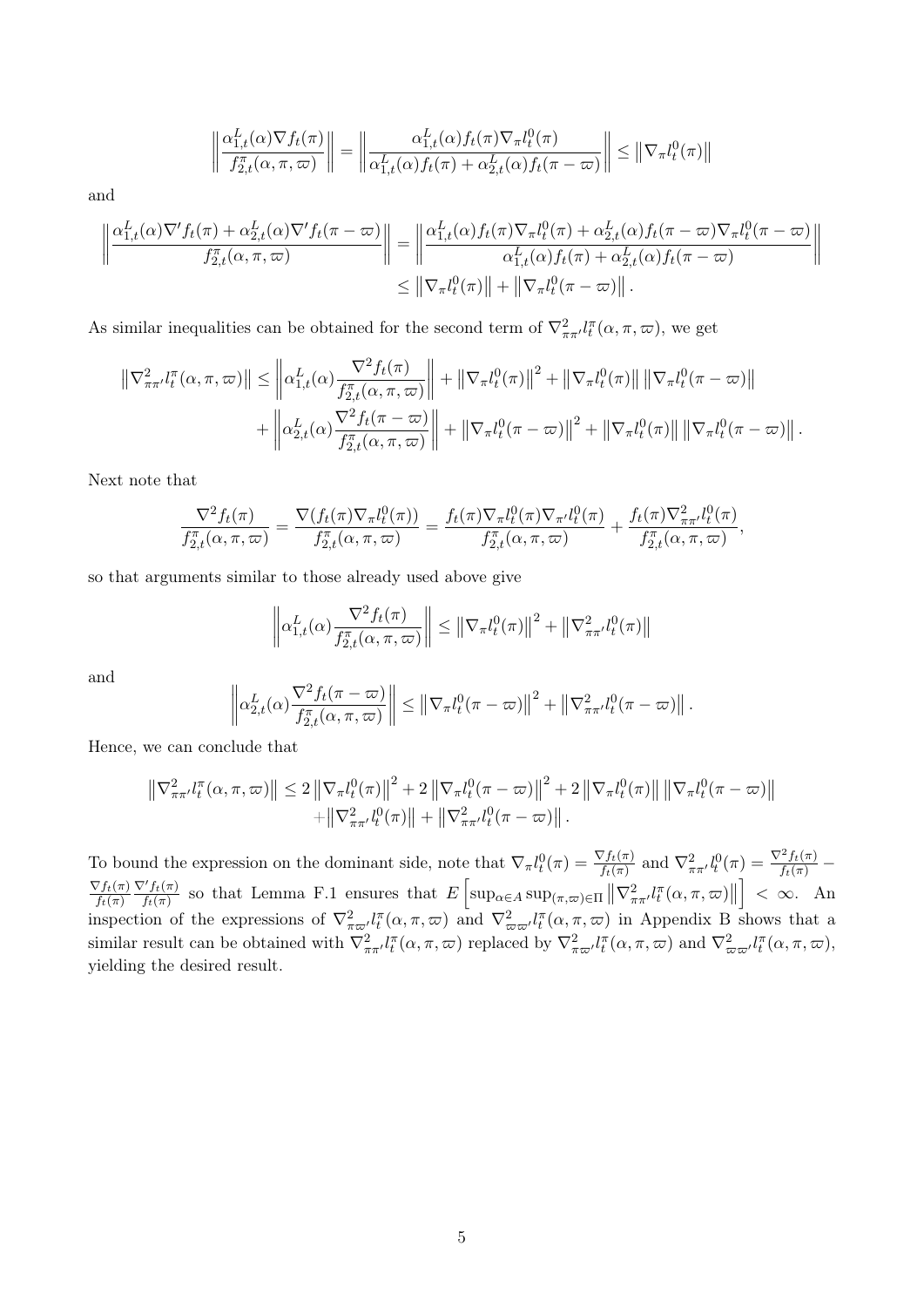$$\left\| \frac{\alpha_{1,t}^L(\alpha) \nabla f_t(\pi)}{f_{2,t}^\pi(\alpha, \pi, \varpi)} \right\| = \left\| \frac{\alpha_{1,t}^L(\alpha) f_t(\pi) \nabla_\pi l_t^0(\pi)}{\alpha_{1,t}^L(\alpha) f_t(\pi) + \alpha_{2,t}^L(\alpha) f_t(\pi - \varpi)} \right\| \leq \left\| \nabla_\pi l_t^0(\pi) \right\|$$

and

$$\left\| \frac{\alpha_{1,t}^L(\alpha) \nabla' f_t(\pi) + \alpha_{2,t}^L(\alpha) \nabla' f_t(\pi - \varpi)}{f_{2,t}^\pi(\alpha, \pi, \varpi)} \right\| = \left\| \frac{\alpha_{1,t}^L(\alpha) f_t(\pi) \nabla_\pi l_t^0(\pi) + \alpha_{2,t}^L(\alpha) f_t(\pi - \varpi) \nabla_\pi l_t^0(\pi - \varpi)}{\alpha_{1,t}^L(\alpha) f_t(\pi) + \alpha_{2,t}^L(\alpha) f_t(\pi - \varpi)} \right\|$$
$$\leq \left\| \nabla_\pi l_t^0(\pi) \right\| + \left\| \nabla_\pi l_t^0(\pi - \varpi) \right\|.$$

As similar inequalities can be obtained for the second term of $\nabla^2_{\pi\pi'} l_t^\pi(\alpha, \pi, \varpi)$, we get

$$\left\| \nabla^2_{\pi\pi'} l_t^\pi(\alpha, \pi, \varpi) \right\| \leq \left\| \alpha_{1,t}^L(\alpha) \frac{\nabla^2 f_t(\pi)}{f_{2,t}^\pi(\alpha, \pi, \varpi)} \right\| + \left\| \nabla_\pi l_t^0(\pi) \right\|^2 + \left\| \nabla_\pi l_t^0(\pi) \right\| \left\| \nabla_\pi l_t^0(\pi - \varpi) \right\|$$
$$+ \left\| \alpha_{2,t}^L(\alpha) \frac{\nabla^2 f_t(\pi - \varpi)}{f_{2,t}^\pi(\alpha, \pi, \varpi)} \right\| + \left\| \nabla_\pi l_t^0(\pi - \varpi) \right\|^2 + \left\| \nabla_\pi l_t^0(\pi) \right\| \left\| \nabla_\pi l_t^0(\pi - \varpi) \right\|.$$

Next note that

$$\frac{\nabla^2 f_t(\pi)}{f_{2,t}^\pi(\alpha, \pi, \varpi)} = \frac{\nabla(f_t(\pi) \nabla_\pi l_t^0(\pi))}{f_{2,t}^\pi(\alpha, \pi, \varpi)} = \frac{f_t(\pi) \nabla_\pi l_t^0(\pi) \nabla_{\pi'} l_t^0(\pi)}{f_{2,t}^\pi(\alpha, \pi, \varpi)} + \frac{f_t(\pi) \nabla^2_{\pi\pi'} l_t^0(\pi)}{f_{2,t}^\pi(\alpha, \pi, \varpi)},$$

so that arguments similar to those already used above give

$$\left\| \alpha_{1,t}^L(\alpha) \frac{\nabla^2 f_t(\pi)}{f_{2,t}^\pi(\alpha, \pi, \varpi)} \right\| \leq \left\| \nabla_\pi l_t^0(\pi) \right\|^2 + \left\| \nabla^2_{\pi\pi'} l_t^0(\pi) \right\|$$

and

$$\left\| \alpha_{2,t}^L(\alpha) \frac{\nabla^2 f_t(\pi - \varpi)}{f_{2,t}^\pi(\alpha, \pi, \varpi)} \right\| \leq \left\| \nabla_\pi l_t^0(\pi - \varpi) \right\|^2 + \left\| \nabla^2_{\pi\pi'} l_t^0(\pi - \varpi) \right\|.$$

Hence, we can conclude that

$$\left\| \nabla^2_{\pi\pi'} l_t^\pi(\alpha, \pi, \varpi) \right\| \leq 2 \left\| \nabla_\pi l_t^0(\pi) \right\|^2 + 2 \left\| \nabla_\pi l_t^0(\pi - \varpi) \right\|^2 + 2 \left\| \nabla_\pi l_t^0(\pi) \right\| \left\| \nabla_\pi l_t^0(\pi - \varpi) \right\|$$
$$+ \left\| \nabla^2_{\pi\pi'} l_t^0(\pi) \right\| + \left\| \nabla^2_{\pi\pi'} l_t^0(\pi - \varpi) \right\|.$$

To bound the expression on the dominant side, note that $\nabla_\pi l_t^0(\pi) = \frac{\nabla f_t(\pi)}{f_t(\pi)}$ and $\nabla^2_{\pi\pi'} l_t^0(\pi) = \frac{\nabla^2 f_t(\pi)}{f_t(\pi)} - \frac{\nabla f_t(\pi)}{f_t(\pi)} \frac{\nabla' f_t(\pi)}{f_t(\pi)}$ so that Lemma F.1 ensures that $E\left[ \sup_{\alpha \in A} \sup_{(\pi, \varpi) \in \Pi} \left\| \nabla^2_{\pi\pi'} l_t^\pi(\alpha, \pi, \varpi) \right\| \right] < \infty$. An inspection of the expressions of $\nabla^2_{\pi\varpi'} l_t^\pi(\alpha, \pi, \varpi)$ and $\nabla^2_{\varpi\varpi'} l_t^\pi(\alpha, \pi, \varpi)$ in Appendix B shows that a similar result can be obtained with $\nabla^2_{\pi\pi'} l_t^\pi(\alpha, \pi, \varpi)$ replaced by $\nabla^2_{\pi\varpi'} l_t^\pi(\alpha, \pi, \varpi)$ and $\nabla^2_{\varpi\varpi'} l_t^\pi(\alpha, \pi, \varpi)$, yielding the desired result.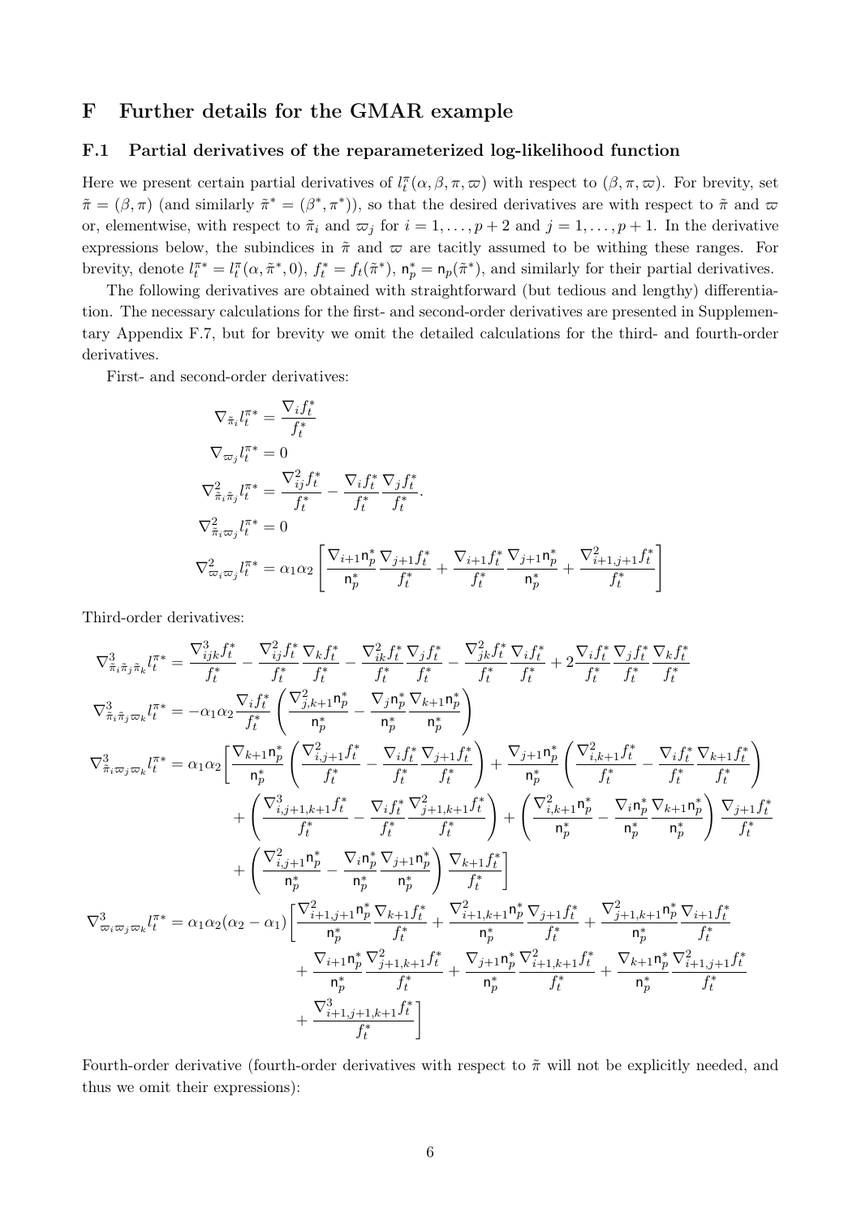# F Further details for the GMAR example

## F.1 Partial derivatives of the reparameterized log-likelihood function

Here we present certain partial derivatives of $l_t^{\pi}(\alpha, \beta, \pi, \varpi)$ with respect to $(\beta, \pi, \varpi)$. For brevity, set $\tilde{\pi} = (\beta, \pi)$ (and similarly $\tilde{\pi}^* = (\beta^*, \pi^*)$), so that the desired derivatives are with respect to $\tilde{\pi}$ and $\varpi$ or, elementwise, with respect to $\tilde{\pi}_i$ and $\varpi_j$ for $i = 1, \ldots, p+2$ and $j = 1, \ldots, p+1$. In the derivative expressions below, the subindices in $\tilde{\pi}$ and $\varpi$ are tacitly assumed to be withing these ranges. For brevity, denote $l_t^{\pi *} = l_t^{\pi}(\alpha, \tilde{\pi}^*, 0)$, $f_t^* = f_t(\tilde{\pi}^*)$, $\mathsf{n}_p^* = \mathsf{n}_p(\tilde{\pi}^*)$, and similarly for their partial derivatives.

The following derivatives are obtained with straightforward (but tedious and lengthy) differentiation. The necessary calculations for the first- and second-order derivatives are presented in Supplementary Appendix F.7, but for brevity we omit the detailed calculations for the third- and fourth-order derivatives.

First- and second-order derivatives:

$$
\begin{aligned}
\nabla_{\tilde{\pi}_i} l_t^{\pi *} &= \frac{\nabla_i f_t^*}{f_t^*} \\
\nabla_{\varpi_j} l_t^{\pi *} &= 0 \\
\nabla^2_{\tilde{\pi}_i \tilde{\pi}_j} l_t^{\pi *} &= \frac{\nabla^2_{ij} f_t^*}{f_t^*} - \frac{\nabla_i f_t^*}{f_t^*} \frac{\nabla_j f_t^*}{f_t^*}. \\
\nabla^2_{\tilde{\pi}_i \varpi_j} l_t^{\pi *} &= 0 \\
\nabla^2_{\varpi_i \varpi_j} l_t^{\pi *} &= \alpha_1 \alpha_2 \left[ \frac{\nabla_{i+1} \mathsf{n}_p^*}{\mathsf{n}_p^*} \frac{\nabla_{j+1} f_t^*}{f_t^*} + \frac{\nabla_{i+1} f_t^*}{f_t^*} \frac{\nabla_{j+1} \mathsf{n}_p^*}{\mathsf{n}_p^*} + \frac{\nabla^2_{i+1,j+1} f_t^*}{f_t^*} \right]
\end{aligned}
$$

Third-order derivatives:

$$
\begin{aligned}
\nabla^3_{\tilde{\pi}_i \tilde{\pi}_j \tilde{\pi}_k} l_t^{\pi *} &= \frac{\nabla^3_{ijk} f_t^*}{f_t^*} - \frac{\nabla^2_{ij} f_t^*}{f_t^*} \frac{\nabla_k f_t^*}{f_t^*} - \frac{\nabla^2_{ik} f_t^*}{f_t^*} \frac{\nabla_j f_t^*}{f_t^*} - \frac{\nabla^2_{jk} f_t^*}{f_t^*} \frac{\nabla_i f_t^*}{f_t^*} + 2 \frac{\nabla_i f_t^*}{f_t^*} \frac{\nabla_j f_t^*}{f_t^*} \frac{\nabla_k f_t^*}{f_t^*} \\
\nabla^3_{\tilde{\pi}_i \tilde{\pi}_j \varpi_k} l_t^{\pi *} &= -\alpha_1 \alpha_2 \frac{\nabla_i f_t^*}{f_t^*} \left( \frac{\nabla^2_{j,k+1} \mathsf{n}_p^*}{\mathsf{n}_p^*} - \frac{\nabla_j \mathsf{n}_p^*}{\mathsf{n}_p^*} \frac{\nabla_{k+1} \mathsf{n}_p^*}{\mathsf{n}_p^*} \right) \\
\nabla^3_{\tilde{\pi}_i \varpi_j \varpi_k} l_t^{\pi *} &= \alpha_1 \alpha_2 \Bigg[ \frac{\nabla_{k+1} \mathsf{n}_p^*}{\mathsf{n}_p^*} \left( \frac{\nabla^2_{i,j+1} f_t^*}{f_t^*} - \frac{\nabla_i f_t^*}{f_t^*} \frac{\nabla_{j+1} f_t^*}{f_t^*} \right) + \frac{\nabla_{j+1} \mathsf{n}_p^*}{\mathsf{n}_p^*} \left( \frac{\nabla^2_{i,k+1} f_t^*}{f_t^*} - \frac{\nabla_i f_t^*}{f_t^*} \frac{\nabla_{k+1} f_t^*}{f_t^*} \right) \\
&\quad + \left( \frac{\nabla^3_{i,j+1,k+1} f_t^*}{f_t^*} - \frac{\nabla_i f_t^*}{f_t^*} \frac{\nabla^2_{j+1,k+1} f_t^*}{f_t^*} \right) + \left( \frac{\nabla^2_{i,k+1} \mathsf{n}_p^*}{\mathsf{n}_p^*} - \frac{\nabla_i \mathsf{n}_p^*}{\mathsf{n}_p^*} \frac{\nabla_{k+1} \mathsf{n}_p^*}{\mathsf{n}_p^*} \right) \frac{\nabla_{j+1} f_t^*}{f_t^*} \\
&\quad + \left( \frac{\nabla^2_{i,j+1} \mathsf{n}_p^*}{\mathsf{n}_p^*} - \frac{\nabla_i \mathsf{n}_p^*}{\mathsf{n}_p^*} \frac{\nabla_{j+1} \mathsf{n}_p^*}{\mathsf{n}_p^*} \right) \frac{\nabla_{k+1} f_t^*}{f_t^*} \Bigg] \\
\nabla^3_{\varpi_i \varpi_j \varpi_k} l_t^{\pi *} &= \alpha_1 \alpha_2 (\alpha_2 - \alpha_1) \Bigg[ \frac{\nabla^2_{i+1,j+1} \mathsf{n}_p^*}{\mathsf{n}_p^*} \frac{\nabla_{k+1} f_t^*}{f_t^*} + \frac{\nabla^2_{i+1,k+1} \mathsf{n}_p^*}{\mathsf{n}_p^*} \frac{\nabla_{j+1} f_t^*}{f_t^*} + \frac{\nabla^2_{j+1,k+1} \mathsf{n}_p^*}{\mathsf{n}_p^*} \frac{\nabla_{i+1} f_t^*}{f_t^*} \\
&\quad + \frac{\nabla_{i+1} \mathsf{n}_p^*}{\mathsf{n}_p^*} \frac{\nabla^2_{j+1,k+1} f_t^*}{f_t^*} + \frac{\nabla_{j+1} \mathsf{n}_p^*}{\mathsf{n}_p^*} \frac{\nabla^2_{i+1,k+1} f_t^*}{f_t^*} + \frac{\nabla_{k+1} \mathsf{n}_p^*}{\mathsf{n}_p^*} \frac{\nabla^2_{i+1,j+1} f_t^*}{f_t^*} \\
&\quad + \frac{\nabla^3_{i+1,j+1,k+1} f_t^*}{f_t^*} \Bigg]
\end{aligned}
$$

Fourth-order derivative (fourth-order derivatives with respect to $\tilde{\pi}$ will not be explicitly needed, and thus we omit their expressions):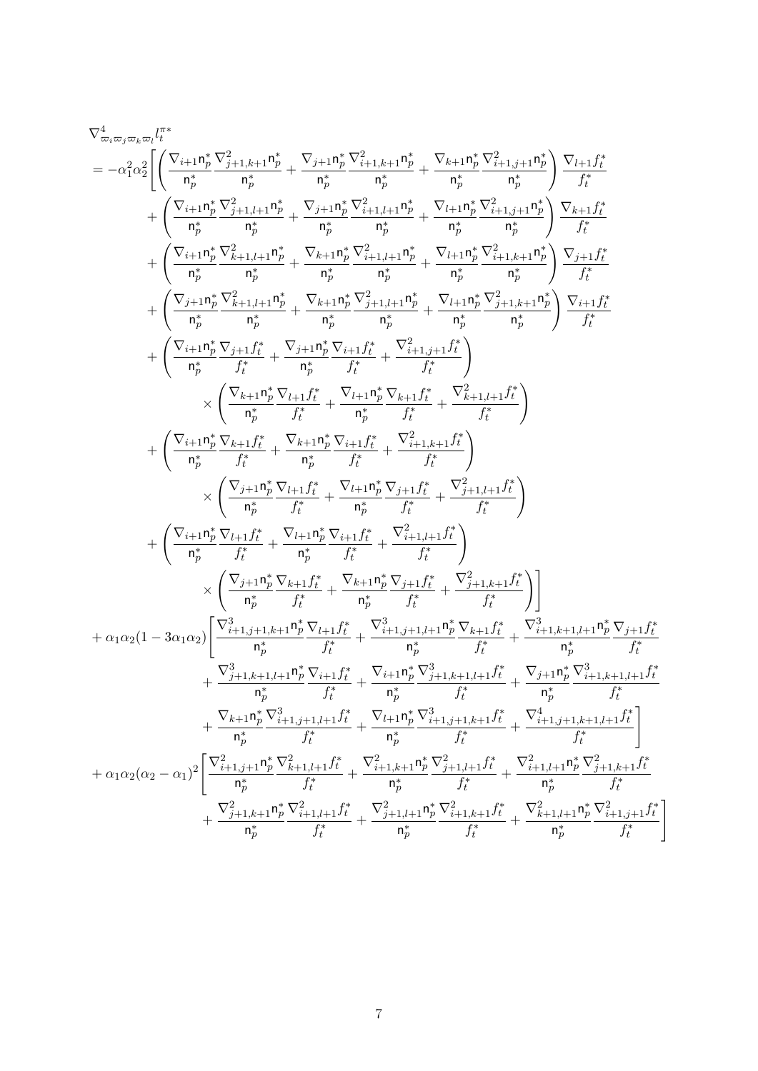$$
\begin{aligned}
&\nabla^4_{\varpi_i\varpi_j\varpi_k\varpi_l} l_t^{\pi*} \\
&= -\alpha_1^2\alpha_2^2\Bigg[\left(\frac{\nabla_{i+1}\mathsf{n}_p^*}{\mathsf{n}_p^*}\frac{\nabla^2_{j+1,k+1}\mathsf{n}_p^*}{\mathsf{n}_p^*}+\frac{\nabla_{j+1}\mathsf{n}_p^*}{\mathsf{n}_p^*}\frac{\nabla^2_{i+1,k+1}\mathsf{n}_p^*}{\mathsf{n}_p^*}+\frac{\nabla_{k+1}\mathsf{n}_p^*}{\mathsf{n}_p^*}\frac{\nabla^2_{i+1,j+1}\mathsf{n}_p^*}{\mathsf{n}_p^*}\right)\frac{\nabla_{l+1}f_t^*}{f_t^*} \\
&\qquad+\left(\frac{\nabla_{i+1}\mathsf{n}_p^*}{\mathsf{n}_p^*}\frac{\nabla^2_{j+1,l+1}\mathsf{n}_p^*}{\mathsf{n}_p^*}+\frac{\nabla_{j+1}\mathsf{n}_p^*}{\mathsf{n}_p^*}\frac{\nabla^2_{i+1,l+1}\mathsf{n}_p^*}{\mathsf{n}_p^*}+\frac{\nabla_{l+1}\mathsf{n}_p^*}{\mathsf{n}_p^*}\frac{\nabla^2_{i+1,j+1}\mathsf{n}_p^*}{\mathsf{n}_p^*}\right)\frac{\nabla_{k+1}f_t^*}{f_t^*} \\
&\qquad+\left(\frac{\nabla_{i+1}\mathsf{n}_p^*}{\mathsf{n}_p^*}\frac{\nabla^2_{k+1,l+1}\mathsf{n}_p^*}{\mathsf{n}_p^*}+\frac{\nabla_{k+1}\mathsf{n}_p^*}{\mathsf{n}_p^*}\frac{\nabla^2_{i+1,l+1}\mathsf{n}_p^*}{\mathsf{n}_p^*}+\frac{\nabla_{l+1}\mathsf{n}_p^*}{\mathsf{n}_p^*}\frac{\nabla^2_{i+1,k+1}\mathsf{n}_p^*}{\mathsf{n}_p^*}\right)\frac{\nabla_{j+1}f_t^*}{f_t^*} \\
&\qquad+\left(\frac{\nabla_{j+1}\mathsf{n}_p^*}{\mathsf{n}_p^*}\frac{\nabla^2_{k+1,l+1}\mathsf{n}_p^*}{\mathsf{n}_p^*}+\frac{\nabla_{k+1}\mathsf{n}_p^*}{\mathsf{n}_p^*}\frac{\nabla^2_{j+1,l+1}\mathsf{n}_p^*}{\mathsf{n}_p^*}+\frac{\nabla_{l+1}\mathsf{n}_p^*}{\mathsf{n}_p^*}\frac{\nabla^2_{j+1,k+1}\mathsf{n}_p^*}{\mathsf{n}_p^*}\right)\frac{\nabla_{i+1}f_t^*}{f_t^*} \\
&\qquad+\left(\frac{\nabla_{i+1}\mathsf{n}_p^*}{\mathsf{n}_p^*}\frac{\nabla_{j+1}f_t^*}{f_t^*}+\frac{\nabla_{j+1}\mathsf{n}_p^*}{\mathsf{n}_p^*}\frac{\nabla_{i+1}f_t^*}{f_t^*}+\frac{\nabla^2_{i+1,j+1}f_t^*}{f_t^*}\right) \\
&\qquad\qquad\times\left(\frac{\nabla_{k+1}\mathsf{n}_p^*}{\mathsf{n}_p^*}\frac{\nabla_{l+1}f_t^*}{f_t^*}+\frac{\nabla_{l+1}\mathsf{n}_p^*}{\mathsf{n}_p^*}\frac{\nabla_{k+1}f_t^*}{f_t^*}+\frac{\nabla^2_{k+1,l+1}f_t^*}{f_t^*}\right) \\
&\qquad+\left(\frac{\nabla_{i+1}\mathsf{n}_p^*}{\mathsf{n}_p^*}\frac{\nabla_{k+1}f_t^*}{f_t^*}+\frac{\nabla_{k+1}\mathsf{n}_p^*}{\mathsf{n}_p^*}\frac{\nabla_{i+1}f_t^*}{f_t^*}+\frac{\nabla^2_{i+1,k+1}f_t^*}{f_t^*}\right) \\
&\qquad\qquad\times\left(\frac{\nabla_{j+1}\mathsf{n}_p^*}{\mathsf{n}_p^*}\frac{\nabla_{l+1}f_t^*}{f_t^*}+\frac{\nabla_{l+1}\mathsf{n}_p^*}{\mathsf{n}_p^*}\frac{\nabla_{j+1}f_t^*}{f_t^*}+\frac{\nabla^2_{j+1,l+1}f_t^*}{f_t^*}\right) \\
&\qquad+\left(\frac{\nabla_{i+1}\mathsf{n}_p^*}{\mathsf{n}_p^*}\frac{\nabla_{l+1}f_t^*}{f_t^*}+\frac{\nabla_{l+1}\mathsf{n}_p^*}{\mathsf{n}_p^*}\frac{\nabla_{i+1}f_t^*}{f_t^*}+\frac{\nabla^2_{i+1,l+1}f_t^*}{f_t^*}\right) \\
&\qquad\qquad\times\left(\frac{\nabla_{j+1}\mathsf{n}_p^*}{\mathsf{n}_p^*}\frac{\nabla_{k+1}f_t^*}{f_t^*}+\frac{\nabla_{k+1}\mathsf{n}_p^*}{\mathsf{n}_p^*}\frac{\nabla_{j+1}f_t^*}{f_t^*}+\frac{\nabla^2_{j+1,k+1}f_t^*}{f_t^*}\right)\Bigg] \\
&+\alpha_1\alpha_2(1-3\alpha_1\alpha_2)\Bigg[\frac{\nabla^3_{i+1,j+1,k+1}\mathsf{n}_p^*}{\mathsf{n}_p^*}\frac{\nabla_{l+1}f_t^*}{f_t^*}+\frac{\nabla^3_{i+1,j+1,l+1}\mathsf{n}_p^*}{\mathsf{n}_p^*}\frac{\nabla_{k+1}f_t^*}{f_t^*}+\frac{\nabla^3_{i+1,k+1,l+1}\mathsf{n}_p^*}{\mathsf{n}_p^*}\frac{\nabla_{j+1}f_t^*}{f_t^*} \\
&\qquad+\frac{\nabla^3_{j+1,k+1,l+1}\mathsf{n}_p^*}{\mathsf{n}_p^*}\frac{\nabla_{i+1}f_t^*}{f_t^*}+\frac{\nabla_{i+1}\mathsf{n}_p^*}{\mathsf{n}_p^*}\frac{\nabla^3_{j+1,k+1,l+1}f_t^*}{f_t^*}+\frac{\nabla_{j+1}\mathsf{n}_p^*}{\mathsf{n}_p^*}\frac{\nabla^3_{i+1,k+1,l+1}f_t^*}{f_t^*} \\
&\qquad+\frac{\nabla_{k+1}\mathsf{n}_p^*}{\mathsf{n}_p^*}\frac{\nabla^3_{i+1,j+1,l+1}f_t^*}{f_t^*}+\frac{\nabla_{l+1}\mathsf{n}_p^*}{\mathsf{n}_p^*}\frac{\nabla^3_{i+1,j+1,k+1}f_t^*}{f_t^*}+\frac{\nabla^4_{i+1,j+1,k+1,l+1}f_t^*}{f_t^*}\Bigg] \\
&+\alpha_1\alpha_2(\alpha_2-\alpha_1)^2\Bigg[\frac{\nabla^2_{i+1,j+1}\mathsf{n}_p^*}{\mathsf{n}_p^*}\frac{\nabla^2_{k+1,l+1}f_t^*}{f_t^*}+\frac{\nabla^2_{i+1,k+1}\mathsf{n}_p^*}{\mathsf{n}_p^*}\frac{\nabla^2_{j+1,l+1}f_t^*}{f_t^*}+\frac{\nabla^2_{i+1,l+1}\mathsf{n}_p^*}{\mathsf{n}_p^*}\frac{\nabla^2_{j+1,k+1}f_t^*}{f_t^*} \\
&\qquad+\frac{\nabla^2_{j+1,k+1}\mathsf{n}_p^*}{\mathsf{n}_p^*}\frac{\nabla^2_{i+1,l+1}f_t^*}{f_t^*}+\frac{\nabla^2_{j+1,l+1}\mathsf{n}_p^*}{\mathsf{n}_p^*}\frac{\nabla^2_{i+1,k+1}f_t^*}{f_t^*}+\frac{\nabla^2_{k+1,l+1}\mathsf{n}_p^*}{\mathsf{n}_p^*}\frac{\nabla^2_{i+1,j+1}f_t^*}{f_t^*}\Bigg]
\end{aligned}
$$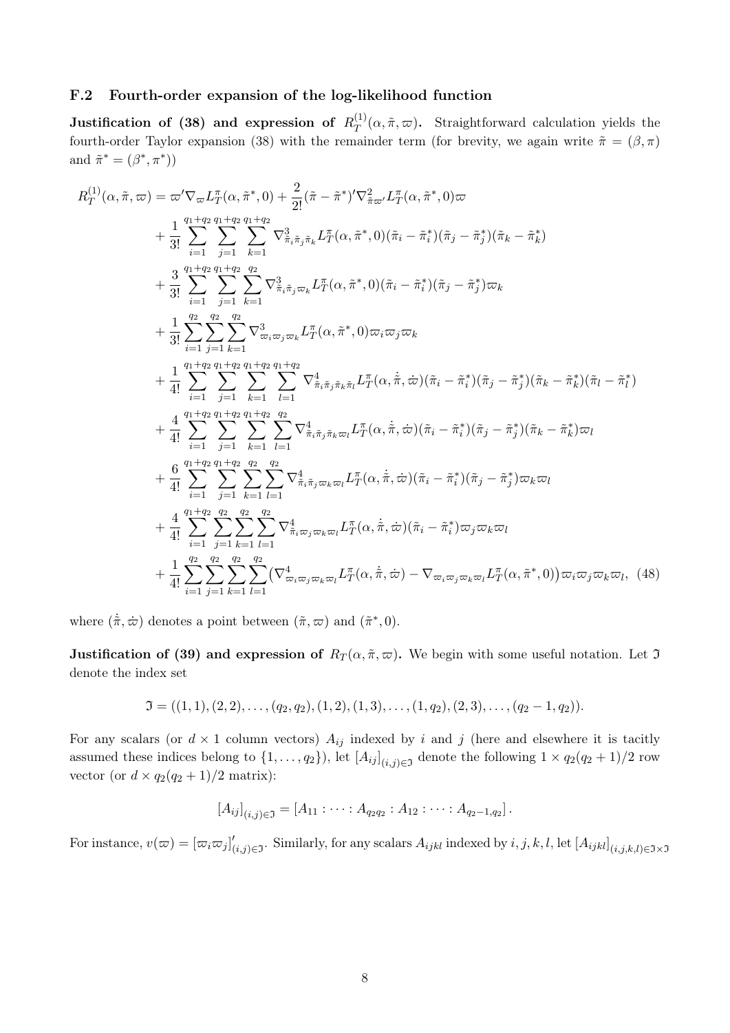### F.2 Fourth-order expansion of the log-likelihood function

**Justification of (38) and expression of $R_T^{(1)}(\alpha,\tilde{\pi},\varpi)$.** Straightforward calculation yields the fourth-order Taylor expansion (38) with the remainder term (for brevity, we again write $\tilde{\pi} = (\beta, \pi)$ and $\tilde{\pi}^* = (\beta^*, \pi^*)$)

$$
\begin{aligned}
R_T^{(1)}(\alpha,\tilde{\pi},\varpi) &= \varpi' \nabla_{\varpi} L_T^{\pi}(\alpha,\tilde{\pi}^*,0) + \frac{2}{2!}(\tilde{\pi}-\tilde{\pi}^*)' \nabla^2_{\tilde{\pi}\varpi'} L_T^{\pi}(\alpha,\tilde{\pi}^*,0)\varpi \\
&+ \frac{1}{3!}\sum_{i=1}^{q_1+q_2}\sum_{j=1}^{q_1+q_2}\sum_{k=1}^{q_1+q_2} \nabla^3_{\tilde{\pi}_i\tilde{\pi}_j\tilde{\pi}_k} L_T^{\pi}(\alpha,\tilde{\pi}^*,0)(\tilde{\pi}_i-\tilde{\pi}_i^*)(\tilde{\pi}_j-\tilde{\pi}_j^*)(\tilde{\pi}_k-\tilde{\pi}_k^*) \\
&+ \frac{3}{3!}\sum_{i=1}^{q_1+q_2}\sum_{j=1}^{q_1+q_2}\sum_{k=1}^{q_2} \nabla^3_{\tilde{\pi}_i\tilde{\pi}_j\varpi_k} L_T^{\pi}(\alpha,\tilde{\pi}^*,0)(\tilde{\pi}_i-\tilde{\pi}_i^*)(\tilde{\pi}_j-\tilde{\pi}_j^*)\varpi_k \\
&+ \frac{1}{3!}\sum_{i=1}^{q_2}\sum_{j=1}^{q_2}\sum_{k=1}^{q_2} \nabla^3_{\varpi_i\varpi_j\varpi_k} L_T^{\pi}(\alpha,\tilde{\pi}^*,0)\varpi_i\varpi_j\varpi_k \\
&+ \frac{1}{4!}\sum_{i=1}^{q_1+q_2}\sum_{j=1}^{q_1+q_2}\sum_{k=1}^{q_1+q_2}\sum_{l=1}^{q_1+q_2} \nabla^4_{\tilde{\pi}_i\tilde{\pi}_j\tilde{\pi}_k\tilde{\pi}_l} L_T^{\pi}(\alpha,\dot{\tilde{\pi}},\dot{\varpi})(\tilde{\pi}_i-\tilde{\pi}_i^*)(\tilde{\pi}_j-\tilde{\pi}_j^*)(\tilde{\pi}_k-\tilde{\pi}_k^*)(\tilde{\pi}_l-\tilde{\pi}_l^*) \\
&+ \frac{4}{4!}\sum_{i=1}^{q_1+q_2}\sum_{j=1}^{q_1+q_2}\sum_{k=1}^{q_1+q_2}\sum_{l=1}^{q_2} \nabla^4_{\tilde{\pi}_i\tilde{\pi}_j\tilde{\pi}_k\varpi_l} L_T^{\pi}(\alpha,\dot{\tilde{\pi}},\dot{\varpi})(\tilde{\pi}_i-\tilde{\pi}_i^*)(\tilde{\pi}_j-\tilde{\pi}_j^*)(\tilde{\pi}_k-\tilde{\pi}_k^*)\varpi_l \\
&+ \frac{6}{4!}\sum_{i=1}^{q_1+q_2}\sum_{j=1}^{q_1+q_2}\sum_{k=1}^{q_2}\sum_{l=1}^{q_2} \nabla^4_{\tilde{\pi}_i\tilde{\pi}_j\varpi_k\varpi_l} L_T^{\pi}(\alpha,\dot{\tilde{\pi}},\dot{\varpi})(\tilde{\pi}_i-\tilde{\pi}_i^*)(\tilde{\pi}_j-\tilde{\pi}_j^*)\varpi_k\varpi_l \\
&+ \frac{4}{4!}\sum_{i=1}^{q_1+q_2}\sum_{j=1}^{q_2}\sum_{k=1}^{q_2}\sum_{l=1}^{q_2} \nabla^4_{\tilde{\pi}_i\varpi_j\varpi_k\varpi_l} L_T^{\pi}(\alpha,\dot{\tilde{\pi}},\dot{\varpi})(\tilde{\pi}_i-\tilde{\pi}_i^*)\varpi_j\varpi_k\varpi_l \\
&+ \frac{1}{4!}\sum_{i=1}^{q_2}\sum_{j=1}^{q_2}\sum_{k=1}^{q_2}\sum_{l=1}^{q_2} \left(\nabla^4_{\varpi_i\varpi_j\varpi_k\varpi_l} L_T^{\pi}(\alpha,\dot{\tilde{\pi}},\dot{\varpi}) - \nabla_{\varpi_i\varpi_j\varpi_k\varpi_l} L_T^{\pi}(\alpha,\tilde{\pi}^*,0)\right)\varpi_i\varpi_j\varpi_k\varpi_l, \quad (48)
\end{aligned}
$$

where $(\dot{\tilde{\pi}},\dot{\varpi})$ denotes a point between $(\tilde{\pi},\varpi)$ and $(\tilde{\pi}^*,0)$.

**Justification of (39) and expression of $R_T(\alpha,\tilde{\pi},\varpi)$.** We begin with some useful notation. Let $\mathfrak{I}$ denote the index set

$$\mathfrak{I} = ((1,1),(2,2),\ldots,(q_2,q_2),(1,2),(1,3),\ldots,(1,q_2),(2,3),\ldots,(q_2-1,q_2)).$$

For any scalars (or $d \times 1$ column vectors) $A_{ij}$ indexed by $i$ and $j$ (here and elsewhere it is tacitly assumed these indices belong to $\{1,\ldots,q_2\}$), let $[A_{ij}]_{(i,j)\in\mathfrak{I}}$ denote the following $1 \times q_2(q_2+1)/2$ row vector (or $d \times q_2(q_2+1)/2$ matrix):

$$[A_{ij}]_{(i,j)\in\mathfrak{I}} = [A_{11} : \cdots : A_{q_2q_2} : A_{12} : \cdots : A_{q_2-1,q_2}].$$

For instance, $v(\varpi) = [\varpi_i\varpi_j]'_{(i,j)\in\mathfrak{I}}$. Similarly, for any scalars $A_{ijkl}$ indexed by $i,j,k,l$, let $[A_{ijkl}]_{(i,j,k,l)\in\mathfrak{I}\times\mathfrak{I}}$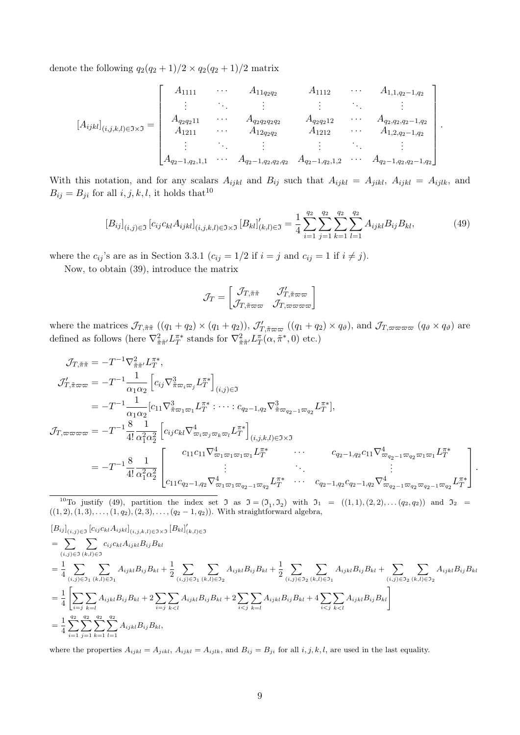denote the following $q_2(q_2+1)/2 \times q_2(q_2+1)/2$ matrix

$$[A_{ijkl}]_{(i,j,k,l)\in\mathfrak{I}\times\mathfrak{I}} = \begin{bmatrix} A_{1111} & \cdots & A_{11q_2q_2} & A_{1112} & \cdots & A_{1,1,q_2-1,q_2} \\ \vdots & \ddots & \vdots & \vdots & \ddots & \vdots \\ A_{q_2q_211} & \cdots & A_{q_2q_2q_2q_2} & A_{q_2q_212} & \cdots & A_{q_2,q_2,q_2-1,q_2} \\ A_{1211} & \cdots & A_{12q_2q_2} & A_{1212} & \cdots & A_{1,2,q_2-1,q_2} \\ \vdots & \ddots & \vdots & \vdots & \ddots & \vdots \\ A_{q_2-1,q_2,1,1} & \cdots & A_{q_2-1,q_2,q_2,q_2} & A_{q_2-1,q_2,1,2} & \cdots & A_{q_2-1,q_2,q_2-1,q_2} \end{bmatrix}.$$

With this notation, and for any scalars $A_{ijkl}$ and $B_{ij}$ such that $A_{ijkl} = A_{jikl}$, $A_{ijkl} = A_{ijlk}$, and $B_{ij} = B_{ji}$ for all $i,j,k,l$, it holds that[10]

$$[B_{ij}]_{(i,j)\in\mathfrak{I}} [c_{ij}c_{kl}A_{ijkl}]_{(i,j,k,l)\in\mathfrak{I}\times\mathfrak{I}} [B_{kl}]'_{(k,l)\in\mathfrak{I}} = \frac{1}{4}\sum_{i=1}^{q_2}\sum_{j=1}^{q_2}\sum_{k=1}^{q_2}\sum_{l=1}^{q_2} A_{ijkl}B_{ij}B_{kl}, \tag{49}$$

where the $c_{ij}$'s are as in Section 3.3.1 ($c_{ij} = 1/2$ if $i = j$ and $c_{ij} = 1$ if $i \neq j$).

Now, to obtain (39), introduce the matrix

$$\mathcal{J}_T = \begin{bmatrix} \mathcal{J}_{T,\tilde{\pi}\tilde{\pi}} & \mathcal{J}'_{T,\tilde{\pi}\varpi\varpi} \\ \mathcal{J}_{T,\tilde{\pi}\varpi\varpi} & \mathcal{J}_{T,\varpi\varpi\varpi\varpi} \end{bmatrix}$$

where the matrices $\mathcal{J}_{T,\tilde{\pi}\tilde{\pi}}$ ($(q_1+q_2)\times(q_1+q_2)$), $\mathcal{J}'_{T,\tilde{\pi}\varpi\varpi}$ ($(q_1+q_2)\times q_\vartheta$), and $\mathcal{J}_{T,\varpi\varpi\varpi\varpi}$ ($q_\vartheta \times q_\vartheta$) are defined as follows (here $\nabla^2_{\tilde{\pi}\tilde{\pi}'}L_T^{\pi*}$ stands for $\nabla^2_{\tilde{\pi}\tilde{\pi}'}L_T^{\pi}(\alpha,\tilde{\pi}^*,0)$ etc.)

$$\begin{aligned}
\mathcal{J}_{T,\tilde{\pi}\tilde{\pi}} &= -T^{-1}\nabla^2_{\tilde{\pi}\tilde{\pi}'}L_T^{\pi*}, \\
\mathcal{J}'_{T,\tilde{\pi}\varpi\varpi} &= -T^{-1}\frac{1}{\alpha_1\alpha_2}\left[c_{ij}\nabla^3_{\tilde{\pi}\varpi_i\varpi_j}L_T^{\pi*}\right]_{(i,j)\in\mathfrak{I}} \\
&= -T^{-1}\frac{1}{\alpha_1\alpha_2}[c_{11}\nabla^3_{\tilde{\pi}\varpi_1\varpi_1}L_T^{\pi*} : \cdots : c_{q_2-1,q_2}\nabla^3_{\tilde{\pi}\varpi_{q_2-1}\varpi_{q_2}}L_T^{\pi*}], \\
\mathcal{J}_{T,\varpi\varpi\varpi\varpi} &= -T^{-1}\frac{8}{4!}\frac{1}{\alpha_1^2\alpha_2^2}\left[c_{ij}c_{kl}\nabla^4_{\varpi_i\varpi_j\varpi_k\varpi_l}L_T^{\pi*}\right]_{(i,j,k,l)\in\mathfrak{I}\times\mathfrak{I}} \\
&= -T^{-1}\frac{8}{4!}\frac{1}{\alpha_1^2\alpha_2^2}\begin{bmatrix} c_{11}c_{11}\nabla^4_{\varpi_1\varpi_1\varpi_1\varpi_1}L_T^{\pi*} & \cdots & c_{q_2-1,q_2}c_{11}\nabla^4_{\varpi_{q_2-1}\varpi_{q_2}\varpi_1\varpi_1}L_T^{\pi*} \\ \vdots & \ddots & \vdots \\ c_{11}c_{q_2-1,q_2}\nabla^4_{\varpi_1\varpi_1\varpi_{q_2-1}\varpi_{q_2}}L_T^{\pi*} & \cdots & c_{q_2-1,q_2}c_{q_2-1,q_2}\nabla^4_{\varpi_{q_2-1}\varpi_{q_2}\varpi_{q_2-1}\varpi_{q_2}}L_T^{\pi*} \end{bmatrix}.
\end{aligned}$$

---

[10] To justify (49), partition the index set $\mathfrak{I}$ as $\mathfrak{I} = (\mathfrak{I}_1, \mathfrak{I}_2)$ with $\mathfrak{I}_1 = ((1,1),(2,2),\ldots(q_2,q_2))$ and $\mathfrak{I}_2 = ((1,2),(1,3),\ldots,(1,q_2),(2,3),\ldots,(q_2-1,q_2))$. With straightforward algebra,

$$\begin{aligned}
&[B_{ij}]_{(i,j)\in\mathfrak{I}} [c_{ij}c_{kl}A_{ijkl}]_{(i,j,k,l)\in\mathfrak{I}\times\mathfrak{I}} [B_{kl}]'_{(k,l)\in\mathfrak{I}} \\
&= \sum_{(i,j)\in\mathfrak{I}}\sum_{(k,l)\in\mathfrak{I}} c_{ij}c_{kl}A_{ijkl}B_{ij}B_{kl} \\
&= \frac{1}{4}\sum_{(i,j)\in\mathfrak{I}_1}\sum_{(k,l)\in\mathfrak{I}_1} A_{ijkl}B_{ij}B_{kl} + \frac{1}{2}\sum_{(i,j)\in\mathfrak{I}_1}\sum_{(k,l)\in\mathfrak{I}_2} A_{ijkl}B_{ij}B_{kl} + \frac{1}{2}\sum_{(i,j)\in\mathfrak{I}_2}\sum_{(k,l)\in\mathfrak{I}_1} A_{ijkl}B_{ij}B_{kl} + \sum_{(i,j)\in\mathfrak{I}_2}\sum_{(k,l)\in\mathfrak{I}_2} A_{ijkl}B_{ij}B_{kl} \\
&= \frac{1}{4}\left[\sum_{i=j}\sum_{k=l} A_{ijkl}B_{ij}B_{kl} + 2\sum_{i=j}\sum_{k<l} A_{ijkl}B_{ij}B_{kl} + 2\sum_{i<j}\sum_{k=l} A_{ijkl}B_{ij}B_{kl} + 4\sum_{i<j}\sum_{k<l} A_{ijkl}B_{ij}B_{kl}\right] \\
&= \frac{1}{4}\sum_{i=1}^{q_2}\sum_{j=1}^{q_2}\sum_{k=1}^{q_2}\sum_{l=1}^{q_2} A_{ijkl}B_{ij}B_{kl},
\end{aligned}$$

where the properties $A_{ijkl} = A_{jikl}$, $A_{ijkl} = A_{ijlk}$, and $B_{ij} = B_{ji}$ for all $i,j,k,l$, are used in the last equality.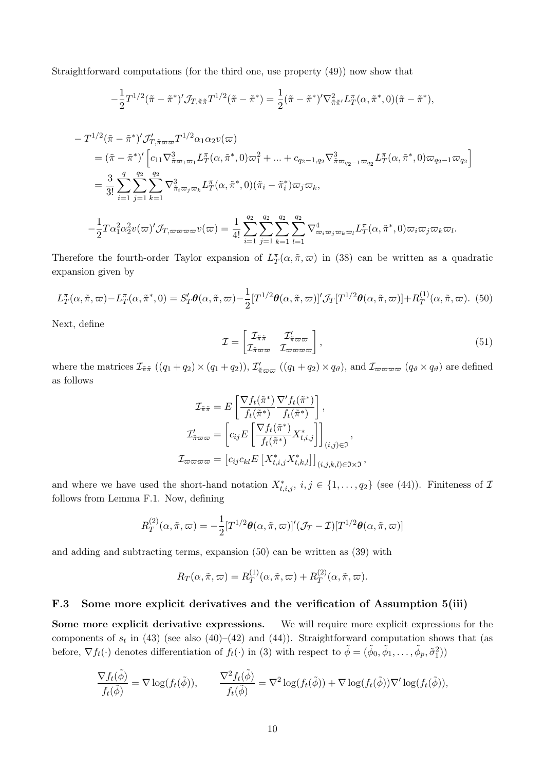Straightforward computations (for the third one, use property (49)) now show that

$$-\frac{1}{2}T^{1/2}(\tilde{\pi}-\tilde{\pi}^*)'\mathcal{J}_{T,\tilde{\pi}\tilde{\pi}}T^{1/2}(\tilde{\pi}-\tilde{\pi}^*) = \frac{1}{2}(\tilde{\pi}-\tilde{\pi}^*)'\nabla^2_{\tilde{\pi}\tilde{\pi}'}L_T^{\pi}(\alpha,\tilde{\pi}^*,0)(\tilde{\pi}-\tilde{\pi}^*),$$

$$\begin{aligned}
&-T^{1/2}(\tilde{\pi}-\tilde{\pi}^*)'\mathcal{J}'_{T,\tilde{\pi}\varpi\varpi}T^{1/2}\alpha_1\alpha_2 v(\varpi) \\
&= (\tilde{\pi}-\tilde{\pi}^*)'\left[c_{11}\nabla^3_{\tilde{\pi}\varpi_1\varpi_1}L_T^{\pi}(\alpha,\tilde{\pi}^*,0)\varpi_1^2 + \ldots + c_{q_2-1,q_2}\nabla^3_{\tilde{\pi}\varpi_{q_2-1}\varpi_{q_2}}L_T^{\pi}(\alpha,\tilde{\pi}^*,0)\varpi_{q_2-1}\varpi_{q_2}\right] \\
&= \frac{3}{3!}\sum_{i=1}^{q}\sum_{j=1}^{q_2}\sum_{k=1}^{q_2}\nabla^3_{\tilde{\pi}_i\varpi_j\varpi_k}L_T^{\pi}(\alpha,\tilde{\pi}^*,0)(\tilde{\pi}_i-\tilde{\pi}_i^*)\varpi_j\varpi_k,
\end{aligned}$$

$$-\frac{1}{2}T\alpha_1^2\alpha_2^2 v(\varpi)'\mathcal{J}_{T,\varpi\varpi\varpi\varpi}v(\varpi) = \frac{1}{4!}\sum_{i=1}^{q_2}\sum_{j=1}^{q_2}\sum_{k=1}^{q_2}\sum_{l=1}^{q_2}\nabla^4_{\varpi_i\varpi_j\varpi_k\varpi_l}L_T^{\pi}(\alpha,\tilde{\pi}^*,0)\varpi_i\varpi_j\varpi_k\varpi_l.$$

Therefore the fourth-order Taylor expansion of $L_T^{\pi}(\alpha,\tilde{\pi},\varpi)$ in (38) can be written as a quadratic expansion given by

$$L_T^{\pi}(\alpha,\tilde{\pi},\varpi)-L_T^{\pi}(\alpha,\tilde{\pi}^*,0) = S_T'\boldsymbol{\theta}(\alpha,\tilde{\pi},\varpi)-\frac{1}{2}[T^{1/2}\boldsymbol{\theta}(\alpha,\tilde{\pi},\varpi)]'\mathcal{J}_T[T^{1/2}\boldsymbol{\theta}(\alpha,\tilde{\pi},\varpi)]+R_T^{(1)}(\alpha,\tilde{\pi},\varpi). \quad (50)$$

Next, define

$$\mathcal{I} = \begin{bmatrix} \mathcal{I}_{\tilde{\pi}\tilde{\pi}} & \mathcal{I}'_{\tilde{\pi}\varpi\varpi} \\ \mathcal{I}_{\tilde{\pi}\varpi\varpi} & \mathcal{I}_{\varpi\varpi\varpi\varpi} \end{bmatrix}, \quad (51)$$

where the matrices $\mathcal{I}_{\tilde{\pi}\tilde{\pi}}$ $((q_1+q_2)\times(q_1+q_2))$, $\mathcal{I}'_{\tilde{\pi}\varpi\varpi}$ $((q_1+q_2)\times q_\vartheta)$, and $\mathcal{I}_{\varpi\varpi\varpi\varpi}$ $(q_\vartheta\times q_\vartheta)$ are defined as follows

$$\mathcal{I}_{\tilde{\pi}\tilde{\pi}} = E\left[\frac{\nabla f_t(\tilde{\pi}^*)}{f_t(\tilde{\pi}^*)}\frac{\nabla' f_t(\tilde{\pi}^*)}{f_t(\tilde{\pi}^*)}\right],$$

$$\mathcal{I}'_{\tilde{\pi}\varpi\varpi} = \left[c_{ij}E\left[\frac{\nabla f_t(\tilde{\pi}^*)}{f_t(\tilde{\pi}^*)}X^*_{t,i,j}\right]\right]_{(i,j)\in\mathfrak{I}},$$

$$\mathcal{I}_{\varpi\varpi\varpi\varpi} = \left[c_{ij}c_{kl}E\left[X^*_{t,i,j}X^*_{t,k,l}\right]\right]_{(i,j,k,l)\in\mathfrak{I}\times\mathfrak{I}},$$

and where we have used the short-hand notation $X^*_{t,i,j}$, $i,j\in\{1,\ldots,q_2\}$ (see (44)). Finiteness of $\mathcal{I}$ follows from Lemma F.1. Now, defining

$$R_T^{(2)}(\alpha,\tilde{\pi},\varpi) = -\frac{1}{2}[T^{1/2}\boldsymbol{\theta}(\alpha,\tilde{\pi},\varpi)]'(\mathcal{J}_T-\mathcal{I})[T^{1/2}\boldsymbol{\theta}(\alpha,\tilde{\pi},\varpi)]$$

and adding and subtracting terms, expansion (50) can be written as (39) with

$$R_T(\alpha,\tilde{\pi},\varpi) = R_T^{(1)}(\alpha,\tilde{\pi},\varpi) + R_T^{(2)}(\alpha,\tilde{\pi},\varpi).$$

### F.3 Some more explicit derivatives and the verification of Assumption 5(iii)

**Some more explicit derivative expressions.** We will require more explicit expressions for the components of $s_t$ in (43) (see also (40)–(42) and (44)). Straightforward computation shows that (as before, $\nabla f_t(\cdot)$ denotes differentiation of $f_t(\cdot)$ in (3) with respect to $\tilde{\phi} = (\tilde{\phi}_0,\tilde{\phi}_1,\ldots,\tilde{\phi}_p,\tilde{\sigma}_1^2)$)

$$\frac{\nabla f_t(\tilde{\phi})}{f_t(\tilde{\phi})} = \nabla\log(f_t(\tilde{\phi})), \qquad \frac{\nabla^2 f_t(\tilde{\phi})}{f_t(\tilde{\phi})} = \nabla^2\log(f_t(\tilde{\phi})) + \nabla\log(f_t(\tilde{\phi}))\nabla'\log(f_t(\tilde{\phi})),$$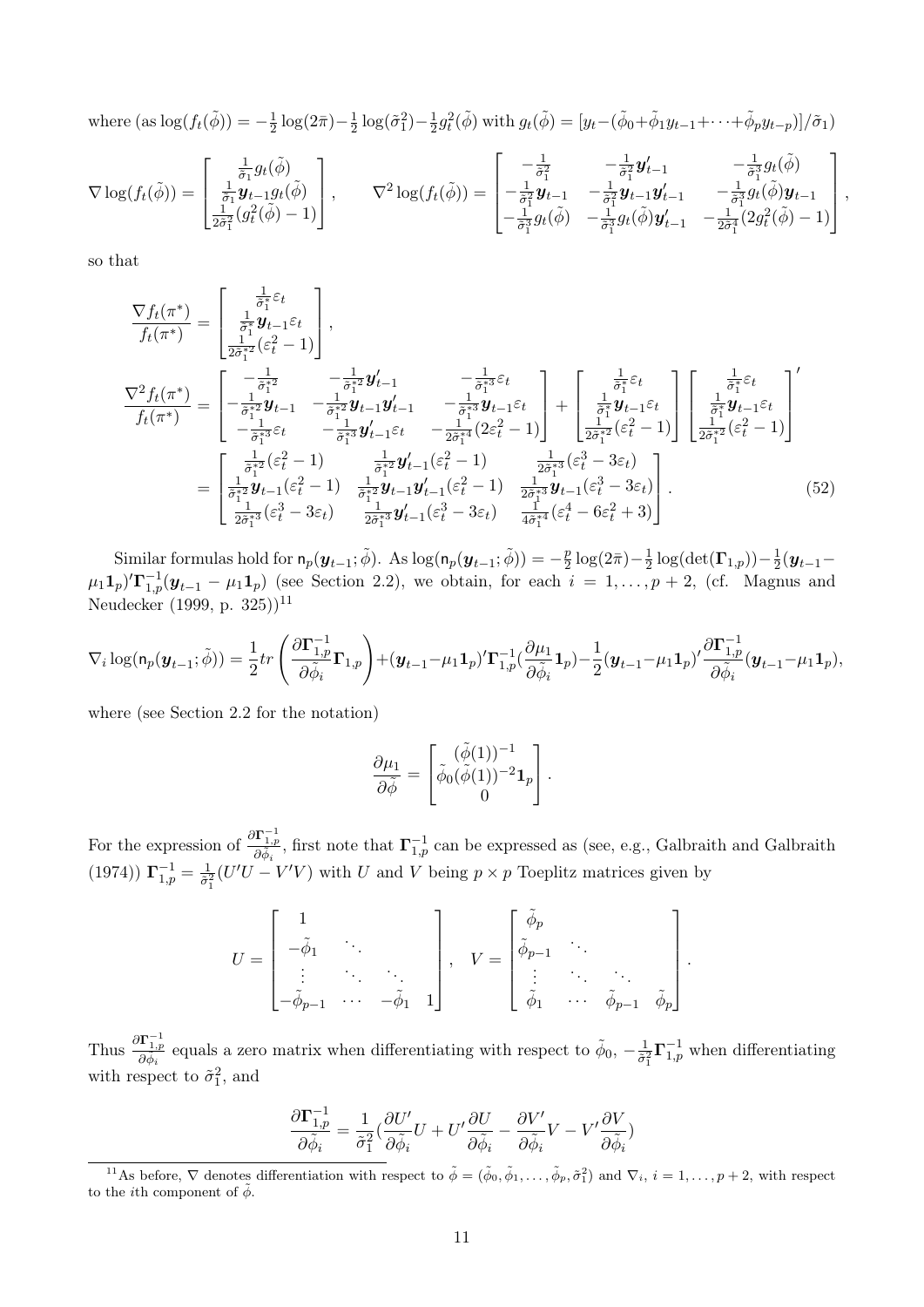where (as $\log(f_t(\tilde{\phi})) = -\frac{1}{2}\log(2\bar{\pi}) - \frac{1}{2}\log(\tilde{\sigma}_1^2) - \frac{1}{2}g_t^2(\tilde{\phi})$ with $g_t(\tilde{\phi}) = [y_t - (\tilde{\phi}_0 + \tilde{\phi}_1 y_{t-1} + \cdots + \tilde{\phi}_p y_{t-p})]/\tilde{\sigma}_1$)

$$
\nabla \log(f_t(\tilde{\phi})) = \begin{bmatrix} \frac{1}{\tilde{\sigma}_1} g_t(\tilde{\phi}) \\ \frac{1}{\tilde{\sigma}_1} \boldsymbol{y}_{t-1} g_t(\tilde{\phi}) \\ \frac{1}{2\tilde{\sigma}_1^2}(g_t^2(\tilde{\phi}) - 1) \end{bmatrix}, \qquad \nabla^2 \log(f_t(\tilde{\phi})) = \begin{bmatrix} -\frac{1}{\tilde{\sigma}_1^2} & -\frac{1}{\tilde{\sigma}_1^2}\boldsymbol{y}_{t-1}' & -\frac{1}{\tilde{\sigma}_1^3} g_t(\tilde{\phi}) \\ -\frac{1}{\tilde{\sigma}_1^2}\boldsymbol{y}_{t-1} & -\frac{1}{\tilde{\sigma}_1^2}\boldsymbol{y}_{t-1}\boldsymbol{y}_{t-1}' & -\frac{1}{\tilde{\sigma}_1^3} g_t(\tilde{\phi})\boldsymbol{y}_{t-1} \\ -\frac{1}{\tilde{\sigma}_1^3} g_t(\tilde{\phi}) & -\frac{1}{\tilde{\sigma}_1^3} g_t(\tilde{\phi})\boldsymbol{y}_{t-1}' & -\frac{1}{2\tilde{\sigma}_1^4}(2g_t^2(\tilde{\phi}) - 1) \end{bmatrix},
$$

so that

$$
\frac{\nabla f_t(\pi^*)}{f_t(\pi^*)} = \begin{bmatrix} \frac{1}{\tilde{\sigma}_1^*}\varepsilon_t \\ \frac{1}{\tilde{\sigma}_1^*}\boldsymbol{y}_{t-1}\varepsilon_t \\ \frac{1}{2\tilde{\sigma}_1^{*2}}(\varepsilon_t^2 - 1) \end{bmatrix},
$$

$$
\begin{aligned}
\frac{\nabla^2 f_t(\pi^*)}{f_t(\pi^*)} &= \begin{bmatrix} -\frac{1}{\tilde{\sigma}_1^{*2}} & -\frac{1}{\tilde{\sigma}_1^{*2}}\boldsymbol{y}_{t-1}' & -\frac{1}{\tilde{\sigma}_1^{*3}}\varepsilon_t \\ -\frac{1}{\tilde{\sigma}_1^{*2}}\boldsymbol{y}_{t-1} & -\frac{1}{\tilde{\sigma}_1^{*2}}\boldsymbol{y}_{t-1}\boldsymbol{y}_{t-1}' & -\frac{1}{\tilde{\sigma}_1^{*3}}\boldsymbol{y}_{t-1}\varepsilon_t \\ -\frac{1}{\tilde{\sigma}_1^{*3}}\varepsilon_t & -\frac{1}{\tilde{\sigma}_1^{*3}}\boldsymbol{y}_{t-1}'\varepsilon_t & -\frac{1}{2\tilde{\sigma}_1^{*4}}(2\varepsilon_t^2 - 1) \end{bmatrix} + \begin{bmatrix} \frac{1}{\tilde{\sigma}_1^*}\varepsilon_t \\ \frac{1}{\tilde{\sigma}_1^*}\boldsymbol{y}_{t-1}\varepsilon_t \\ \frac{1}{2\tilde{\sigma}_1^{*2}}(\varepsilon_t^2 - 1) \end{bmatrix} \begin{bmatrix} \frac{1}{\tilde{\sigma}_1^*}\varepsilon_t \\ \frac{1}{\tilde{\sigma}_1^*}\boldsymbol{y}_{t-1}\varepsilon_t \\ \frac{1}{2\tilde{\sigma}_1^{*2}}(\varepsilon_t^2 - 1) \end{bmatrix}' \\
&= \begin{bmatrix} \frac{1}{\tilde{\sigma}_1^{*2}}(\varepsilon_t^2 - 1) & \frac{1}{\tilde{\sigma}_1^{*2}}\boldsymbol{y}_{t-1}'(\varepsilon_t^2 - 1) & \frac{1}{2\tilde{\sigma}_1^{*3}}(\varepsilon_t^3 - 3\varepsilon_t) \\ \frac{1}{\tilde{\sigma}_1^{*2}}\boldsymbol{y}_{t-1}(\varepsilon_t^2 - 1) & \frac{1}{\tilde{\sigma}_1^{*2}}\boldsymbol{y}_{t-1}\boldsymbol{y}_{t-1}'(\varepsilon_t^2 - 1) & \frac{1}{2\tilde{\sigma}_1^{*3}}\boldsymbol{y}_{t-1}(\varepsilon_t^3 - 3\varepsilon_t) \\ \frac{1}{2\tilde{\sigma}_1^{*3}}(\varepsilon_t^3 - 3\varepsilon_t) & \frac{1}{2\tilde{\sigma}_1^{*3}}\boldsymbol{y}_{t-1}'(\varepsilon_t^3 - 3\varepsilon_t) & \frac{1}{4\tilde{\sigma}_1^{*4}}(\varepsilon_t^4 - 6\varepsilon_t^2 + 3) \end{bmatrix}. \qquad (52)
\end{aligned}
$$

Similar formulas hold for $\mathsf{n}_p(\boldsymbol{y}_{t-1};\tilde{\phi})$. As $\log(\mathsf{n}_p(\boldsymbol{y}_{t-1};\tilde{\phi})) = -\frac{p}{2}\log(2\bar{\pi}) - \frac{1}{2}\log(\det(\boldsymbol{\Gamma}_{1,p})) - \frac{1}{2}(\boldsymbol{y}_{t-1} - \mu_1 \mathbf{1}_p)'\boldsymbol{\Gamma}_{1,p}^{-1}(\boldsymbol{y}_{t-1} - \mu_1 \mathbf{1}_p)$ (see Section 2.2), we obtain, for each $i = 1, \ldots, p+2$, (cf. Magnus and Neudecker (1999, p. 325))[11]

$$
\nabla_i \log(\mathsf{n}_p(\boldsymbol{y}_{t-1};\tilde{\phi})) = \frac{1}{2}tr\left(\frac{\partial \boldsymbol{\Gamma}_{1,p}^{-1}}{\partial \tilde{\phi}_i}\boldsymbol{\Gamma}_{1,p}\right) + (\boldsymbol{y}_{t-1} - \mu_1 \mathbf{1}_p)'\boldsymbol{\Gamma}_{1,p}^{-1}(\frac{\partial \mu_1}{\partial \tilde{\phi}_i}\mathbf{1}_p) - \frac{1}{2}(\boldsymbol{y}_{t-1} - \mu_1 \mathbf{1}_p)'\frac{\partial \boldsymbol{\Gamma}_{1,p}^{-1}}{\partial \tilde{\phi}_i}(\boldsymbol{y}_{t-1} - \mu_1 \mathbf{1}_p),
$$

where (see Section 2.2 for the notation)

$$
\frac{\partial \mu_1}{\partial \tilde{\phi}} = \begin{bmatrix} (\tilde{\phi}(1))^{-1} \\ \tilde{\phi}_0(\tilde{\phi}(1))^{-2}\mathbf{1}_p \\ 0 \end{bmatrix}.
$$

For the expression of $\frac{\partial \boldsymbol{\Gamma}_{1,p}^{-1}}{\partial \tilde{\phi}_i}$, first note that $\boldsymbol{\Gamma}_{1,p}^{-1}$ can be expressed as (see, e.g., Galbraith and Galbraith (1974)) $\boldsymbol{\Gamma}_{1,p}^{-1} = \frac{1}{\tilde{\sigma}_1^2}(U'U - V'V)$ with $U$ and $V$ being $p \times p$ Toeplitz matrices given by

$$
U = \begin{bmatrix} 1 & & & \\ -\tilde{\phi}_1 & \ddots & & \\ \vdots & \ddots & \ddots & \\ -\tilde{\phi}_{p-1} & \cdots & -\tilde{\phi}_1 & 1 \end{bmatrix}, \quad V = \begin{bmatrix} \tilde{\phi}_p & & & \\ \tilde{\phi}_{p-1} & \ddots & & \\ \vdots & \ddots & \ddots & \\ \tilde{\phi}_1 & \cdots & \tilde{\phi}_{p-1} & \tilde{\phi}_p \end{bmatrix}.
$$

Thus $\frac{\partial \boldsymbol{\Gamma}_{1,p}^{-1}}{\partial \tilde{\phi}_i}$ equals a zero matrix when differentiating with respect to $\tilde{\phi}_0$, $-\frac{1}{\tilde{\sigma}_1^2}\boldsymbol{\Gamma}_{1,p}^{-1}$ when differentiating with respect to $\tilde{\sigma}_1^2$, and

$$
\frac{\partial \boldsymbol{\Gamma}_{1,p}^{-1}}{\partial \tilde{\phi}_i} = \frac{1}{\tilde{\sigma}_1^2}(\frac{\partial U'}{\partial \tilde{\phi}_i}U + U'\frac{\partial U}{\partial \tilde{\phi}_i} - \frac{\partial V'}{\partial \tilde{\phi}_i}V - V'\frac{\partial V}{\partial \tilde{\phi}_i})
$$

[11] As before, $\nabla$ denotes differentiation with respect to $\tilde{\phi} = (\tilde{\phi}_0, \tilde{\phi}_1, \ldots, \tilde{\phi}_p, \tilde{\sigma}_1^2)$ and $\nabla_i$, $i = 1, \ldots, p+2$, with respect to the $i$th component of $\tilde{\phi}$.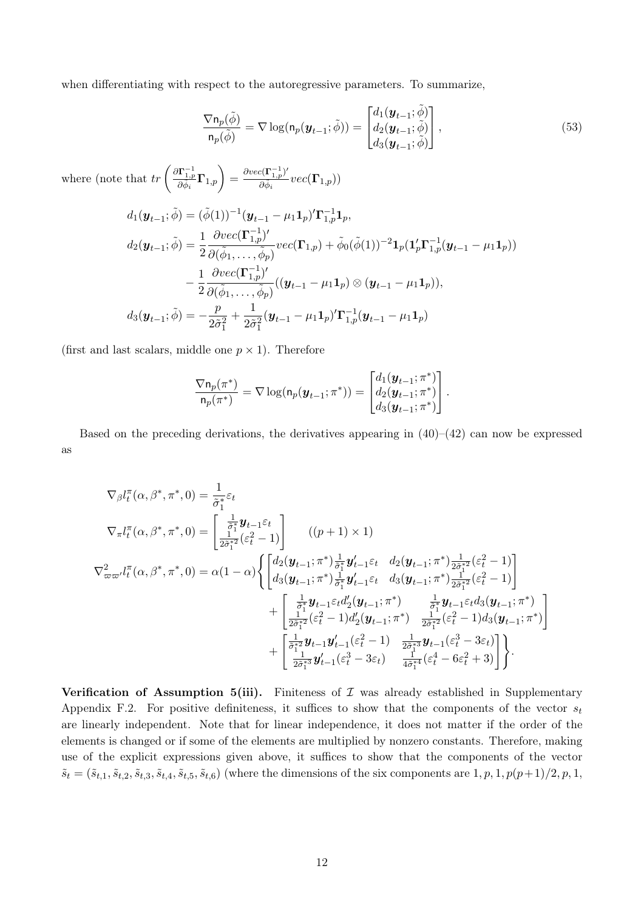when differentiating with respect to the autoregressive parameters. To summarize,

$$\frac{\nabla \mathsf{n}_p(\tilde{\phi})}{\mathsf{n}_p(\tilde{\phi})} = \nabla \log(\mathsf{n}_p(\boldsymbol{y}_{t-1};\tilde{\phi})) = \begin{bmatrix} d_1(\boldsymbol{y}_{t-1};\tilde{\phi}) \\ d_2(\boldsymbol{y}_{t-1};\tilde{\phi}) \\ d_3(\boldsymbol{y}_{t-1};\tilde{\phi}) \end{bmatrix}, \tag{53}$$

where (note that $tr\left(\frac{\partial \boldsymbol{\Gamma}_{1,p}^{-1}}{\partial \tilde{\phi}_i}\boldsymbol{\Gamma}_{1,p}\right) = \frac{\partial vec(\boldsymbol{\Gamma}_{1,p}^{-1})'}{\partial \tilde{\phi}_i} vec(\boldsymbol{\Gamma}_{1,p})$)

$$\begin{aligned}
d_1(\boldsymbol{y}_{t-1};\tilde{\phi}) &= (\tilde{\phi}(1))^{-1}(\boldsymbol{y}_{t-1} - \mu_1 \mathbf{1}_p)'\boldsymbol{\Gamma}_{1,p}^{-1}\mathbf{1}_p, \\
d_2(\boldsymbol{y}_{t-1};\tilde{\phi}) &= \frac{1}{2}\frac{\partial vec(\boldsymbol{\Gamma}_{1,p}^{-1})'}{\partial(\tilde{\phi}_1,\ldots,\tilde{\phi}_p)} vec(\boldsymbol{\Gamma}_{1,p}) + \tilde{\phi}_0(\tilde{\phi}(1))^{-2}\mathbf{1}_p(\mathbf{1}_p'\boldsymbol{\Gamma}_{1,p}^{-1}(\boldsymbol{y}_{t-1} - \mu_1\mathbf{1}_p)) \\
&\quad - \frac{1}{2}\frac{\partial vec(\boldsymbol{\Gamma}_{1,p}^{-1})'}{\partial(\tilde{\phi}_1,\ldots,\tilde{\phi}_p)}((\boldsymbol{y}_{t-1} - \mu_1\mathbf{1}_p)\otimes(\boldsymbol{y}_{t-1} - \mu_1\mathbf{1}_p)), \\
d_3(\boldsymbol{y}_{t-1};\tilde{\phi}) &= -\frac{p}{2\tilde{\sigma}_1^2} + \frac{1}{2\tilde{\sigma}_1^2}(\boldsymbol{y}_{t-1} - \mu_1\mathbf{1}_p)'\boldsymbol{\Gamma}_{1,p}^{-1}(\boldsymbol{y}_{t-1} - \mu_1\mathbf{1}_p)
\end{aligned}$$

(first and last scalars, middle one $p \times 1$). Therefore

$$\frac{\nabla \mathsf{n}_p(\pi^*)}{\mathsf{n}_p(\pi^*)} = \nabla \log(\mathsf{n}_p(\boldsymbol{y}_{t-1};\pi^*)) = \begin{bmatrix} d_1(\boldsymbol{y}_{t-1};\pi^*) \\ d_2(\boldsymbol{y}_{t-1};\pi^*) \\ d_3(\boldsymbol{y}_{t-1};\pi^*) \end{bmatrix}.$$

Based on the preceding derivations, the derivatives appearing in (40)–(42) can now be expressed as

$$\begin{aligned}
\nabla_\beta l_t^\pi(\alpha,\beta^*,\pi^*,0) &= \frac{1}{\tilde{\sigma}_1^*}\varepsilon_t \\
\nabla_\pi l_t^\pi(\alpha,\beta^*,\pi^*,0) &= \begin{bmatrix} \frac{1}{\tilde{\sigma}_1^*}\boldsymbol{y}_{t-1}\varepsilon_t \\ \frac{1}{2\tilde{\sigma}_1^{*2}}(\varepsilon_t^2 - 1) \end{bmatrix} \qquad ((p+1)\times 1) \\
\nabla^2_{\varpi\varpi'} l_t^\pi(\alpha,\beta^*,\pi^*,0) &= \alpha(1-\alpha)\Bigg\{ \begin{bmatrix} d_2(\boldsymbol{y}_{t-1};\pi^*)\frac{1}{\tilde{\sigma}_1^*}\boldsymbol{y}_{t-1}'\varepsilon_t & d_2(\boldsymbol{y}_{t-1};\pi^*)\frac{1}{2\tilde{\sigma}_1^{*2}}(\varepsilon_t^2 - 1) \\ d_3(\boldsymbol{y}_{t-1};\pi^*)\frac{1}{\tilde{\sigma}_1^*}\boldsymbol{y}_{t-1}'\varepsilon_t & d_3(\boldsymbol{y}_{t-1};\pi^*)\frac{1}{2\tilde{\sigma}_1^{*2}}(\varepsilon_t^2 - 1) \end{bmatrix} \\
&\quad + \begin{bmatrix} \frac{1}{\tilde{\sigma}_1^*}\boldsymbol{y}_{t-1}\varepsilon_t d_2'(\boldsymbol{y}_{t-1};\pi^*) & \frac{1}{\tilde{\sigma}_1^*}\boldsymbol{y}_{t-1}\varepsilon_t d_3(\boldsymbol{y}_{t-1};\pi^*) \\ \frac{1}{2\tilde{\sigma}_1^{*2}}(\varepsilon_t^2 - 1)d_2'(\boldsymbol{y}_{t-1};\pi^*) & \frac{1}{2\tilde{\sigma}_1^{*2}}(\varepsilon_t^2 - 1)d_3(\boldsymbol{y}_{t-1};\pi^*) \end{bmatrix} \\
&\quad + \begin{bmatrix} \frac{1}{\tilde{\sigma}_1^{*2}}\boldsymbol{y}_{t-1}\boldsymbol{y}_{t-1}'(\varepsilon_t^2 - 1) & \frac{1}{2\tilde{\sigma}_1^{*3}}\boldsymbol{y}_{t-1}(\varepsilon_t^3 - 3\varepsilon_t) \\ \frac{1}{2\tilde{\sigma}_1^{*3}}\boldsymbol{y}_{t-1}'(\varepsilon_t^3 - 3\varepsilon_t) & \frac{1}{4\tilde{\sigma}_1^{*4}}(\varepsilon_t^4 - 6\varepsilon_t^2 + 3) \end{bmatrix} \Bigg\}.
\end{aligned}$$

**Verification of Assumption 5(iii).** Finiteness of $\mathcal{I}$ was already established in Supplementary Appendix F.2. For positive definiteness, it suffices to show that the components of the vector $s_t$ are linearly independent. Note that for linear independence, it does not matter if the order of the elements is changed or if some of the elements are multiplied by nonzero constants. Therefore, making use of the explicit expressions given above, it suffices to show that the components of the vector $\tilde{s}_t = (\tilde{s}_{t,1}, \tilde{s}_{t,2}, \tilde{s}_{t,3}, \tilde{s}_{t,4}, \tilde{s}_{t,5}, \tilde{s}_{t,6})$ (where the dimensions of the six components are $1, p, 1, p(p+1)/2, p, 1,$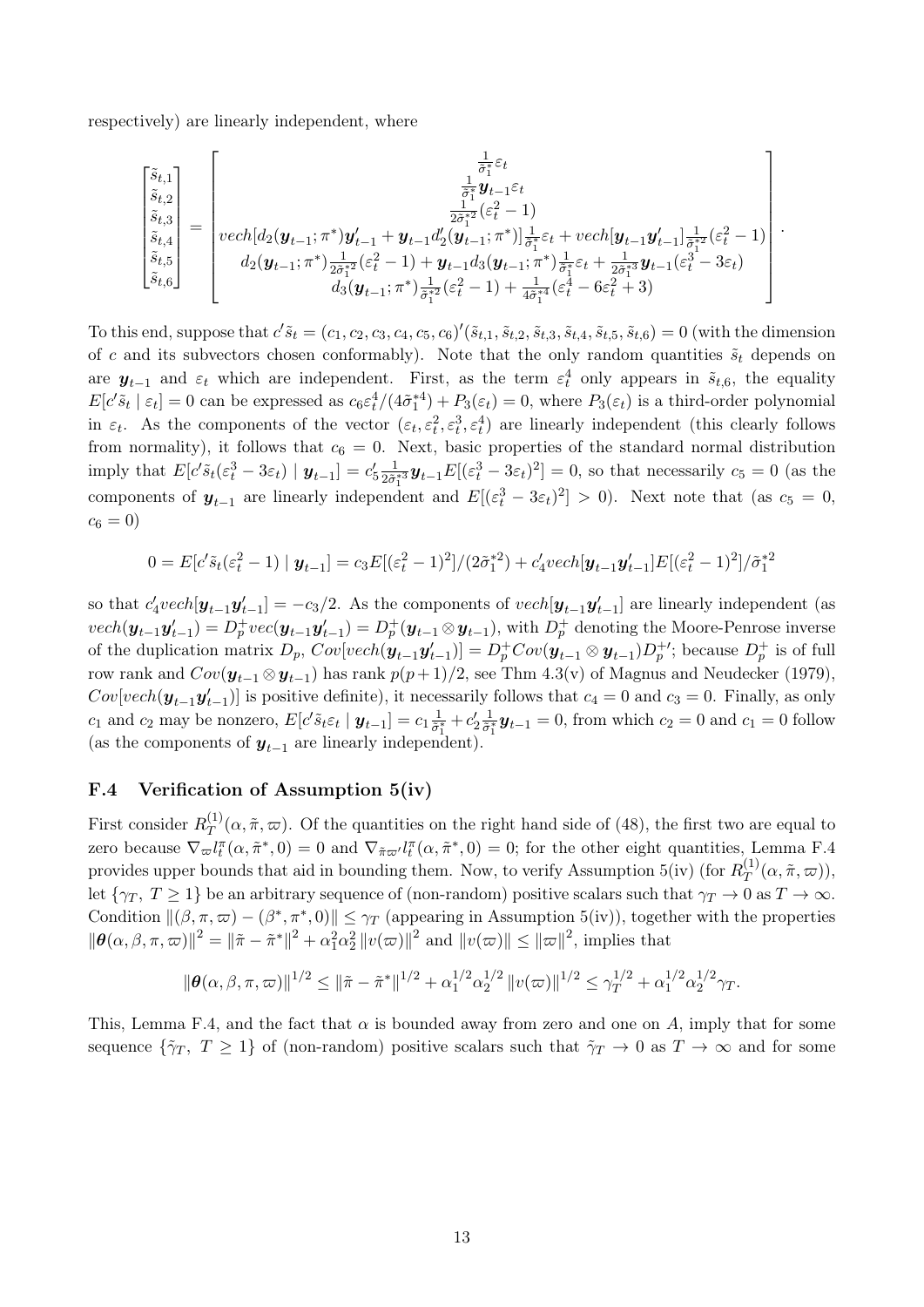respectively) are linearly independent, where

$$
\begin{bmatrix} \tilde{s}_{t,1} \\ \tilde{s}_{t,2} \\ \tilde{s}_{t,3} \\ \tilde{s}_{t,4} \\ \tilde{s}_{t,5} \\ \tilde{s}_{t,6} \end{bmatrix} = \begin{bmatrix} \frac{1}{\tilde{\sigma}_1^*}\varepsilon_t \\ \frac{1}{\tilde{\sigma}_1^*}\boldsymbol{y}_{t-1}\varepsilon_t \\ \frac{1}{2\tilde{\sigma}_1^{*2}}(\varepsilon_t^2-1) \\ vech[d_2(\boldsymbol{y}_{t-1};\pi^*)\boldsymbol{y}_{t-1}' + \boldsymbol{y}_{t-1}d_2'(\boldsymbol{y}_{t-1};\pi^*)]\frac{1}{\tilde{\sigma}_1^*}\varepsilon_t + vech[\boldsymbol{y}_{t-1}\boldsymbol{y}_{t-1}']\frac{1}{\tilde{\sigma}_1^{*2}}(\varepsilon_t^2-1) \\ d_2(\boldsymbol{y}_{t-1};\pi^*)\frac{1}{2\tilde{\sigma}_1^{*2}}(\varepsilon_t^2-1) + \boldsymbol{y}_{t-1}d_3(\boldsymbol{y}_{t-1};\pi^*)\frac{1}{\tilde{\sigma}_1^*}\varepsilon_t + \frac{1}{2\tilde{\sigma}_1^{*3}}\boldsymbol{y}_{t-1}(\varepsilon_t^3-3\varepsilon_t) \\ d_3(\boldsymbol{y}_{t-1};\pi^*)\frac{1}{\tilde{\sigma}_1^{*2}}(\varepsilon_t^2-1) + \frac{1}{4\tilde{\sigma}_1^{*4}}(\varepsilon_t^4-6\varepsilon_t^2+3) \end{bmatrix}.
$$

To this end, suppose that $c'\tilde{s}_t = (c_1, c_2, c_3, c_4, c_5, c_6)'(\tilde{s}_{t,1}, \tilde{s}_{t,2}, \tilde{s}_{t,3}, \tilde{s}_{t,4}, \tilde{s}_{t,5}, \tilde{s}_{t,6}) = 0$ (with the dimension of $c$ and its subvectors chosen conformably). Note that the only random quantities $\tilde{s}_t$ depends on are $\boldsymbol{y}_{t-1}$ and $\varepsilon_t$ which are independent. First, as the term $\varepsilon_t^4$ only appears in $\tilde{s}_{t,6}$, the equality $E[c'\tilde{s}_t \mid \varepsilon_t] = 0$ can be expressed as $c_6\varepsilon_t^4/(4\tilde{\sigma}_1^{*4}) + P_3(\varepsilon_t) = 0$, where $P_3(\varepsilon_t)$ is a third-order polynomial in $\varepsilon_t$. As the components of the vector $(\varepsilon_t, \varepsilon_t^2, \varepsilon_t^3, \varepsilon_t^4)$ are linearly independent (this clearly follows from normality), it follows that $c_6 = 0$. Next, basic properties of the standard normal distribution imply that $E[c'\tilde{s}_t(\varepsilon_t^3 - 3\varepsilon_t) \mid \boldsymbol{y}_{t-1}] = c_5'\frac{1}{2\tilde{\sigma}_1^{*3}}\boldsymbol{y}_{t-1}E[(\varepsilon_t^3-3\varepsilon_t)^2] = 0$, so that necessarily $c_5 = 0$ (as the components of $\boldsymbol{y}_{t-1}$ are linearly independent and $E[(\varepsilon_t^3-3\varepsilon_t)^2] > 0$). Next note that (as $c_5 = 0$, $c_6 = 0$)

$$
0 = E[c'\tilde{s}_t(\varepsilon_t^2 - 1) \mid \boldsymbol{y}_{t-1}] = c_3E[(\varepsilon_t^2-1)^2]/(2\tilde{\sigma}_1^{*2}) + c_4'vech[\boldsymbol{y}_{t-1}\boldsymbol{y}_{t-1}']E[(\varepsilon_t^2-1)^2]/\tilde{\sigma}_1^{*2}
$$

so that $c_4'vech[\boldsymbol{y}_{t-1}\boldsymbol{y}_{t-1}'] = -c_3/2$. As the components of $vech[\boldsymbol{y}_{t-1}\boldsymbol{y}_{t-1}']$ are linearly independent (as $vech(\boldsymbol{y}_{t-1}\boldsymbol{y}_{t-1}') = D_p^+vec(\boldsymbol{y}_{t-1}\boldsymbol{y}_{t-1}') = D_p^+(\boldsymbol{y}_{t-1}\otimes\boldsymbol{y}_{t-1})$, with $D_p^+$ denoting the Moore-Penrose inverse of the duplication matrix $D_p$, $Cov[vech(\boldsymbol{y}_{t-1}\boldsymbol{y}_{t-1}')] = D_p^+Cov(\boldsymbol{y}_{t-1}\otimes\boldsymbol{y}_{t-1})D_p^{+\prime}$; because $D_p^+$ is of full row rank and $Cov(\boldsymbol{y}_{t-1}\otimes\boldsymbol{y}_{t-1})$ has rank $p(p+1)/2$, see Thm 4.3(v) of Magnus and Neudecker (1979), $Cov[vech(\boldsymbol{y}_{t-1}\boldsymbol{y}_{t-1}')]$ is positive definite), it necessarily follows that $c_4 = 0$ and $c_3 = 0$. Finally, as only $c_1$ and $c_2$ may be nonzero, $E[c'\tilde{s}_t\varepsilon_t \mid \boldsymbol{y}_{t-1}] = c_1\frac{1}{\tilde{\sigma}_1^*} + c_2'\frac{1}{\tilde{\sigma}_1^*}\boldsymbol{y}_{t-1} = 0$, from which $c_2 = 0$ and $c_1 = 0$ follow (as the components of $\boldsymbol{y}_{t-1}$ are linearly independent).

### F.4 Verification of Assumption 5(iv)

First consider $R_T^{(1)}(\alpha, \tilde{\pi}, \varpi)$. Of the quantities on the right hand side of (48), the first two are equal to zero because $\nabla_\varpi l_t^\pi(\alpha, \tilde{\pi}^*, 0) = 0$ and $\nabla_{\tilde{\pi}\varpi'} l_t^\pi(\alpha, \tilde{\pi}^*, 0) = 0$; for the other eight quantities, Lemma F.4 provides upper bounds that aid in bounding them. Now, to verify Assumption 5(iv) (for $R_T^{(1)}(\alpha, \tilde{\pi}, \varpi)$), let $\{\gamma_T,\ T \geq 1\}$ be an arbitrary sequence of (non-random) positive scalars such that $\gamma_T \to 0$ as $T \to \infty$. Condition $\|(\beta, \pi, \varpi) - (\beta^*, \pi^*, 0)\| \leq \gamma_T$ (appearing in Assumption 5(iv)), together with the properties $\|\boldsymbol{\theta}(\alpha, \beta, \pi, \varpi)\|^2 = \|\tilde{\pi} - \tilde{\pi}^*\|^2 + \alpha_1^2\alpha_2^2\|v(\varpi)\|^2$ and $\|v(\varpi)\| \leq \|\varpi\|^2$, implies that

$$
\|\boldsymbol{\theta}(\alpha, \beta, \pi, \varpi)\|^{1/2} \leq \|\tilde{\pi} - \tilde{\pi}^*\|^{1/2} + \alpha_1^{1/2}\alpha_2^{1/2}\|v(\varpi)\|^{1/2} \leq \gamma_T^{1/2} + \alpha_1^{1/2}\alpha_2^{1/2}\gamma_T.
$$

This, Lemma F.4, and the fact that $\alpha$ is bounded away from zero and one on $A$, imply that for some sequence $\{\tilde{\gamma}_T,\ T \geq 1\}$ of (non-random) positive scalars such that $\tilde{\gamma}_T \to 0$ as $T \to \infty$ and for some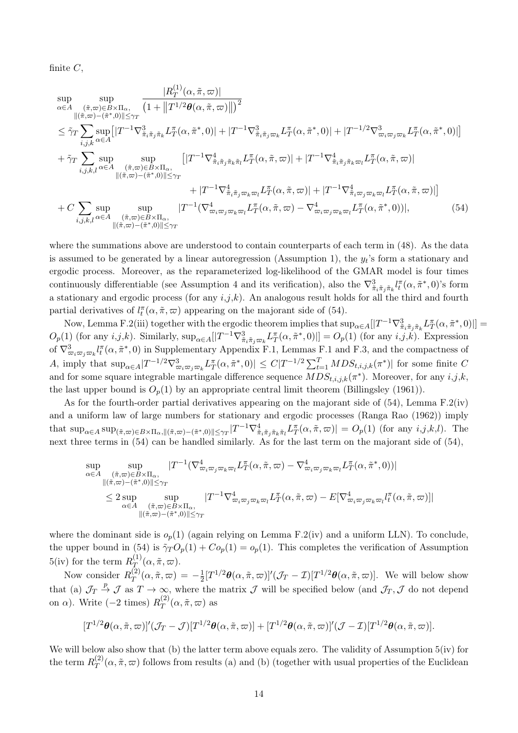finite $C$,

$$
\begin{aligned}
&\sup_{\alpha\in A} \sup_{\substack{(\tilde{\pi},\varpi)\in B\times\Pi_\alpha,\\ \|(\tilde{\pi},\varpi)-(\tilde{\pi}^*,0)\|\leq\gamma_T}} \frac{|R_T^{(1)}(\alpha,\tilde{\pi},\varpi)|}{\left(1+\left\|T^{1/2}\boldsymbol{\theta}(\alpha,\tilde{\pi},\varpi)\right\|\right)^2} \\
&\leq \tilde{\gamma}_T \sum_{i,j,k} \sup_{\alpha\in A} \left[|T^{-1}\nabla^3_{\tilde{\pi}_i\tilde{\pi}_j\tilde{\pi}_k} L_T^\pi(\alpha,\tilde{\pi}^*,0)| + |T^{-1}\nabla^3_{\tilde{\pi}_i\tilde{\pi}_j\varpi_k} L_T^\pi(\alpha,\tilde{\pi}^*,0)| + |T^{-1/2}\nabla^3_{\varpi_i\varpi_j\varpi_k} L_T^\pi(\alpha,\tilde{\pi}^*,0)|\right] \\
&+ \tilde{\gamma}_T \sum_{i,j,k,l} \sup_{\alpha\in A} \sup_{\substack{(\tilde{\pi},\varpi)\in B\times\Pi_\alpha,\\ \|(\tilde{\pi},\varpi)-(\tilde{\pi}^*,0)\|\leq\gamma_T}} \left[|T^{-1}\nabla^4_{\tilde{\pi}_i\tilde{\pi}_j\tilde{\pi}_k\tilde{\pi}_l} L_T^\pi(\alpha,\tilde{\pi},\varpi)| + |T^{-1}\nabla^4_{\tilde{\pi}_i\tilde{\pi}_j\tilde{\pi}_k\varpi_l} L_T^\pi(\alpha,\tilde{\pi},\varpi)|\right. \\
&\qquad\qquad \left. + |T^{-1}\nabla^4_{\tilde{\pi}_i\tilde{\pi}_j\varpi_k\varpi_l} L_T^\pi(\alpha,\tilde{\pi},\varpi)| + |T^{-1}\nabla^4_{\tilde{\pi}_i\varpi_j\varpi_k\varpi_l} L_T^\pi(\alpha,\tilde{\pi},\varpi)|\right] \\
&+ C\sum_{i,j,k,l} \sup_{\alpha\in A} \sup_{\substack{(\tilde{\pi},\varpi)\in B\times\Pi_\alpha,\\ \|(\tilde{\pi},\varpi)-(\tilde{\pi}^*,0)\|\leq\gamma_T}} |T^{-1}(\nabla^4_{\varpi_i\varpi_j\varpi_k\varpi_l} L_T^\pi(\alpha,\tilde{\pi},\varpi) - \nabla^4_{\varpi_i\varpi_j\varpi_k\varpi_l} L_T^\pi(\alpha,\tilde{\pi}^*,0))|, \qquad (54)
\end{aligned}
$$

where the summations above are understood to contain counterparts of each term in (48). As the data is assumed to be generated by a linear autoregression (Assumption 1), the $y_t$'s form a stationary and ergodic process. Moreover, as the reparameterized log-likelihood of the GMAR model is four times continuously differentiable (see Assumption 4 and its verification), also the $\nabla^3_{\tilde{\pi}_i\tilde{\pi}_j\tilde{\pi}_k} l_t^\pi(\alpha,\tilde{\pi}^*,0)$'s form a stationary and ergodic process (for any $i$,$j$,$k$). An analogous result holds for all the third and fourth partial derivatives of $l_t^\pi(\alpha,\tilde{\pi},\varpi)$ appearing on the majorant side of (54).

Now, Lemma F.2(iii) together with the ergodic theorem implies that $\sup_{\alpha\in A}[|T^{-1}\nabla^3_{\tilde{\pi}_i\tilde{\pi}_j\tilde{\pi}_k} L_T^\pi(\alpha,\tilde{\pi}^*,0)|] = O_p(1)$ (for any $i$,$j$,$k$). Similarly, $\sup_{\alpha\in A}[|T^{-1}\nabla^3_{\tilde{\pi}_i\tilde{\pi}_j\varpi_k} L_T^\pi(\alpha,\tilde{\pi}^*,0)|] = O_p(1)$ (for any $i$,$j$,$k$). Expression of $\nabla^3_{\varpi_i\varpi_j\varpi_k} l_t^\pi(\alpha,\tilde{\pi}^*,0)$ in Supplementary Appendix F.1, Lemmas F.1 and F.3, and the compactness of $A$, imply that $\sup_{\alpha\in A}|T^{-1/2}\nabla^3_{\varpi_i\varpi_j\varpi_k} L_T^\pi(\alpha,\tilde{\pi}^*,0)| \leq C|T^{-1/2}\sum_{t=1}^T MDS_{t,i,j,k}(\pi^*)|$ for some finite $C$ and for some square integrable martingale difference sequence $MDS_{t,i,j,k}(\pi^*)$. Moreover, for any $i$,$j$,$k$, the last upper bound is $O_p(1)$ by an appropriate central limit theorem (Billingsley (1961)).

As for the fourth-order partial derivatives appearing on the majorant side of (54), Lemma F.2(iv) and a uniform law of large numbers for stationary and ergodic processes (Ranga Rao (1962)) imply that $\sup_{\alpha\in A}\sup_{(\tilde{\pi},\varpi)\in B\times\Pi_\alpha,\|(\tilde{\pi},\varpi)-(\tilde{\pi}^*,0)\|\leq\gamma_T}|T^{-1}\nabla^4_{\tilde{\pi}_i\tilde{\pi}_j\tilde{\pi}_k\tilde{\pi}_l} L_T^\pi(\alpha,\tilde{\pi},\varpi)| = O_p(1)$ (for any $i$,$j$,$k$,$l$). The next three terms in (54) can be handled similarly. As for the last term on the majorant side of (54),

$$
\begin{aligned}
&\sup_{\alpha\in A} \sup_{\substack{(\tilde{\pi},\varpi)\in B\times\Pi_\alpha,\\ \|(\tilde{\pi},\varpi)-(\tilde{\pi}^*,0)\|\leq\gamma_T}} |T^{-1}(\nabla^4_{\varpi_i\varpi_j\varpi_k\varpi_l} L_T^\pi(\alpha,\tilde{\pi},\varpi) - \nabla^4_{\varpi_i\varpi_j\varpi_k\varpi_l} L_T^\pi(\alpha,\tilde{\pi}^*,0))| \\
&\qquad \leq 2\sup_{\alpha\in A} \sup_{\substack{(\tilde{\pi},\varpi)\in B\times\Pi_\alpha,\\ \|(\tilde{\pi},\varpi)-(\tilde{\pi}^*,0)\|\leq\gamma_T}} |T^{-1}\nabla^4_{\varpi_i\varpi_j\varpi_k\varpi_l} L_T^\pi(\alpha,\tilde{\pi},\varpi) - E[\nabla^4_{\varpi_i\varpi_j\varpi_k\varpi_l} l_t^\pi(\alpha,\tilde{\pi},\varpi)]|
\end{aligned}
$$

where the dominant side is $o_p(1)$ (again relying on Lemma F.2(iv) and a uniform LLN). To conclude, the upper bound in (54) is $\tilde{\gamma}_T O_p(1) + Co_p(1) = o_p(1)$. This completes the verification of Assumption 5(iv) for the term $R_T^{(1)}(\alpha,\tilde{\pi},\varpi)$.

Now consider $R_T^{(2)}(\alpha,\tilde{\pi},\varpi) = -\frac{1}{2}[T^{1/2}\boldsymbol{\theta}(\alpha,\tilde{\pi},\varpi)]'(\mathcal{J}_T - \mathcal{I})[T^{1/2}\boldsymbol{\theta}(\alpha,\tilde{\pi},\varpi)]$. We will below show that (a) $\mathcal{J}_T \xrightarrow{p} \mathcal{J}$ as $T\to\infty$, where the matrix $\mathcal{J}$ will be specified below (and $\mathcal{J}_T$, $\mathcal{J}$ do not depend on $\alpha$). Write ($-2$ times) $R_T^{(2)}(\alpha,\tilde{\pi},\varpi)$ as

$$
[T^{1/2}\boldsymbol{\theta}(\alpha,\tilde{\pi},\varpi)]'(\mathcal{J}_T - \mathcal{J})[T^{1/2}\boldsymbol{\theta}(\alpha,\tilde{\pi},\varpi)] + [T^{1/2}\boldsymbol{\theta}(\alpha,\tilde{\pi},\varpi)]'(\mathcal{J} - \mathcal{I})[T^{1/2}\boldsymbol{\theta}(\alpha,\tilde{\pi},\varpi)].
$$

We will below also show that (b) the latter term above equals zero. The validity of Assumption 5(iv) for the term $R_T^{(2)}(\alpha,\tilde{\pi},\varpi)$ follows from results (a) and (b) (together with usual properties of the Euclidean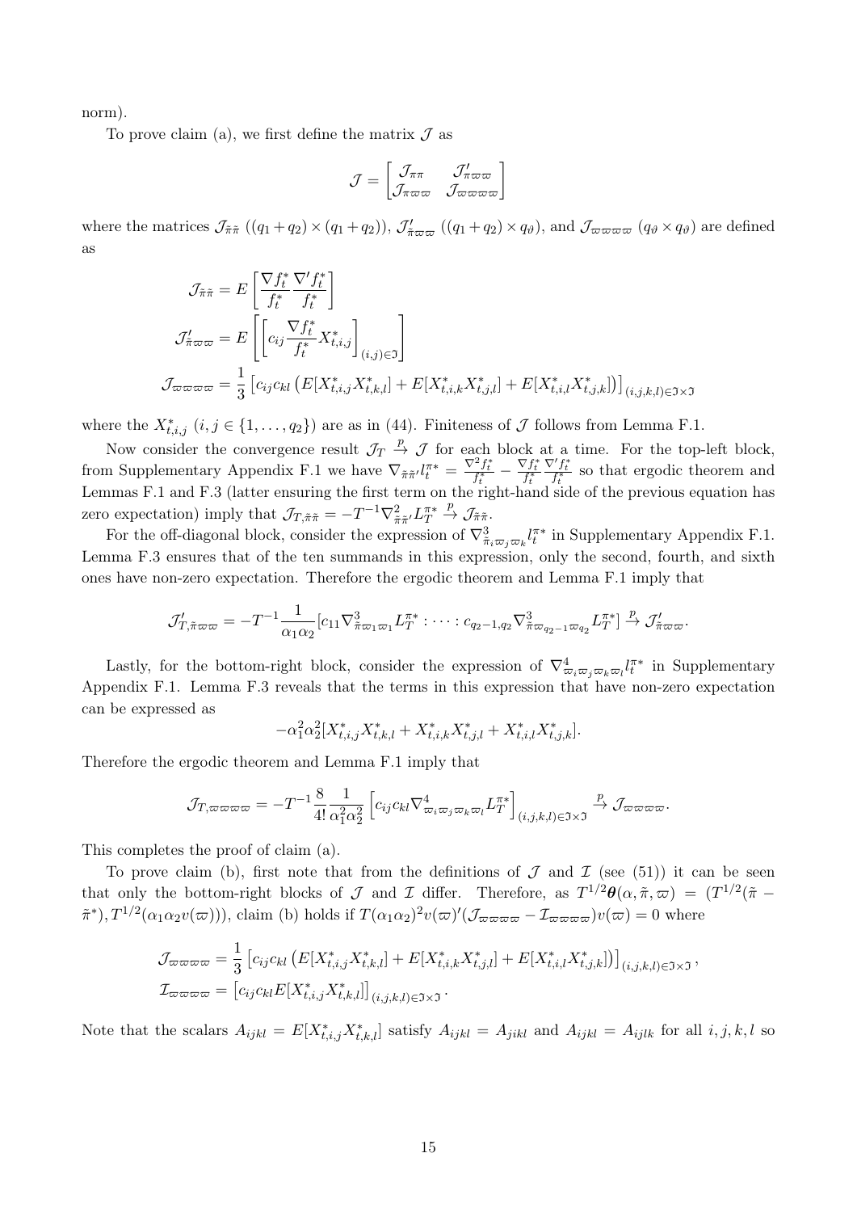norm).

To prove claim (a), we first define the matrix $\mathcal{J}$ as

$$\mathcal{J} = \begin{bmatrix} \mathcal{J}_{\pi\pi} & \mathcal{J}'_{\pi\varpi\varpi} \\ \mathcal{J}_{\pi\varpi\varpi} & \mathcal{J}_{\varpi\varpi\varpi\varpi} \end{bmatrix}$$

where the matrices $\mathcal{J}_{\tilde{\pi}\tilde{\pi}}$ $((q_1+q_2)\times(q_1+q_2))$, $\mathcal{J}'_{\tilde{\pi}\varpi\varpi}$ $((q_1+q_2)\times q_\vartheta)$, and $\mathcal{J}_{\varpi\varpi\varpi\varpi}$ $(q_\vartheta \times q_\vartheta)$ are defined as

$$\mathcal{J}_{\tilde{\pi}\tilde{\pi}} = E\left[\frac{\nabla f_t^*}{f_t^*}\frac{\nabla' f_t^*}{f_t^*}\right]$$

$$\mathcal{J}'_{\tilde{\pi}\varpi\varpi} = E\left[\left[c_{ij}\frac{\nabla f_t^*}{f_t^*}X_{t,i,j}^*\right]_{(i,j)\in\mathfrak{I}}\right]$$

$$\mathcal{J}_{\varpi\varpi\varpi\varpi} = \frac{1}{3}\left[c_{ij}c_{kl}\left(E[X_{t,i,j}^*X_{t,k,l}^*] + E[X_{t,i,k}^*X_{t,j,l}^*] + E[X_{t,i,l}^*X_{t,j,k}^*]\right)\right]_{(i,j,k,l)\in\mathfrak{I}\times\mathfrak{I}}$$

where the $X_{t,i,j}^*$ $(i,j \in \{1,\ldots,q_2\})$ are as in (44). Finiteness of $\mathcal{J}$ follows from Lemma F.1.

Now consider the convergence result $\mathcal{J}_T \xrightarrow{p} \mathcal{J}$ for each block at a time. For the top-left block, from Supplementary Appendix F.1 we have $\nabla_{\tilde{\pi}\tilde{\pi}'}l_t^{\pi*} = \frac{\nabla^2 f_t^*}{f_t^*} - \frac{\nabla f_t^*}{f_t^*}\frac{\nabla' f_t^*}{f_t^*}$ so that ergodic theorem and Lemmas F.1 and F.3 (latter ensuring the first term on the right-hand side of the previous equation has zero expectation) imply that $\mathcal{J}_{T,\tilde{\pi}\tilde{\pi}} = -T^{-1}\nabla^2_{\tilde{\pi}\tilde{\pi}'}L_T^{\pi*} \xrightarrow{p} \mathcal{J}_{\tilde{\pi}\tilde{\pi}}$.

For the off-diagonal block, consider the expression of $\nabla^3_{\tilde{\pi}_i\varpi_j\varpi_k}l_t^{\pi*}$ in Supplementary Appendix F.1. Lemma F.3 ensures that of the ten summands in this expression, only the second, fourth, and sixth ones have non-zero expectation. Therefore the ergodic theorem and Lemma F.1 imply that

$$\mathcal{J}'_{T,\tilde{\pi}\varpi\varpi} = -T^{-1}\frac{1}{\alpha_1\alpha_2}[c_{11}\nabla^3_{\tilde{\pi}\varpi_1\varpi_1}L_T^{\pi*} : \cdots : c_{q_2-1,q_2}\nabla^3_{\tilde{\pi}\varpi_{q_2-1}\varpi_{q_2}}L_T^{\pi*}] \xrightarrow{p} \mathcal{J}'_{\tilde{\pi}\varpi\varpi}.$$

Lastly, for the bottom-right block, consider the expression of $\nabla^4_{\varpi_i\varpi_j\varpi_k\varpi_l}l_t^{\pi*}$ in Supplementary Appendix F.1. Lemma F.3 reveals that the terms in this expression that have non-zero expectation can be expressed as

$$-\alpha_1^2\alpha_2^2[X_{t,i,j}^*X_{t,k,l}^* + X_{t,i,k}^*X_{t,j,l}^* + X_{t,i,l}^*X_{t,j,k}^*].$$

Therefore the ergodic theorem and Lemma F.1 imply that

$$\mathcal{J}_{T,\varpi\varpi\varpi\varpi} = -T^{-1}\frac{8}{4!}\frac{1}{\alpha_1^2\alpha_2^2}\left[c_{ij}c_{kl}\nabla^4_{\varpi_i\varpi_j\varpi_k\varpi_l}L_T^{\pi*}\right]_{(i,j,k,l)\in\mathfrak{I}\times\mathfrak{I}} \xrightarrow{p} \mathcal{J}_{\varpi\varpi\varpi\varpi}.$$

This completes the proof of claim (a).

To prove claim (b), first note that from the definitions of $\mathcal{J}$ and $\mathcal{I}$ (see (51)) it can be seen that only the bottom-right blocks of $\mathcal{J}$ and $\mathcal{I}$ differ. Therefore, as $T^{1/2}\boldsymbol{\theta}(\alpha,\tilde{\pi},\varpi) = (T^{1/2}(\tilde{\pi}-\tilde{\pi}^*), T^{1/2}(\alpha_1\alpha_2 v(\varpi)))$, claim (b) holds if $T(\alpha_1\alpha_2)^2 v(\varpi)'(\mathcal{J}_{\varpi\varpi\varpi\varpi} - \mathcal{I}_{\varpi\varpi\varpi\varpi})v(\varpi) = 0$ where

$$\mathcal{J}_{\varpi\varpi\varpi\varpi} = \frac{1}{3}\left[c_{ij}c_{kl}\left(E[X_{t,i,j}^*X_{t,k,l}^*] + E[X_{t,i,k}^*X_{t,j,l}^*] + E[X_{t,i,l}^*X_{t,j,k}^*]\right)\right]_{(i,j,k,l)\in\mathfrak{I}\times\mathfrak{I}},$$

$$\mathcal{I}_{\varpi\varpi\varpi\varpi} = \left[c_{ij}c_{kl}E[X_{t,i,j}^*X_{t,k,l}^*]\right]_{(i,j,k,l)\in\mathfrak{I}\times\mathfrak{I}}.$$

Note that the scalars $A_{ijkl} = E[X_{t,i,j}^*X_{t,k,l}^*]$ satisfy $A_{ijkl} = A_{jikl}$ and $A_{ijkl} = A_{ijlk}$ for all $i,j,k,l$ so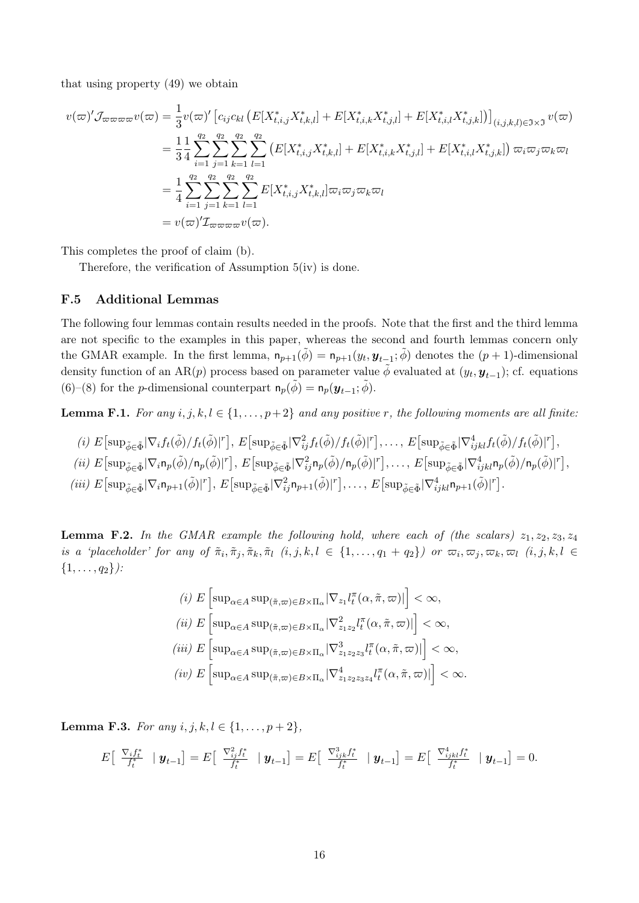that using property (49) we obtain

$$
\begin{aligned}
v(\varpi)'\mathcal{J}_{\varpi\varpi\varpi\varpi}v(\varpi) &= \frac{1}{3}v(\varpi)'\left[c_{ij}c_{kl}\left(E[X^*_{t,i,j}X^*_{t,k,l}] + E[X^*_{t,i,k}X^*_{t,j,l}] + E[X^*_{t,i,l}X^*_{t,j,k}]\right)\right]_{(i,j,k,l)\in\mathfrak{I}\times\mathfrak{I}}v(\varpi) \\
&= \frac{1}{3}\frac{1}{4}\sum_{i=1}^{q_2}\sum_{j=1}^{q_2}\sum_{k=1}^{q_2}\sum_{l=1}^{q_2}\left(E[X^*_{t,i,j}X^*_{t,k,l}] + E[X^*_{t,i,k}X^*_{t,j,l}] + E[X^*_{t,i,l}X^*_{t,j,k}]\right)\varpi_i\varpi_j\varpi_k\varpi_l \\
&= \frac{1}{4}\sum_{i=1}^{q_2}\sum_{j=1}^{q_2}\sum_{k=1}^{q_2}\sum_{l=1}^{q_2}E[X^*_{t,i,j}X^*_{t,k,l}]\varpi_i\varpi_j\varpi_k\varpi_l \\
&= v(\varpi)'\mathcal{I}_{\varpi\varpi\varpi\varpi}v(\varpi).
\end{aligned}
$$

This completes the proof of claim (b).

Therefore, the verification of Assumption 5(iv) is done.

### F.5 Additional Lemmas

The following four lemmas contain results needed in the proofs. Note that the first and the third lemma are not specific to the examples in this paper, whereas the second and fourth lemmas concern only the GMAR example. In the first lemma, $\mathsf{n}_{p+1}(\tilde{\phi}) = \mathsf{n}_{p+1}(y_t, \boldsymbol{y}_{t-1}; \tilde{\phi})$ denotes the $(p+1)$-dimensional density function of an AR($p$) process based on parameter value $\tilde{\phi}$ evaluated at $(y_t, \boldsymbol{y}_{t-1})$; cf. equations (6)–(8) for the $p$-dimensional counterpart $\mathsf{n}_p(\tilde{\phi}) = \mathsf{n}_p(\boldsymbol{y}_{t-1}; \tilde{\phi})$.

**Lemma F.1.** *For any $i, j, k, l \in \{1, \ldots, p+2\}$ and any positive $r$, the following moments are all finite:*

*(i)* $E\big[\sup_{\tilde{\phi}\in\tilde{\Phi}}|\nabla_i f_t(\tilde{\phi})/f_t(\tilde{\phi})|^r\big]$, $E\big[\sup_{\tilde{\phi}\in\tilde{\Phi}}|\nabla^2_{ij} f_t(\tilde{\phi})/f_t(\tilde{\phi})|^r\big], \ldots, E\big[\sup_{\tilde{\phi}\in\tilde{\Phi}}|\nabla^4_{ijkl} f_t(\tilde{\phi})/f_t(\tilde{\phi})|^r\big]$,

*(ii)* $E\big[\sup_{\tilde{\phi}\in\tilde{\Phi}}|\nabla_i \mathsf{n}_p(\tilde{\phi})/\mathsf{n}_p(\tilde{\phi})|^r\big]$, $E\big[\sup_{\tilde{\phi}\in\tilde{\Phi}}|\nabla^2_{ij} \mathsf{n}_p(\tilde{\phi})/\mathsf{n}_p(\tilde{\phi})|^r\big], \ldots, E\big[\sup_{\tilde{\phi}\in\tilde{\Phi}}|\nabla^4_{ijkl} \mathsf{n}_p(\tilde{\phi})/\mathsf{n}_p(\tilde{\phi})|^r\big]$,

*(iii)* $E\big[\sup_{\tilde{\phi}\in\tilde{\Phi}}|\nabla_i \mathsf{n}_{p+1}(\tilde{\phi})|^r\big]$, $E\big[\sup_{\tilde{\phi}\in\tilde{\Phi}}|\nabla^2_{ij} \mathsf{n}_{p+1}(\tilde{\phi})|^r\big], \ldots, E\big[\sup_{\tilde{\phi}\in\tilde{\Phi}}|\nabla^4_{ijkl} \mathsf{n}_{p+1}(\tilde{\phi})|^r\big]$.

**Lemma F.2.** *In the GMAR example the following hold, where each of (the scalars) $z_1, z_2, z_3, z_4$ is a 'placeholder' for any of $\tilde{\pi}_i, \tilde{\pi}_j, \tilde{\pi}_k, \tilde{\pi}_l$ ($i, j, k, l \in \{1, \ldots, q_1 + q_2\}$) or $\varpi_i, \varpi_j, \varpi_k, \varpi_l$ ($i, j, k, l \in \{1, \ldots, q_2\}$):*

$$
\begin{aligned}
&(i)\ E\left[\sup_{\alpha\in A}\sup_{(\tilde{\pi},\varpi)\in B\times\Pi_\alpha}|\nabla_{z_1} l^\pi_t(\alpha,\tilde{\pi},\varpi)|\right] < \infty, \\
&(ii)\ E\left[\sup_{\alpha\in A}\sup_{(\tilde{\pi},\varpi)\in B\times\Pi_\alpha}|\nabla^2_{z_1z_2} l^\pi_t(\alpha,\tilde{\pi},\varpi)|\right] < \infty, \\
&(iii)\ E\left[\sup_{\alpha\in A}\sup_{(\tilde{\pi},\varpi)\in B\times\Pi_\alpha}|\nabla^3_{z_1z_2z_3} l^\pi_t(\alpha,\tilde{\pi},\varpi)|\right] < \infty, \\
&(iv)\ E\left[\sup_{\alpha\in A}\sup_{(\tilde{\pi},\varpi)\in B\times\Pi_\alpha}|\nabla^4_{z_1z_2z_3z_4} l^\pi_t(\alpha,\tilde{\pi},\varpi)|\right] < \infty.
\end{aligned}
$$

**Lemma F.3.** *For any $i, j, k, l \in \{1, \ldots, p+2\}$,*

$$
E\left[\ \frac{\nabla_i f^*_t}{f^*_t}\ \mid \boldsymbol{y}_{t-1}\right] = E\left[\ \frac{\nabla^2_{ij} f^*_t}{f^*_t}\ \mid \boldsymbol{y}_{t-1}\right] = E\left[\ \frac{\nabla^3_{ijk} f^*_t}{f^*_t}\ \mid \boldsymbol{y}_{t-1}\right] = E\left[\ \frac{\nabla^4_{ijkl} f^*_t}{f^*_t}\ \mid \boldsymbol{y}_{t-1}\right] = 0.
$$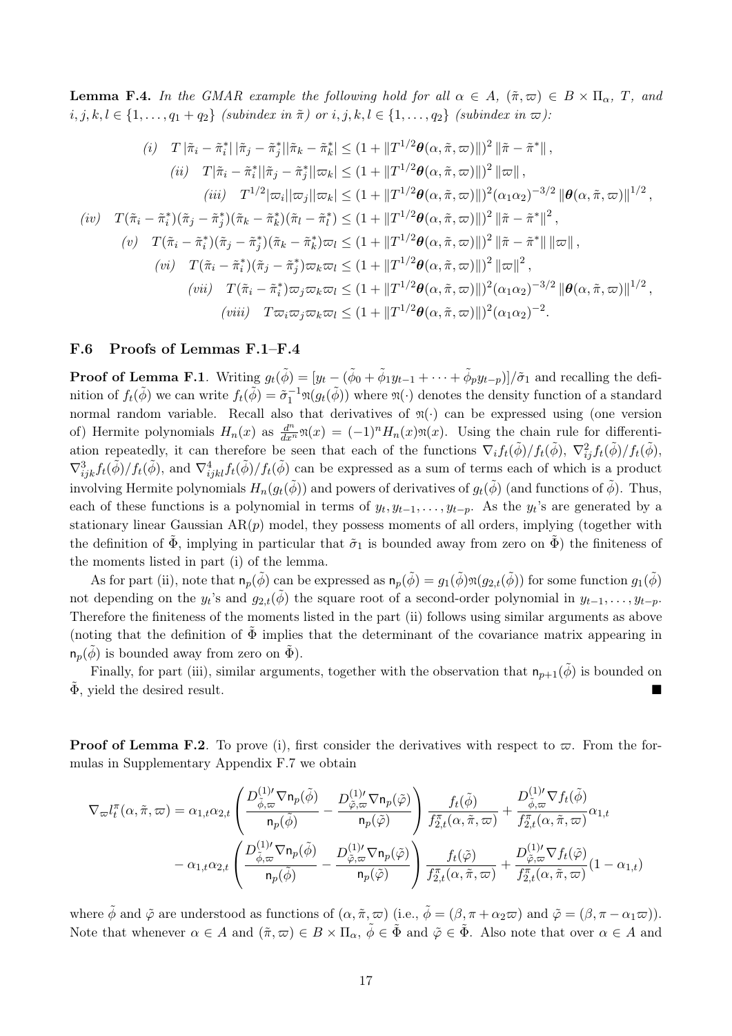**Lemma F.4.** *In the GMAR example the following hold for all $\alpha \in A$, $(\tilde{\pi}, \varpi) \in B \times \Pi_\alpha$, $T$, and $i, j, k, l \in \{1, \ldots, q_1 + q_2\}$ (subindex in $\tilde{\pi}$) or $i, j, k, l \in \{1, \ldots, q_2\}$ (subindex in $\varpi$):*

$$
\begin{aligned}
&(i) \quad T\,|\tilde{\pi}_i - \tilde{\pi}_i^*|\,|\tilde{\pi}_j - \tilde{\pi}_j^*||\tilde{\pi}_k - \tilde{\pi}_k^*| \leq (1 + \|T^{1/2}\boldsymbol{\theta}(\alpha, \tilde{\pi}, \varpi)\|)^2 \,\|\tilde{\pi} - \tilde{\pi}^*\|\,, \\
&(ii) \quad T|\tilde{\pi}_i - \tilde{\pi}_i^*||\tilde{\pi}_j - \tilde{\pi}_j^*||\varpi_k| \leq (1 + \|T^{1/2}\boldsymbol{\theta}(\alpha, \tilde{\pi}, \varpi)\|)^2 \,\|\varpi\|\,, \\
&(iii) \quad T^{1/2}|\varpi_i||\varpi_j||\varpi_k| \leq (1 + \|T^{1/2}\boldsymbol{\theta}(\alpha, \tilde{\pi}, \varpi)\|)^2 (\alpha_1\alpha_2)^{-3/2} \,\|\boldsymbol{\theta}(\alpha, \tilde{\pi}, \varpi)\|^{1/2}\,, \\
&(iv) \quad T(\tilde{\pi}_i - \tilde{\pi}_i^*)(\tilde{\pi}_j - \tilde{\pi}_j^*)(\tilde{\pi}_k - \tilde{\pi}_k^*)(\tilde{\pi}_l - \tilde{\pi}_l^*) \leq (1 + \|T^{1/2}\boldsymbol{\theta}(\alpha, \tilde{\pi}, \varpi)\|)^2 \,\|\tilde{\pi} - \tilde{\pi}^*\|^2\,, \\
&(v) \quad T(\tilde{\pi}_i - \tilde{\pi}_i^*)(\tilde{\pi}_j - \tilde{\pi}_j^*)(\tilde{\pi}_k - \tilde{\pi}_k^*)\varpi_l \leq (1 + \|T^{1/2}\boldsymbol{\theta}(\alpha, \tilde{\pi}, \varpi)\|)^2 \,\|\tilde{\pi} - \tilde{\pi}^*\| \,\|\varpi\|\,, \\
&(vi) \quad T(\tilde{\pi}_i - \tilde{\pi}_i^*)(\tilde{\pi}_j - \tilde{\pi}_j^*)\varpi_k\varpi_l \leq (1 + \|T^{1/2}\boldsymbol{\theta}(\alpha, \tilde{\pi}, \varpi)\|)^2 \,\|\varpi\|^2\,, \\
&(vii) \quad T(\tilde{\pi}_i - \tilde{\pi}_i^*)\varpi_j\varpi_k\varpi_l \leq (1 + \|T^{1/2}\boldsymbol{\theta}(\alpha, \tilde{\pi}, \varpi)\|)^2 (\alpha_1\alpha_2)^{-3/2} \,\|\boldsymbol{\theta}(\alpha, \tilde{\pi}, \varpi)\|^{1/2}\,, \\
&(viii) \quad T\varpi_i\varpi_j\varpi_k\varpi_l \leq (1 + \|T^{1/2}\boldsymbol{\theta}(\alpha, \tilde{\pi}, \varpi)\|)^2 (\alpha_1\alpha_2)^{-2}.
\end{aligned}
$$

### F.6 Proofs of Lemmas F.1–F.4

**Proof of Lemma F.1**. Writing $g_t(\tilde{\phi}) = [y_t - (\tilde{\phi}_0 + \tilde{\phi}_1 y_{t-1} + \cdots + \tilde{\phi}_p y_{t-p})]/\tilde{\sigma}_1$ and recalling the definition of $f_t(\tilde{\phi})$ we can write $f_t(\tilde{\phi}) = \tilde{\sigma}_1^{-1}\mathfrak{n}(g_t(\tilde{\phi}))$ where $\mathfrak{n}(\cdot)$ denotes the density function of a standard normal random variable. Recall also that derivatives of $\mathfrak{n}(\cdot)$ can be expressed using (one version of) Hermite polynomials $H_n(x)$ as $\frac{d^n}{dx^n}\mathfrak{n}(x) = (-1)^n H_n(x)\mathfrak{n}(x)$. Using the chain rule for differentiation repeatedly, it can therefore be seen that each of the functions $\nabla_i f_t(\tilde{\phi})/f_t(\tilde{\phi})$, $\nabla^2_{ij} f_t(\tilde{\phi})/f_t(\tilde{\phi})$, $\nabla^3_{ijk} f_t(\tilde{\phi})/f_t(\tilde{\phi})$, and $\nabla^4_{ijkl} f_t(\tilde{\phi})/f_t(\tilde{\phi})$ can be expressed as a sum of terms each of which is a product involving Hermite polynomials $H_n(g_t(\tilde{\phi}))$ and powers of derivatives of $g_t(\tilde{\phi})$ (and functions of $\tilde{\phi}$). Thus, each of these functions is a polynomial in terms of $y_t, y_{t-1}, \ldots, y_{t-p}$. As the $y_t$'s are generated by a stationary linear Gaussian AR($p$) model, they possess moments of all orders, implying (together with the definition of $\tilde{\Phi}$, implying in particular that $\tilde{\sigma}_1$ is bounded away from zero on $\tilde{\Phi}$) the finiteness of the moments listed in part (i) of the lemma.

As for part (ii), note that $\mathsf{n}_p(\tilde{\phi})$ can be expressed as $\mathsf{n}_p(\tilde{\phi}) = g_1(\tilde{\phi})\mathfrak{n}(g_{2,t}(\tilde{\phi}))$ for some function $g_1(\tilde{\phi})$ not depending on the $y_t$'s and $g_{2,t}(\tilde{\phi})$ the square root of a second-order polynomial in $y_{t-1}, \ldots, y_{t-p}$. Therefore the finiteness of the moments listed in the part (ii) follows using similar arguments as above (noting that the definition of $\tilde{\Phi}$ implies that the determinant of the covariance matrix appearing in $\mathsf{n}_p(\tilde{\phi})$ is bounded away from zero on $\tilde{\Phi}$).

Finally, for part (iii), similar arguments, together with the observation that $\mathsf{n}_{p+1}(\tilde{\phi})$ is bounded on $\tilde{\Phi}$, yield the desired result. ■

**Proof of Lemma F.2**. To prove (i), first consider the derivatives with respect to $\varpi$. From the formulas in Supplementary Appendix F.7 we obtain

$$
\begin{aligned}
\nabla_\varpi l_t^\pi(\alpha, \tilde{\pi}, \varpi) &= \alpha_{1,t}\alpha_{2,t}\left(\frac{D^{(1)\prime}_{\tilde{\phi},\varpi}\nabla\mathsf{n}_p(\tilde{\phi})}{\mathsf{n}_p(\tilde{\phi})} - \frac{D^{(1)\prime}_{\tilde{\varphi},\varpi}\nabla\mathsf{n}_p(\tilde{\varphi})}{\mathsf{n}_p(\tilde{\varphi})}\right)\frac{f_t(\tilde{\phi})}{f^\pi_{2,t}(\alpha, \tilde{\pi}, \varpi)} + \frac{D^{(1)\prime}_{\tilde{\phi},\varpi}\nabla f_t(\tilde{\phi})}{f^\pi_{2,t}(\alpha, \tilde{\pi}, \varpi)}\alpha_{1,t} \\
&\quad - \alpha_{1,t}\alpha_{2,t}\left(\frac{D^{(1)\prime}_{\tilde{\phi},\varpi}\nabla\mathsf{n}_p(\tilde{\phi})}{\mathsf{n}_p(\tilde{\phi})} - \frac{D^{(1)\prime}_{\tilde{\varphi},\varpi}\nabla\mathsf{n}_p(\tilde{\varphi})}{\mathsf{n}_p(\tilde{\varphi})}\right)\frac{f_t(\tilde{\varphi})}{f^\pi_{2,t}(\alpha, \tilde{\pi}, \varpi)} + \frac{D^{(1)\prime}_{\tilde{\varphi},\varpi}\nabla f_t(\tilde{\varphi})}{f^\pi_{2,t}(\alpha, \tilde{\pi}, \varpi)}(1 - \alpha_{1,t})
\end{aligned}
$$

where $\tilde{\phi}$ and $\tilde{\varphi}$ are understood as functions of $(\alpha, \tilde{\pi}, \varpi)$ (i.e., $\tilde{\phi} = (\beta, \pi + \alpha_2\varpi)$ and $\tilde{\varphi} = (\beta, \pi - \alpha_1\varpi)$). Note that whenever $\alpha \in A$ and $(\tilde{\pi}, \varpi) \in B \times \Pi_\alpha$, $\tilde{\phi} \in \tilde{\Phi}$ and $\tilde{\varphi} \in \tilde{\Phi}$. Also note that over $\alpha \in A$ and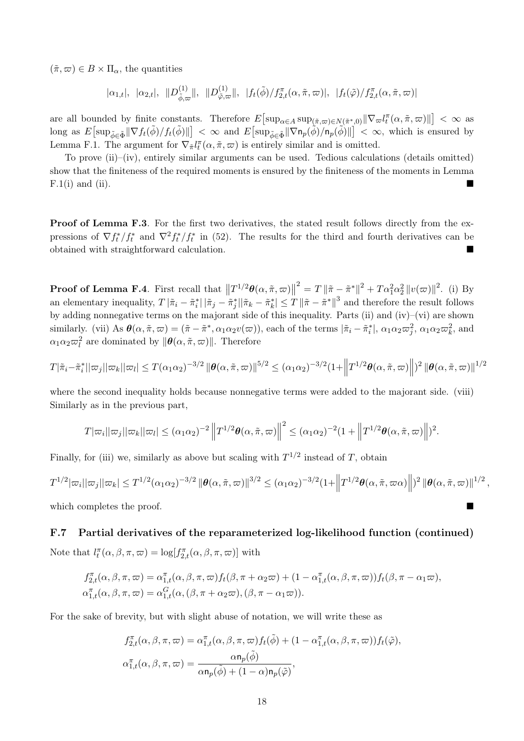$(\tilde{\pi}, \varpi) \in B \times \Pi_\alpha$, the quantities

$$|\alpha_{1,t}|, \;\; |\alpha_{2,t}|, \;\; \|D^{(1)}_{\tilde{\phi},\varpi}\|, \;\; \|D^{(1)}_{\tilde{\varphi},\varpi}\|, \;\; |f_t(\tilde{\phi})/f^{\pi}_{2,t}(\alpha,\tilde{\pi},\varpi)|, \;\; |f_t(\tilde{\varphi})/f^{\pi}_{2,t}(\alpha,\tilde{\pi},\varpi)|$$

are all bounded by finite constants. Therefore $E\big[\sup_{\alpha\in A}\sup_{(\tilde{\pi},\varpi)\in N(\tilde{\pi}^*,0)}\|\nabla_{\varpi} l^{\pi}_t(\alpha,\tilde{\pi},\varpi)\|\big] < \infty$ as long as $E\big[\sup_{\tilde{\phi}\in\tilde{\Phi}}\|\nabla f_t(\tilde{\phi})/f_t(\tilde{\phi})\|\big] < \infty$ and $E\big[\sup_{\tilde{\phi}\in\tilde{\Phi}}\|\nabla \mathsf{n}_p(\tilde{\phi})/\mathsf{n}_p(\tilde{\phi})\|\big] < \infty$, which is ensured by Lemma F.1. The argument for $\nabla_{\tilde{\pi}} l^{\pi}_t(\alpha,\tilde{\pi},\varpi)$ is entirely similar and is omitted.

To prove (ii)–(iv), entirely similar arguments can be used. Tedious calculations (details omitted) show that the finiteness of the required moments is ensured by the finiteness of the moments in Lemma F.1(i) and (ii). ■

**Proof of Lemma F.3**. For the first two derivatives, the stated result follows directly from the expressions of $\nabla f^*_t/f^*_t$ and $\nabla^2 f^*_t/f^*_t$ in (52). The results for the third and fourth derivatives can be obtained with straightforward calculation. ■

**Proof of Lemma F.4**. First recall that $\big\|T^{1/2}\boldsymbol{\theta}(\alpha,\tilde{\pi},\varpi)\big\|^2 = T\,\|\tilde{\pi}-\tilde{\pi}^*\|^2 + T\alpha_1^2\alpha_2^2\,\|v(\varpi)\|^2$. (i) By an elementary inequality, $T\,|\tilde{\pi}_i-\tilde{\pi}^*_i|\,|\tilde{\pi}_j-\tilde{\pi}^*_j||\tilde{\pi}_k-\tilde{\pi}^*_k| \le T\,\|\tilde{\pi}-\tilde{\pi}^*\|^3$ and therefore the result follows by adding nonnegative terms on the majorant side of this inequality. Parts (ii) and (iv)–(vi) are shown similarly. (vii) As $\boldsymbol{\theta}(\alpha,\tilde{\pi},\varpi) = (\tilde{\pi}-\tilde{\pi}^*, \alpha_1\alpha_2 v(\varpi))$, each of the terms $|\tilde{\pi}_i-\tilde{\pi}^*_i|$, $\alpha_1\alpha_2\varpi_j^2$, $\alpha_1\alpha_2\varpi_k^2$, and $\alpha_1\alpha_2\varpi_l^2$ are dominated by $\|\boldsymbol{\theta}(\alpha,\tilde{\pi},\varpi)\|$. Therefore

$$T|\tilde{\pi}_i-\tilde{\pi}^*_i||\varpi_j||\varpi_k||\varpi_l| \le T(\alpha_1\alpha_2)^{-3/2}\,\|\boldsymbol{\theta}(\alpha,\tilde{\pi},\varpi)\|^{5/2} \le (\alpha_1\alpha_2)^{-3/2}(1+\Big\|T^{1/2}\boldsymbol{\theta}(\alpha,\tilde{\pi},\varpi)\Big\|)^2\,\|\boldsymbol{\theta}(\alpha,\tilde{\pi},\varpi)\|^{1/2}$$

where the second inequality holds because nonnegative terms were added to the majorant side. (viii) Similarly as in the previous part,

$$T|\varpi_i||\varpi_j||\varpi_k||\varpi_l| \le (\alpha_1\alpha_2)^{-2}\,\Big\|T^{1/2}\boldsymbol{\theta}(\alpha,\tilde{\pi},\varpi)\Big\|^2 \le (\alpha_1\alpha_2)^{-2}(1+\Big\|T^{1/2}\boldsymbol{\theta}(\alpha,\tilde{\pi},\varpi)\Big\|)^2.$$

Finally, for (iii) we, similarly as above but scaling with $T^{1/2}$ instead of $T$, obtain

$$T^{1/2}|\varpi_i||\varpi_j||\varpi_k| \le T^{1/2}(\alpha_1\alpha_2)^{-3/2}\,\|\boldsymbol{\theta}(\alpha,\tilde{\pi},\varpi)\|^{3/2} \le (\alpha_1\alpha_2)^{-3/2}(1+\Big\|T^{1/2}\boldsymbol{\theta}(\alpha,\tilde{\pi},\varpi\alpha)\Big\|)^2\,\|\boldsymbol{\theta}(\alpha,\tilde{\pi},\varpi)\|^{1/2},$$

which completes the proof. ■

### F.7 Partial derivatives of the reparameterized log-likelihood function (continued)

Note that $l^{\pi}_t(\alpha,\beta,\pi,\varpi) = \log[f^{\pi}_{2,t}(\alpha,\beta,\pi,\varpi)]$ with

$$f^{\pi}_{2,t}(\alpha,\beta,\pi,\varpi) = \alpha^{\pi}_{1,t}(\alpha,\beta,\pi,\varpi)f_t(\beta,\pi+\alpha_2\varpi) + (1-\alpha^{\pi}_{1,t}(\alpha,\beta,\pi,\varpi))f_t(\beta,\pi-\alpha_1\varpi),$$
$$\alpha^{\pi}_{1,t}(\alpha,\beta,\pi,\varpi) = \alpha^{G}_{1,t}(\alpha,(\beta,\pi+\alpha_2\varpi),(\beta,\pi-\alpha_1\varpi)).$$

For the sake of brevity, but with slight abuse of notation, we will write these as

$$f^{\pi}_{2,t}(\alpha,\beta,\pi,\varpi) = \alpha^{\pi}_{1,t}(\alpha,\beta,\pi,\varpi)f_t(\tilde{\phi}) + (1-\alpha^{\pi}_{1,t}(\alpha,\beta,\pi,\varpi))f_t(\tilde{\varphi}),$$
$$\alpha^{\pi}_{1,t}(\alpha,\beta,\pi,\varpi) = \frac{\alpha\mathsf{n}_p(\tilde{\phi})}{\alpha\mathsf{n}_p(\tilde{\phi})+(1-\alpha)\mathsf{n}_p(\tilde{\varphi})},$$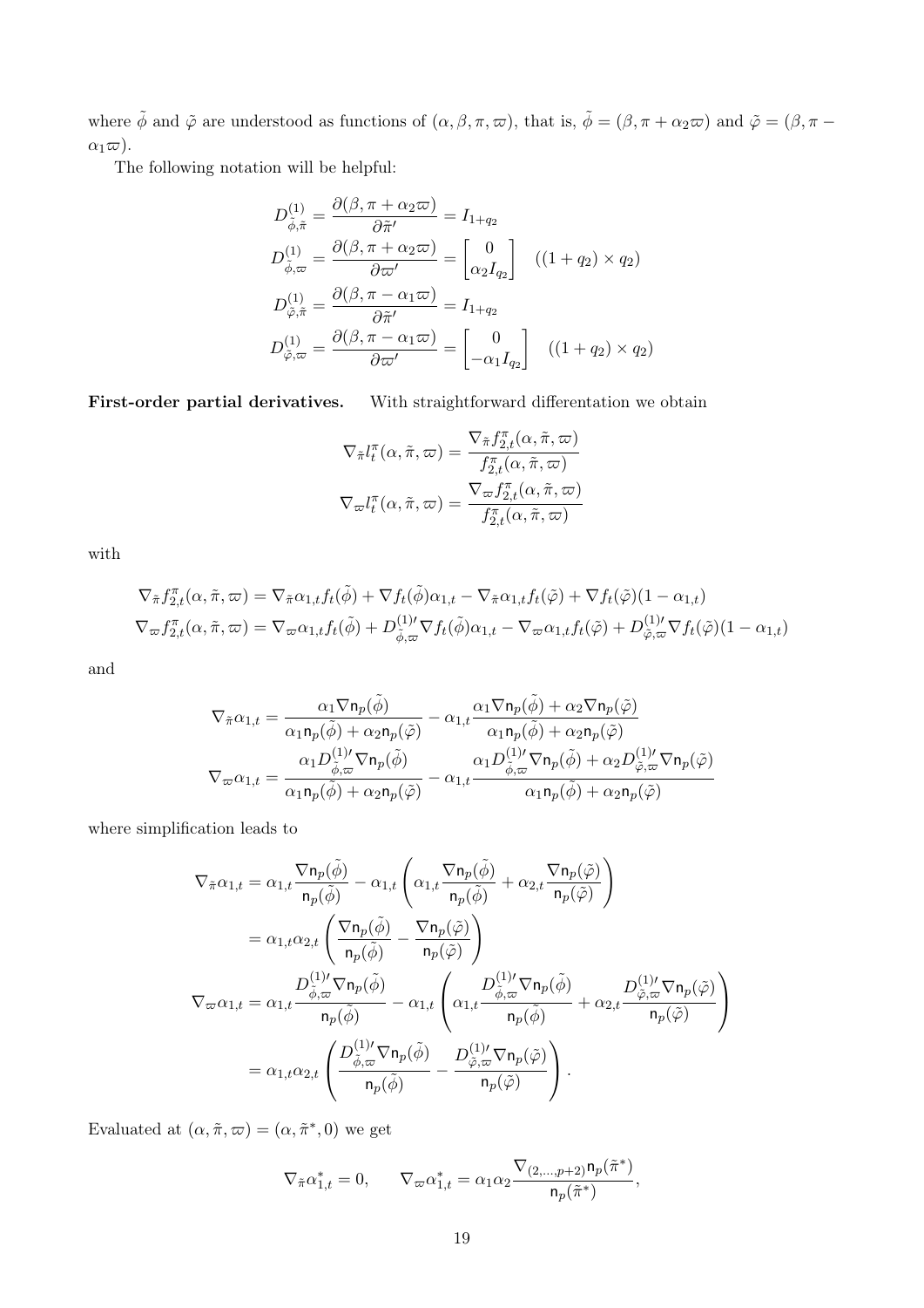where $\tilde{\phi}$ and $\tilde{\varphi}$ are understood as functions of $(\alpha, \beta, \pi, \varpi)$, that is, $\tilde{\phi} = (\beta, \pi + \alpha_2 \varpi)$ and $\tilde{\varphi} = (\beta, \pi - \alpha_1 \varpi)$.

The following notation will be helpful:

$$
\begin{aligned}
D^{(1)}_{\tilde{\phi},\tilde{\pi}} &= \frac{\partial(\beta, \pi + \alpha_2 \varpi)}{\partial \tilde{\pi}'} = I_{1+q_2} \\
D^{(1)}_{\tilde{\phi},\varpi} &= \frac{\partial(\beta, \pi + \alpha_2 \varpi)}{\partial \varpi'} = \begin{bmatrix} 0 \\ \alpha_2 I_{q_2} \end{bmatrix} \quad ((1+q_2) \times q_2) \\
D^{(1)}_{\tilde{\varphi},\tilde{\pi}} &= \frac{\partial(\beta, \pi - \alpha_1 \varpi)}{\partial \tilde{\pi}'} = I_{1+q_2} \\
D^{(1)}_{\tilde{\varphi},\varpi} &= \frac{\partial(\beta, \pi - \alpha_1 \varpi)}{\partial \varpi'} = \begin{bmatrix} 0 \\ -\alpha_1 I_{q_2} \end{bmatrix} \quad ((1+q_2) \times q_2)
\end{aligned}
$$

**First-order partial derivatives.** With straightforward differentation we obtain

$$
\begin{aligned}
\nabla_{\tilde{\pi}} l^{\pi}_t(\alpha, \tilde{\pi}, \varpi) &= \frac{\nabla_{\tilde{\pi}} f^{\pi}_{2,t}(\alpha, \tilde{\pi}, \varpi)}{f^{\pi}_{2,t}(\alpha, \tilde{\pi}, \varpi)} \\
\nabla_{\varpi} l^{\pi}_t(\alpha, \tilde{\pi}, \varpi) &= \frac{\nabla_{\varpi} f^{\pi}_{2,t}(\alpha, \tilde{\pi}, \varpi)}{f^{\pi}_{2,t}(\alpha, \tilde{\pi}, \varpi)}
\end{aligned}
$$

with

$$
\begin{aligned}
\nabla_{\tilde{\pi}} f^{\pi}_{2,t}(\alpha, \tilde{\pi}, \varpi) &= \nabla_{\tilde{\pi}} \alpha_{1,t} f_t(\tilde{\phi}) + \nabla f_t(\tilde{\phi}) \alpha_{1,t} - \nabla_{\tilde{\pi}} \alpha_{1,t} f_t(\tilde{\varphi}) + \nabla f_t(\tilde{\varphi})(1 - \alpha_{1,t}) \\
\nabla_{\varpi} f^{\pi}_{2,t}(\alpha, \tilde{\pi}, \varpi) &= \nabla_{\varpi} \alpha_{1,t} f_t(\tilde{\phi}) + D^{(1)\prime}_{\tilde{\phi},\varpi} \nabla f_t(\tilde{\phi}) \alpha_{1,t} - \nabla_{\varpi} \alpha_{1,t} f_t(\tilde{\varphi}) + D^{(1)\prime}_{\tilde{\varphi},\varpi} \nabla f_t(\tilde{\varphi})(1 - \alpha_{1,t})
\end{aligned}
$$

and

$$
\begin{aligned}
\nabla_{\tilde{\pi}} \alpha_{1,t} &= \frac{\alpha_1 \nabla \mathsf{n}_p(\tilde{\phi})}{\alpha_1 \mathsf{n}_p(\tilde{\phi}) + \alpha_2 \mathsf{n}_p(\tilde{\varphi})} - \alpha_{1,t} \frac{\alpha_1 \nabla \mathsf{n}_p(\tilde{\phi}) + \alpha_2 \nabla \mathsf{n}_p(\tilde{\varphi})}{\alpha_1 \mathsf{n}_p(\tilde{\phi}) + \alpha_2 \mathsf{n}_p(\tilde{\varphi})} \\
\nabla_{\varpi} \alpha_{1,t} &= \frac{\alpha_1 D^{(1)\prime}_{\tilde{\phi},\varpi} \nabla \mathsf{n}_p(\tilde{\phi})}{\alpha_1 \mathsf{n}_p(\tilde{\phi}) + \alpha_2 \mathsf{n}_p(\tilde{\varphi})} - \alpha_{1,t} \frac{\alpha_1 D^{(1)\prime}_{\tilde{\phi},\varpi} \nabla \mathsf{n}_p(\tilde{\phi}) + \alpha_2 D^{(1)\prime}_{\tilde{\varphi},\varpi} \nabla \mathsf{n}_p(\tilde{\varphi})}{\alpha_1 \mathsf{n}_p(\tilde{\phi}) + \alpha_2 \mathsf{n}_p(\tilde{\varphi})}
\end{aligned}
$$

where simplification leads to

$$
\begin{aligned}
\nabla_{\tilde{\pi}} \alpha_{1,t} &= \alpha_{1,t} \frac{\nabla \mathsf{n}_p(\tilde{\phi})}{\mathsf{n}_p(\tilde{\phi})} - \alpha_{1,t} \left( \alpha_{1,t} \frac{\nabla \mathsf{n}_p(\tilde{\phi})}{\mathsf{n}_p(\tilde{\phi})} + \alpha_{2,t} \frac{\nabla \mathsf{n}_p(\tilde{\varphi})}{\mathsf{n}_p(\tilde{\varphi})} \right) \\
&= \alpha_{1,t} \alpha_{2,t} \left( \frac{\nabla \mathsf{n}_p(\tilde{\phi})}{\mathsf{n}_p(\tilde{\phi})} - \frac{\nabla \mathsf{n}_p(\tilde{\varphi})}{\mathsf{n}_p(\tilde{\varphi})} \right) \\
\nabla_{\varpi} \alpha_{1,t} &= \alpha_{1,t} \frac{D^{(1)\prime}_{\tilde{\phi},\varpi} \nabla \mathsf{n}_p(\tilde{\phi})}{\mathsf{n}_p(\tilde{\phi})} - \alpha_{1,t} \left( \alpha_{1,t} \frac{D^{(1)\prime}_{\tilde{\phi},\varpi} \nabla \mathsf{n}_p(\tilde{\phi})}{\mathsf{n}_p(\tilde{\phi})} + \alpha_{2,t} \frac{D^{(1)\prime}_{\tilde{\varphi},\varpi} \nabla \mathsf{n}_p(\tilde{\varphi})}{\mathsf{n}_p(\tilde{\varphi})} \right) \\
&= \alpha_{1,t} \alpha_{2,t} \left( \frac{D^{(1)\prime}_{\tilde{\phi},\varpi} \nabla \mathsf{n}_p(\tilde{\phi})}{\mathsf{n}_p(\tilde{\phi})} - \frac{D^{(1)\prime}_{\tilde{\varphi},\varpi} \nabla \mathsf{n}_p(\tilde{\varphi})}{\mathsf{n}_p(\tilde{\varphi})} \right).
\end{aligned}
$$

Evaluated at $(\alpha, \tilde{\pi}, \varpi) = (\alpha, \tilde{\pi}^*, 0)$ we get

$$
\nabla_{\tilde{\pi}} \alpha^*_{1,t} = 0, \qquad \nabla_{\varpi} \alpha^*_{1,t} = \alpha_1 \alpha_2 \frac{\nabla_{(2,\ldots,p+2)} \mathsf{n}_p(\tilde{\pi}^*)}{\mathsf{n}_p(\tilde{\pi}^*)},
$$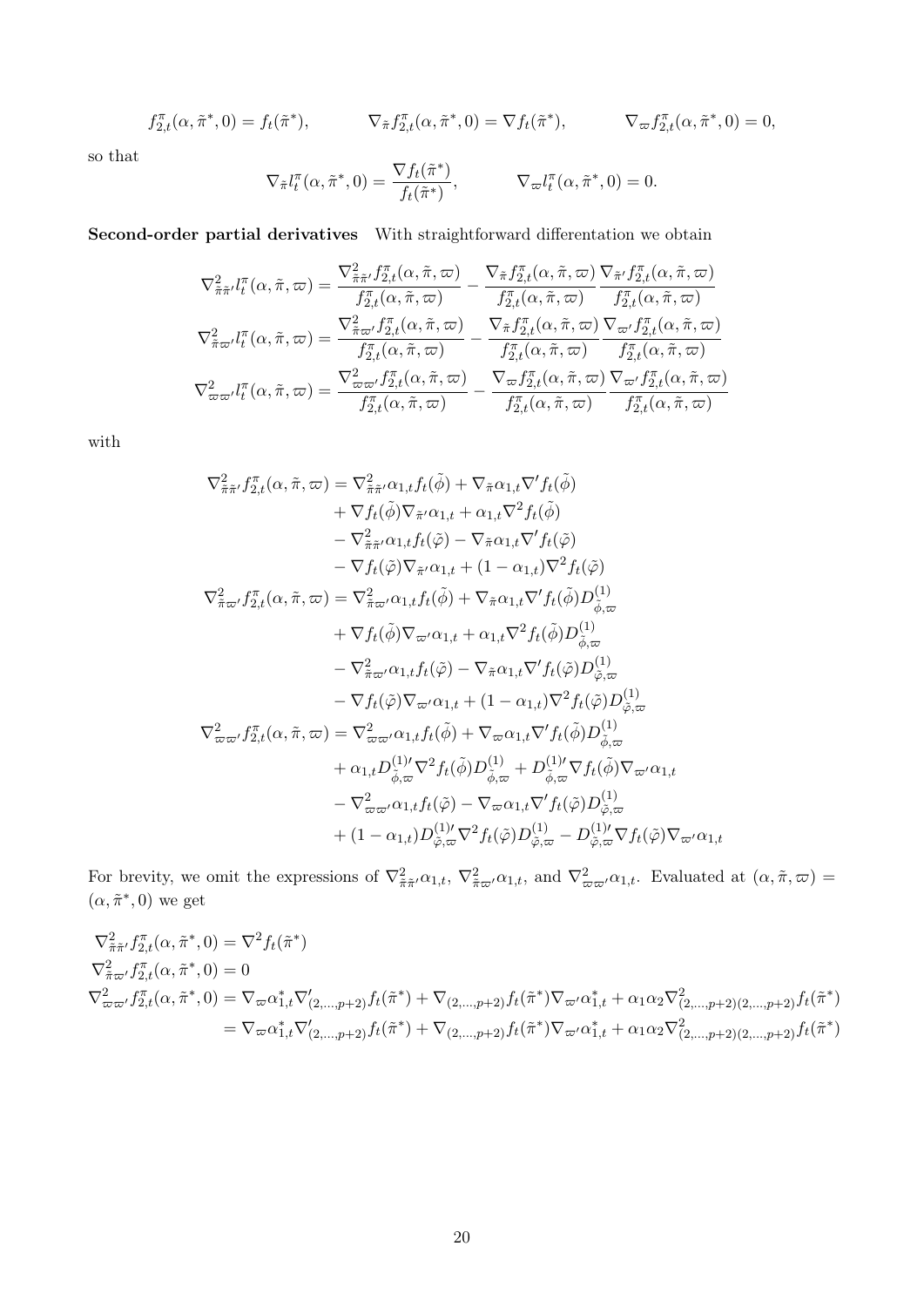$$f_{2,t}^{\pi}(\alpha, \tilde{\pi}^*, 0) = f_t(\tilde{\pi}^*), \qquad \nabla_{\tilde{\pi}} f_{2,t}^{\pi}(\alpha, \tilde{\pi}^*, 0) = \nabla f_t(\tilde{\pi}^*), \qquad \nabla_{\varpi} f_{2,t}^{\pi}(\alpha, \tilde{\pi}^*, 0) = 0,$$

so that

$$\nabla_{\tilde{\pi}} l_t^{\pi}(\alpha, \tilde{\pi}^*, 0) = \frac{\nabla f_t(\tilde{\pi}^*)}{f_t(\tilde{\pi}^*)}, \qquad \nabla_{\varpi} l_t^{\pi}(\alpha, \tilde{\pi}^*, 0) = 0.$$

**Second-order partial derivatives** With straightforward differentation we obtain

$$\nabla^2_{\tilde{\pi}\tilde{\pi}'} l_t^{\pi}(\alpha, \tilde{\pi}, \varpi) = \frac{\nabla^2_{\tilde{\pi}\tilde{\pi}'} f_{2,t}^{\pi}(\alpha, \tilde{\pi}, \varpi)}{f_{2,t}^{\pi}(\alpha, \tilde{\pi}, \varpi)} - \frac{\nabla_{\tilde{\pi}} f_{2,t}^{\pi}(\alpha, \tilde{\pi}, \varpi)}{f_{2,t}^{\pi}(\alpha, \tilde{\pi}, \varpi)} \frac{\nabla_{\tilde{\pi}'} f_{2,t}^{\pi}(\alpha, \tilde{\pi}, \varpi)}{f_{2,t}^{\pi}(\alpha, \tilde{\pi}, \varpi)}$$

$$\nabla^2_{\tilde{\pi}\varpi'} l_t^{\pi}(\alpha, \tilde{\pi}, \varpi) = \frac{\nabla^2_{\tilde{\pi}\varpi'} f_{2,t}^{\pi}(\alpha, \tilde{\pi}, \varpi)}{f_{2,t}^{\pi}(\alpha, \tilde{\pi}, \varpi)} - \frac{\nabla_{\tilde{\pi}} f_{2,t}^{\pi}(\alpha, \tilde{\pi}, \varpi)}{f_{2,t}^{\pi}(\alpha, \tilde{\pi}, \varpi)} \frac{\nabla_{\varpi'} f_{2,t}^{\pi}(\alpha, \tilde{\pi}, \varpi)}{f_{2,t}^{\pi}(\alpha, \tilde{\pi}, \varpi)}$$

$$\nabla^2_{\varpi\varpi'} l_t^{\pi}(\alpha, \tilde{\pi}, \varpi) = \frac{\nabla^2_{\varpi\varpi'} f_{2,t}^{\pi}(\alpha, \tilde{\pi}, \varpi)}{f_{2,t}^{\pi}(\alpha, \tilde{\pi}, \varpi)} - \frac{\nabla_{\varpi} f_{2,t}^{\pi}(\alpha, \tilde{\pi}, \varpi)}{f_{2,t}^{\pi}(\alpha, \tilde{\pi}, \varpi)} \frac{\nabla_{\varpi'} f_{2,t}^{\pi}(\alpha, \tilde{\pi}, \varpi)}{f_{2,t}^{\pi}(\alpha, \tilde{\pi}, \varpi)}$$

with

$$\begin{aligned}
\nabla^2_{\tilde{\pi}\tilde{\pi}'} f_{2,t}^{\pi}(\alpha, \tilde{\pi}, \varpi) &= \nabla^2_{\tilde{\pi}\tilde{\pi}'} \alpha_{1,t} f_t(\tilde{\phi}) + \nabla_{\tilde{\pi}} \alpha_{1,t} \nabla' f_t(\tilde{\phi}) \\
&\quad + \nabla f_t(\tilde{\phi}) \nabla_{\tilde{\pi}'} \alpha_{1,t} + \alpha_{1,t} \nabla^2 f_t(\tilde{\phi}) \\
&\quad - \nabla^2_{\tilde{\pi}\tilde{\pi}'} \alpha_{1,t} f_t(\tilde{\varphi}) - \nabla_{\tilde{\pi}} \alpha_{1,t} \nabla' f_t(\tilde{\varphi}) \\
&\quad - \nabla f_t(\tilde{\varphi}) \nabla_{\tilde{\pi}'} \alpha_{1,t} + (1 - \alpha_{1,t}) \nabla^2 f_t(\tilde{\varphi}) \\
\nabla^2_{\tilde{\pi}\varpi'} f_{2,t}^{\pi}(\alpha, \tilde{\pi}, \varpi) &= \nabla^2_{\tilde{\pi}\varpi'} \alpha_{1,t} f_t(\tilde{\phi}) + \nabla_{\tilde{\pi}} \alpha_{1,t} \nabla' f_t(\tilde{\phi}) D^{(1)}_{\tilde{\phi},\varpi} \\
&\quad + \nabla f_t(\tilde{\phi}) \nabla_{\varpi'} \alpha_{1,t} + \alpha_{1,t} \nabla^2 f_t(\tilde{\phi}) D^{(1)}_{\tilde{\phi},\varpi} \\
&\quad - \nabla^2_{\tilde{\pi}\varpi'} \alpha_{1,t} f_t(\tilde{\varphi}) - \nabla_{\tilde{\pi}} \alpha_{1,t} \nabla' f_t(\tilde{\varphi}) D^{(1)}_{\tilde{\varphi},\varpi} \\
&\quad - \nabla f_t(\tilde{\varphi}) \nabla_{\varpi'} \alpha_{1,t} + (1 - \alpha_{1,t}) \nabla^2 f_t(\tilde{\varphi}) D^{(1)}_{\tilde{\varphi},\varpi} \\
\nabla^2_{\varpi\varpi'} f_{2,t}^{\pi}(\alpha, \tilde{\pi}, \varpi) &= \nabla^2_{\varpi\varpi'} \alpha_{1,t} f_t(\tilde{\phi}) + \nabla_{\varpi} \alpha_{1,t} \nabla' f_t(\tilde{\phi}) D^{(1)}_{\tilde{\phi},\varpi} \\
&\quad + \alpha_{1,t} D^{(1)\prime}_{\tilde{\phi},\varpi} \nabla^2 f_t(\tilde{\phi}) D^{(1)}_{\tilde{\phi},\varpi} + D^{(1)\prime}_{\tilde{\phi},\varpi} \nabla f_t(\tilde{\phi}) \nabla_{\varpi'} \alpha_{1,t} \\
&\quad - \nabla^2_{\varpi\varpi'} \alpha_{1,t} f_t(\tilde{\varphi}) - \nabla_{\varpi} \alpha_{1,t} \nabla' f_t(\tilde{\varphi}) D^{(1)}_{\tilde{\varphi},\varpi} \\
&\quad + (1 - \alpha_{1,t}) D^{(1)\prime}_{\tilde{\varphi},\varpi} \nabla^2 f_t(\tilde{\varphi}) D^{(1)}_{\tilde{\varphi},\varpi} - D^{(1)\prime}_{\tilde{\varphi},\varpi} \nabla f_t(\tilde{\varphi}) \nabla_{\varpi'} \alpha_{1,t}
\end{aligned}$$

For brevity, we omit the expressions of $\nabla^2_{\tilde{\pi}\tilde{\pi}'} \alpha_{1,t}$, $\nabla^2_{\tilde{\pi}\varpi'} \alpha_{1,t}$, and $\nabla^2_{\varpi\varpi'} \alpha_{1,t}$. Evaluated at $(\alpha, \tilde{\pi}, \varpi) = (\alpha, \tilde{\pi}^*, 0)$ we get

$$\begin{aligned}
&\nabla^2_{\tilde{\pi}\tilde{\pi}'} f_{2,t}^{\pi}(\alpha, \tilde{\pi}^*, 0) = \nabla^2 f_t(\tilde{\pi}^*) \\
&\nabla^2_{\tilde{\pi}\varpi'} f_{2,t}^{\pi}(\alpha, \tilde{\pi}^*, 0) = 0 \\
&\nabla^2_{\varpi\varpi'} f_{2,t}^{\pi}(\alpha, \tilde{\pi}^*, 0) = \nabla_{\varpi} \alpha^*_{1,t} \nabla'_{(2,\ldots,p+2)} f_t(\tilde{\pi}^*) + \nabla_{(2,\ldots,p+2)} f_t(\tilde{\pi}^*) \nabla_{\varpi'} \alpha^*_{1,t} + \alpha_1 \alpha_2 \nabla^2_{(2,\ldots,p+2)(2,\ldots,p+2)} f_t(\tilde{\pi}^*) \\
&\qquad = \nabla_{\varpi} \alpha^*_{1,t} \nabla'_{(2,\ldots,p+2)} f_t(\tilde{\pi}^*) + \nabla_{(2,\ldots,p+2)} f_t(\tilde{\pi}^*) \nabla_{\varpi'} \alpha^*_{1,t} + \alpha_1 \alpha_2 \nabla^2_{(2,\ldots,p+2)(2,\ldots,p+2)} f_t(\tilde{\pi}^*)
\end{aligned}$$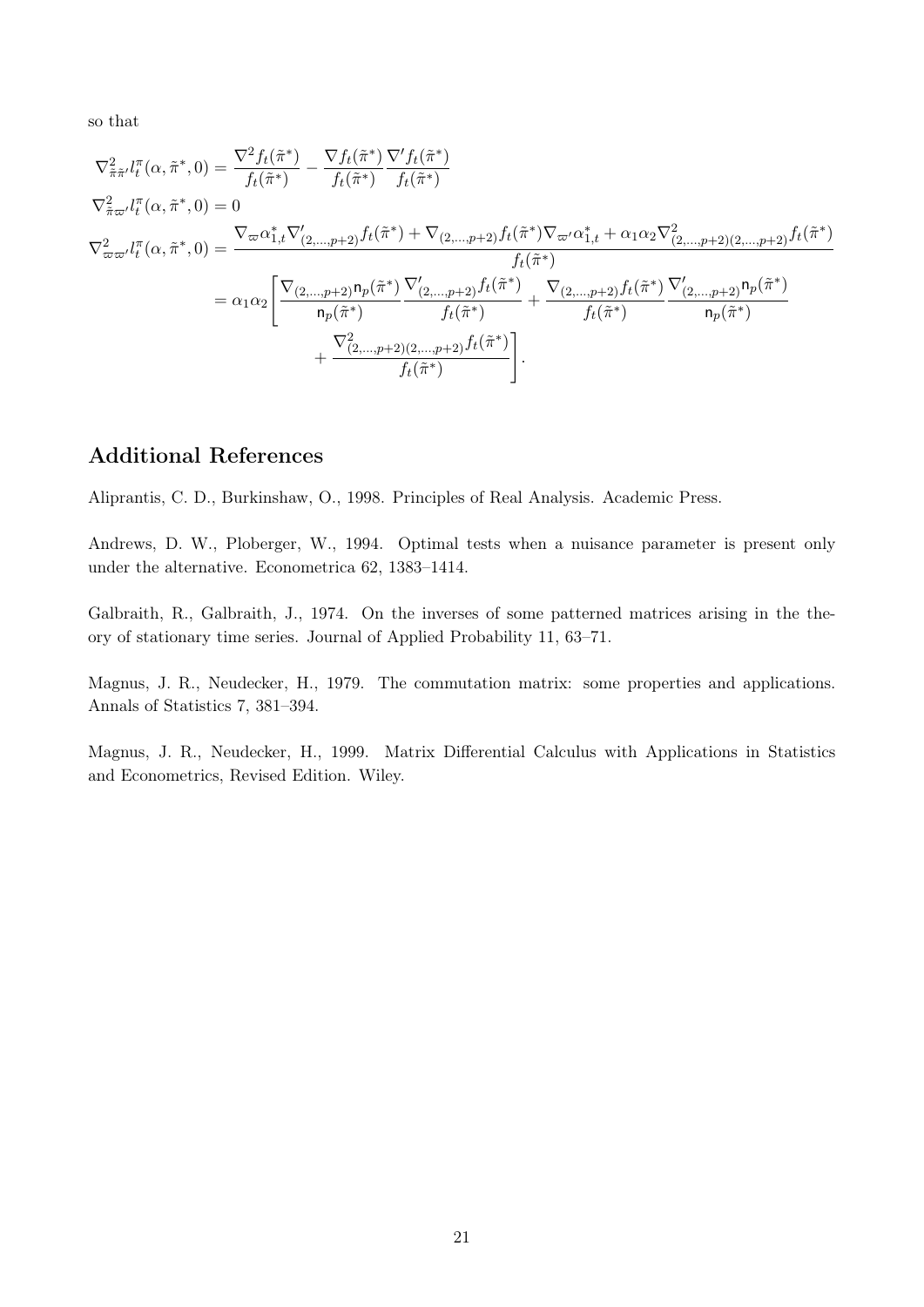so that

$$
\begin{aligned}
\nabla^2_{\tilde{\pi}\tilde{\pi}'} l_t^\pi(\alpha, \tilde{\pi}^*, 0) &= \frac{\nabla^2 f_t(\tilde{\pi}^*)}{f_t(\tilde{\pi}^*)} - \frac{\nabla f_t(\tilde{\pi}^*)}{f_t(\tilde{\pi}^*)} \frac{\nabla' f_t(\tilde{\pi}^*)}{f_t(\tilde{\pi}^*)} \\
\nabla^2_{\tilde{\pi}\varpi'} l_t^\pi(\alpha, \tilde{\pi}^*, 0) &= 0 \\
\nabla^2_{\varpi\varpi'} l_t^\pi(\alpha, \tilde{\pi}^*, 0) &= \frac{\nabla_\varpi \alpha^*_{1,t} \nabla'_{(2,\ldots,p+2)} f_t(\tilde{\pi}^*) + \nabla_{(2,\ldots,p+2)} f_t(\tilde{\pi}^*) \nabla_{\varpi'} \alpha^*_{1,t} + \alpha_1 \alpha_2 \nabla^2_{(2,\ldots,p+2)(2,\ldots,p+2)} f_t(\tilde{\pi}^*)}{f_t(\tilde{\pi}^*)} \\
&= \alpha_1 \alpha_2 \Bigg[ \frac{\nabla_{(2,\ldots,p+2)} \mathsf{n}_p(\tilde{\pi}^*)}{\mathsf{n}_p(\tilde{\pi}^*)} \frac{\nabla'_{(2,\ldots,p+2)} f_t(\tilde{\pi}^*)}{f_t(\tilde{\pi}^*)} + \frac{\nabla_{(2,\ldots,p+2)} f_t(\tilde{\pi}^*)}{f_t(\tilde{\pi}^*)} \frac{\nabla'_{(2,\ldots,p+2)} \mathsf{n}_p(\tilde{\pi}^*)}{\mathsf{n}_p(\tilde{\pi}^*)} \\
&\qquad + \frac{\nabla^2_{(2,\ldots,p+2)(2,\ldots,p+2)} f_t(\tilde{\pi}^*)}{f_t(\tilde{\pi}^*)} \Bigg].
\end{aligned}
$$

## Additional References

Aliprantis, C. D., Burkinshaw, O., 1998. Principles of Real Analysis. Academic Press.

Andrews, D. W., Ploberger, W., 1994. Optimal tests when a nuisance parameter is present only under the alternative. Econometrica 62, 1383–1414.

Galbraith, R., Galbraith, J., 1974. On the inverses of some patterned matrices arising in the theory of stationary time series. Journal of Applied Probability 11, 63–71.

Magnus, J. R., Neudecker, H., 1979. The commutation matrix: some properties and applications. Annals of Statistics 7, 381–394.

Magnus, J. R., Neudecker, H., 1999. Matrix Differential Calculus with Applications in Statistics and Econometrics, Revised Edition. Wiley.